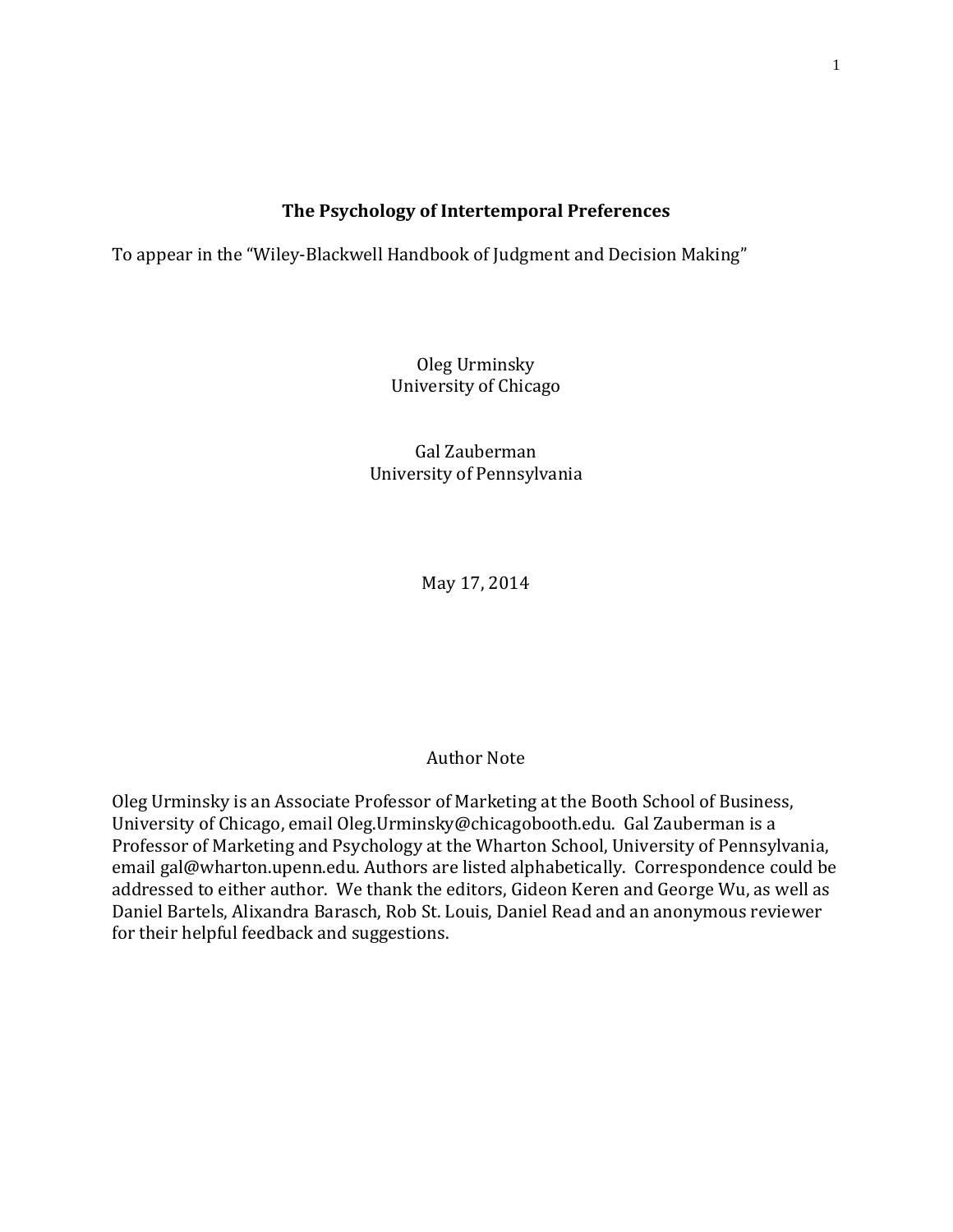# The Psychology of Intertemporal Preferences

To appear in the "Wiley-Blackwell Handbook of Judgment and Decision Making"

Oleg Urminsky
University of Chicago

Gal Zauberman
University of Pennsylvania

May 17, 2014

## Author Note

Oleg Urminsky is an Associate Professor of Marketing at the Booth School of Business, University of Chicago, email Oleg.Urminsky@chicagobooth.edu. Gal Zauberman is a Professor of Marketing and Psychology at the Wharton School, University of Pennsylvania, email gal@wharton.upenn.edu. Authors are listed alphabetically. Correspondence could be addressed to either author. We thank the editors, Gideon Keren and George Wu, as well as Daniel Bartels, Alixandra Barasch, Rob St. Louis, Daniel Read and an anonymous reviewer for their helpful feedback and suggestions.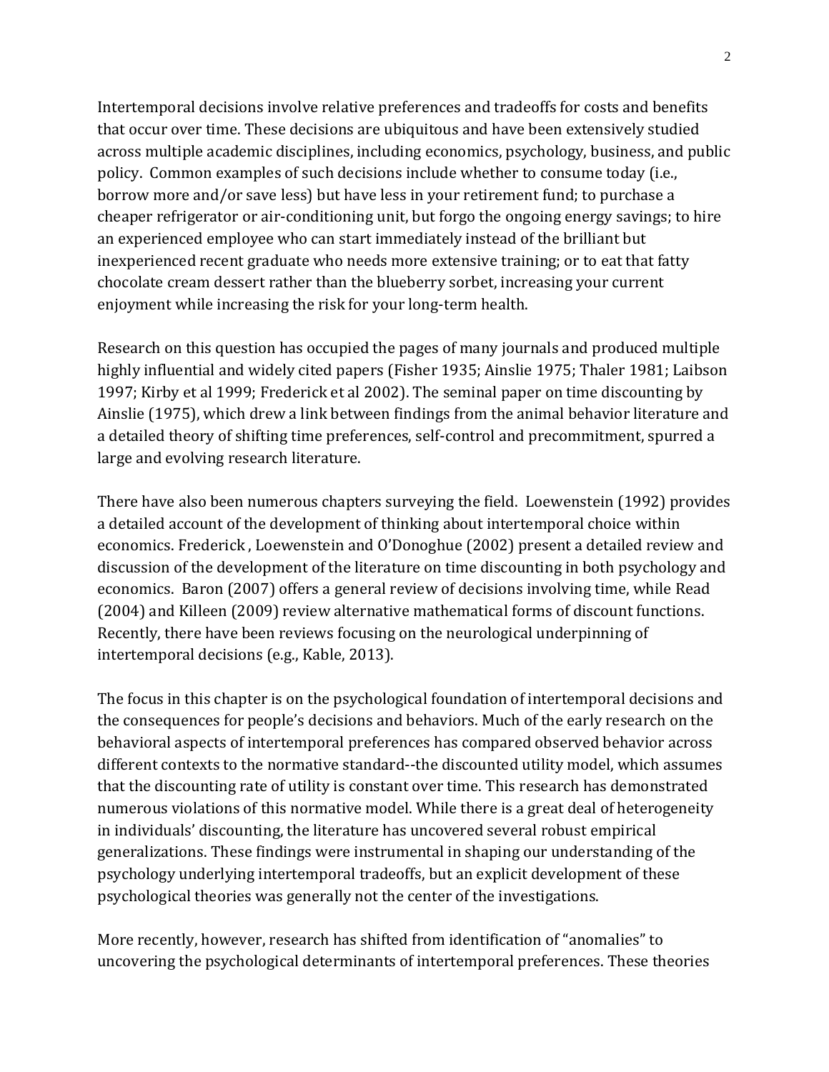Intertemporal decisions involve relative preferences and tradeoffs for costs and benefits that occur over time. These decisions are ubiquitous and have been extensively studied across multiple academic disciplines, including economics, psychology, business, and public policy. Common examples of such decisions include whether to consume today (i.e., borrow more and/or save less) but have less in your retirement fund; to purchase a cheaper refrigerator or air-conditioning unit, but forgo the ongoing energy savings; to hire an experienced employee who can start immediately instead of the brilliant but inexperienced recent graduate who needs more extensive training; or to eat that fatty chocolate cream dessert rather than the blueberry sorbet, increasing your current enjoyment while increasing the risk for your long-term health.

Research on this question has occupied the pages of many journals and produced multiple highly influential and widely cited papers (Fisher 1935; Ainslie 1975; Thaler 1981; Laibson 1997; Kirby et al 1999; Frederick et al 2002). The seminal paper on time discounting by Ainslie (1975), which drew a link between findings from the animal behavior literature and a detailed theory of shifting time preferences, self-control and precommitment, spurred a large and evolving research literature.

There have also been numerous chapters surveying the field. Loewenstein (1992) provides a detailed account of the development of thinking about intertemporal choice within economics. Frederick , Loewenstein and O'Donoghue (2002) present a detailed review and discussion of the development of the literature on time discounting in both psychology and economics. Baron (2007) offers a general review of decisions involving time, while Read (2004) and Killeen (2009) review alternative mathematical forms of discount functions. Recently, there have been reviews focusing on the neurological underpinning of intertemporal decisions (e.g., Kable, 2013).

The focus in this chapter is on the psychological foundation of intertemporal decisions and the consequences for people's decisions and behaviors. Much of the early research on the behavioral aspects of intertemporal preferences has compared observed behavior across different contexts to the normative standard--the discounted utility model, which assumes that the discounting rate of utility is constant over time. This research has demonstrated numerous violations of this normative model. While there is a great deal of heterogeneity in individuals' discounting, the literature has uncovered several robust empirical generalizations. These findings were instrumental in shaping our understanding of the psychology underlying intertemporal tradeoffs, but an explicit development of these psychological theories was generally not the center of the investigations.

More recently, however, research has shifted from identification of "anomalies" to uncovering the psychological determinants of intertemporal preferences. These theories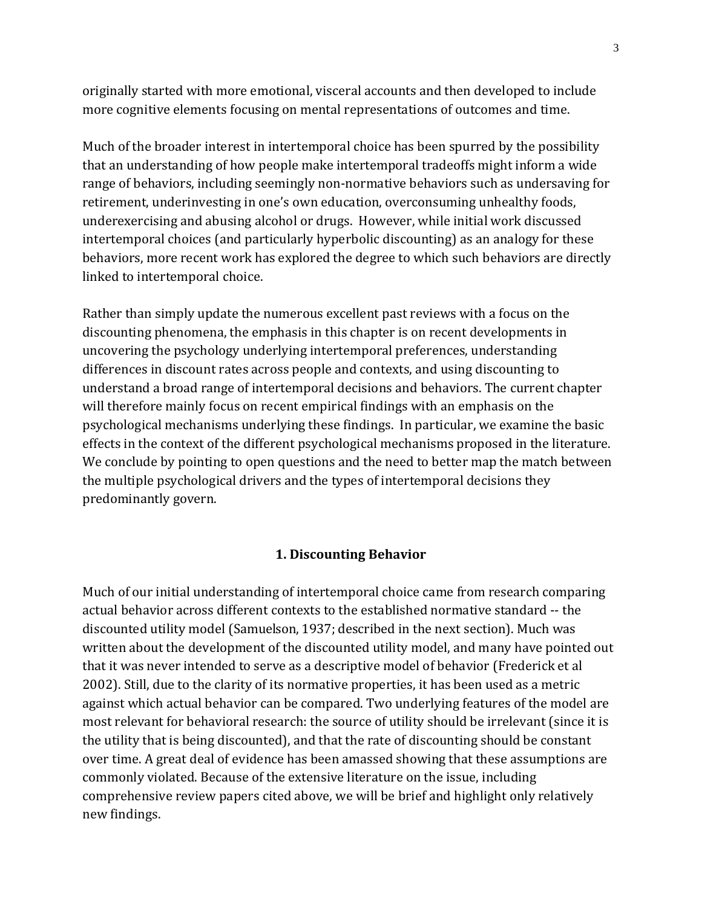originally started with more emotional, visceral accounts and then developed to include more cognitive elements focusing on mental representations of outcomes and time.

Much of the broader interest in intertemporal choice has been spurred by the possibility that an understanding of how people make intertemporal tradeoffs might inform a wide range of behaviors, including seemingly non-normative behaviors such as undersaving for retirement, underinvesting in one's own education, overconsuming unhealthy foods, underexercising and abusing alcohol or drugs. However, while initial work discussed intertemporal choices (and particularly hyperbolic discounting) as an analogy for these behaviors, more recent work has explored the degree to which such behaviors are directly linked to intertemporal choice.

Rather than simply update the numerous excellent past reviews with a focus on the discounting phenomena, the emphasis in this chapter is on recent developments in uncovering the psychology underlying intertemporal preferences, understanding differences in discount rates across people and contexts, and using discounting to understand a broad range of intertemporal decisions and behaviors. The current chapter will therefore mainly focus on recent empirical findings with an emphasis on the psychological mechanisms underlying these findings. In particular, we examine the basic effects in the context of the different psychological mechanisms proposed in the literature. We conclude by pointing to open questions and the need to better map the match between the multiple psychological drivers and the types of intertemporal decisions they predominantly govern.

## 1. Discounting Behavior

Much of our initial understanding of intertemporal choice came from research comparing actual behavior across different contexts to the established normative standard -- the discounted utility model (Samuelson, 1937; described in the next section). Much was written about the development of the discounted utility model, and many have pointed out that it was never intended to serve as a descriptive model of behavior (Frederick et al 2002). Still, due to the clarity of its normative properties, it has been used as a metric against which actual behavior can be compared. Two underlying features of the model are most relevant for behavioral research: the source of utility should be irrelevant (since it is the utility that is being discounted), and that the rate of discounting should be constant over time. A great deal of evidence has been amassed showing that these assumptions are commonly violated. Because of the extensive literature on the issue, including comprehensive review papers cited above, we will be brief and highlight only relatively new findings.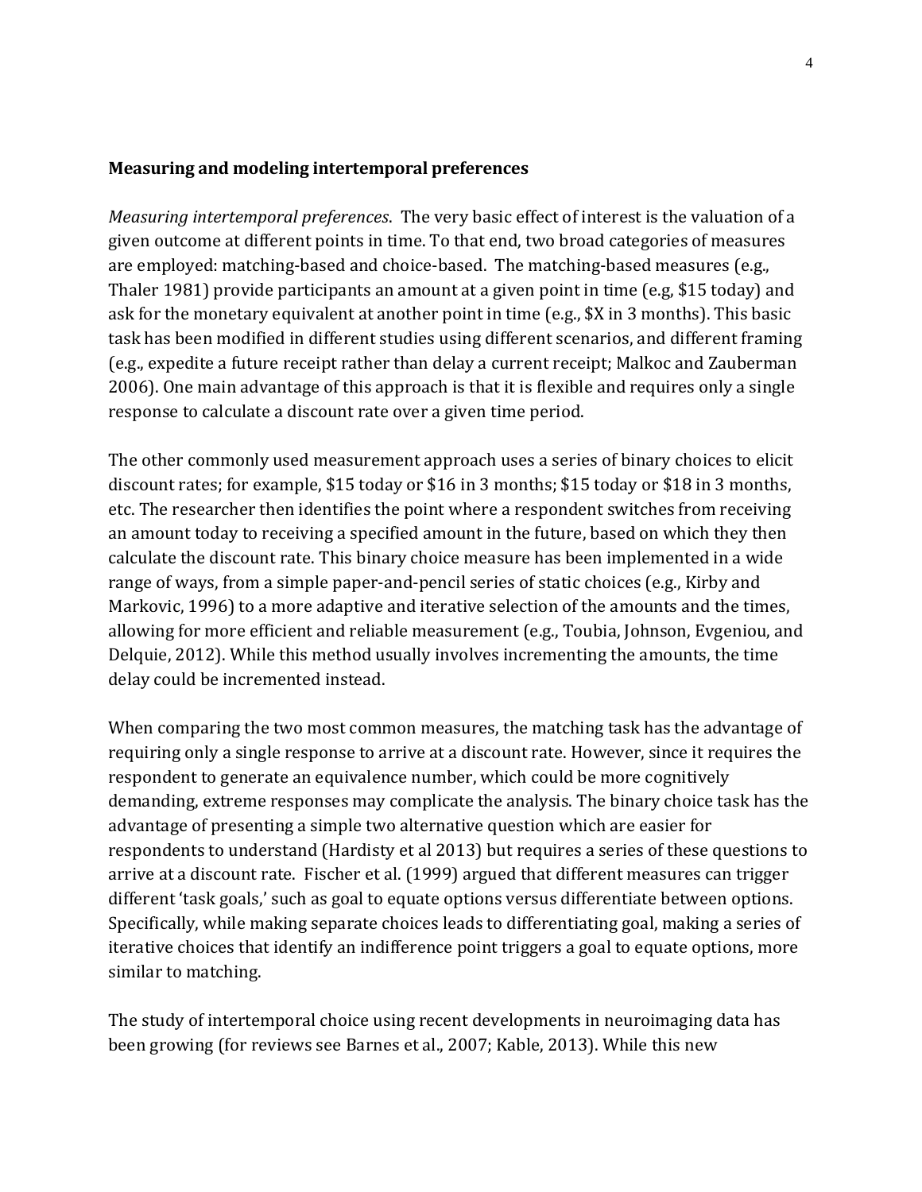**Measuring and modeling intertemporal preferences**

*Measuring intertemporal preferences*. The very basic effect of interest is the valuation of a given outcome at different points in time. To that end, two broad categories of measures are employed: matching-based and choice-based. The matching-based measures (e.g., Thaler 1981) provide participants an amount at a given point in time (e.g, $15 today) and ask for the monetary equivalent at another point in time (e.g., $X in 3 months). This basic task has been modified in different studies using different scenarios, and different framing (e.g., expedite a future receipt rather than delay a current receipt; Malkoc and Zauberman 2006). One main advantage of this approach is that it is flexible and requires only a single response to calculate a discount rate over a given time period.

The other commonly used measurement approach uses a series of binary choices to elicit discount rates; for example, $15 today or $16 in 3 months; $15 today or $18 in 3 months, etc. The researcher then identifies the point where a respondent switches from receiving an amount today to receiving a specified amount in the future, based on which they then calculate the discount rate. This binary choice measure has been implemented in a wide range of ways, from a simple paper-and-pencil series of static choices (e.g., Kirby and Markovic, 1996) to a more adaptive and iterative selection of the amounts and the times, allowing for more efficient and reliable measurement (e.g., Toubia, Johnson, Evgeniou, and Delquie, 2012). While this method usually involves incrementing the amounts, the time delay could be incremented instead.

When comparing the two most common measures, the matching task has the advantage of requiring only a single response to arrive at a discount rate. However, since it requires the respondent to generate an equivalence number, which could be more cognitively demanding, extreme responses may complicate the analysis. The binary choice task has the advantage of presenting a simple two alternative question which are easier for respondents to understand (Hardisty et al 2013) but requires a series of these questions to arrive at a discount rate. Fischer et al. (1999) argued that different measures can trigger different 'task goals,' such as goal to equate options versus differentiate between options. Specifically, while making separate choices leads to differentiating goal, making a series of iterative choices that identify an indifference point triggers a goal to equate options, more similar to matching.

The study of intertemporal choice using recent developments in neuroimaging data has been growing (for reviews see Barnes et al., 2007; Kable, 2013). While this new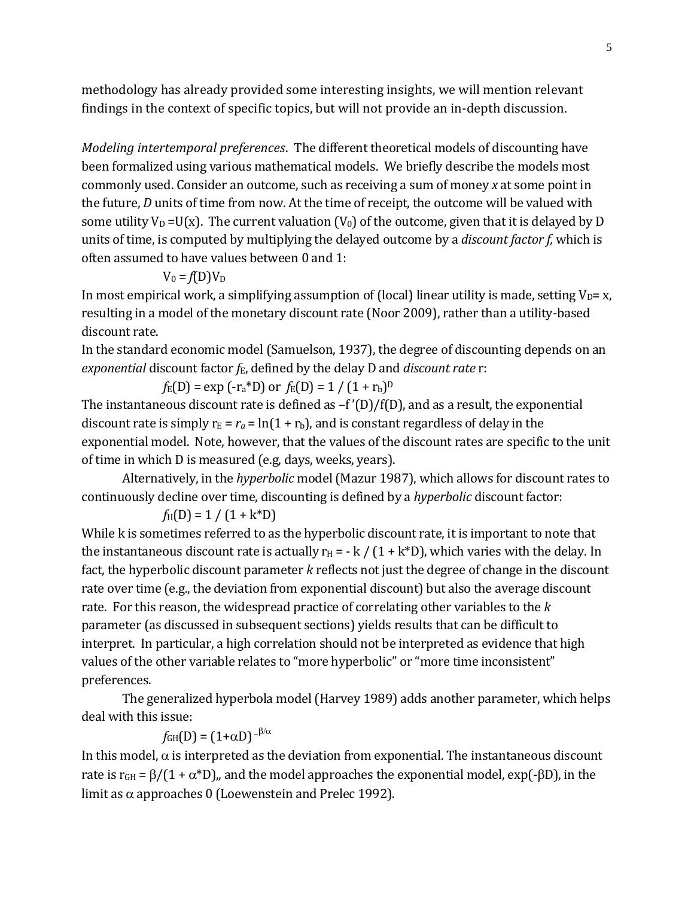methodology has already provided some interesting insights, we will mention relevant findings in the context of specific topics, but will not provide an in-depth discussion.

*Modeling intertemporal preferences*. The different theoretical models of discounting have been formalized using various mathematical models. We briefly describe the models most commonly used. Consider an outcome, such as receiving a sum of money *x* at some point in the future, *D* units of time from now. At the time of receipt, the outcome will be valued with some utility $V_D = U(x)$. The current valuation ($V_0$) of the outcome, given that it is delayed by D units of time, is computed by multiplying the delayed outcome by a *discount factor f,* which is often assumed to have values between 0 and 1:

$$V_0 = f(D)V_D$$

In most empirical work, a simplifying assumption of (local) linear utility is made, setting $V_D = x$, resulting in a model of the monetary discount rate (Noor 2009), rather than a utility-based discount rate.

In the standard economic model (Samuelson, 1937), the degree of discounting depends on an *exponential* discount factor $f_E$, defined by the delay D and *discount rate* r:

$$f_E(D) = \exp(-r_a{*}D) \text{ or } f_E(D) = 1 / (1 + r_b)^D$$

The instantaneous discount rate is defined as $-f'(D)/f(D)$, and as a result, the exponential discount rate is simply $r_E = r_a = \ln(1 + r_b)$, and is constant regardless of delay in the exponential model. Note, however, that the values of the discount rates are specific to the unit of time in which D is measured (e.g, days, weeks, years).

Alternatively, in the *hyperbolic* model (Mazur 1987), which allows for discount rates to continuously decline over time, discounting is defined by a *hyperbolic* discount factor:

$$f_H(D) = 1 / (1 + k{*}D)$$

While k is sometimes referred to as the hyperbolic discount rate, it is important to note that the instantaneous discount rate is actually $r_H = -k / (1 + k{*}D)$, which varies with the delay. In fact, the hyperbolic discount parameter *k* reflects not just the degree of change in the discount rate over time (e.g., the deviation from exponential discount) but also the average discount rate. For this reason, the widespread practice of correlating other variables to the *k* parameter (as discussed in subsequent sections) yields results that can be difficult to interpret. In particular, a high correlation should not be interpreted as evidence that high values of the other variable relates to "more hyperbolic" or "more time inconsistent" preferences.

The generalized hyperbola model (Harvey 1989) adds another parameter, which helps deal with this issue:

$$f_{GH}(D) = (1+\alpha D)^{-\beta/\alpha}$$

In this model, $\alpha$ is interpreted as the deviation from exponential. The instantaneous discount rate is $r_{GH} = \beta/(1 + \alpha{*}D)$,, and the model approaches the exponential model, $\exp(-\beta D)$, in the limit as $\alpha$ approaches 0 (Loewenstein and Prelec 1992).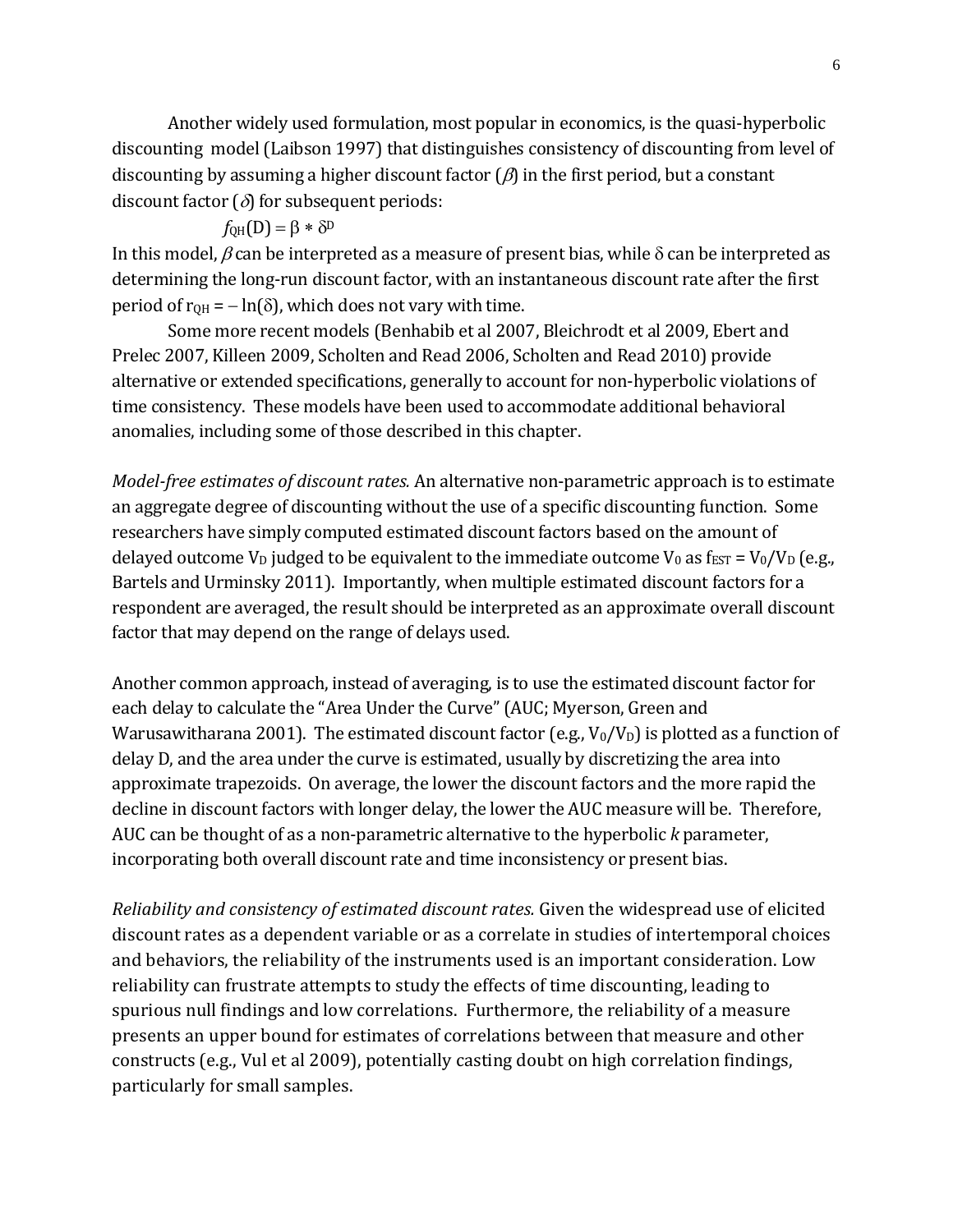Another widely used formulation, most popular in economics, is the quasi-hyperbolic discounting model (Laibson 1997) that distinguishes consistency of discounting from level of discounting by assuming a higher discount factor ($\beta$) in the first period, but a constant discount factor ($\delta$) for subsequent periods:

$$f_{QH}(D) = \beta * \delta^D$$

In this model, $\beta$ can be interpreted as a measure of present bias, while $\delta$ can be interpreted as determining the long-run discount factor, with an instantaneous discount rate after the first period of $r_{QH} = -\ln(\delta)$, which does not vary with time.

Some more recent models (Benhabib et al 2007, Bleichrodt et al 2009, Ebert and Prelec 2007, Killeen 2009, Scholten and Read 2006, Scholten and Read 2010) provide alternative or extended specifications, generally to account for non-hyperbolic violations of time consistency. These models have been used to accommodate additional behavioral anomalies, including some of those described in this chapter.

*Model-free estimates of discount rates.* An alternative non-parametric approach is to estimate an aggregate degree of discounting without the use of a specific discounting function. Some researchers have simply computed estimated discount factors based on the amount of delayed outcome $V_D$ judged to be equivalent to the immediate outcome $V_0$ as $f_{EST} = V_0/V_D$ (e.g., Bartels and Urminsky 2011). Importantly, when multiple estimated discount factors for a respondent are averaged, the result should be interpreted as an approximate overall discount factor that may depend on the range of delays used.

Another common approach, instead of averaging, is to use the estimated discount factor for each delay to calculate the "Area Under the Curve" (AUC; Myerson, Green and Warusawitharana 2001). The estimated discount factor (e.g., $V_0/V_D$) is plotted as a function of delay D, and the area under the curve is estimated, usually by discretizing the area into approximate trapezoids. On average, the lower the discount factors and the more rapid the decline in discount factors with longer delay, the lower the AUC measure will be. Therefore, AUC can be thought of as a non-parametric alternative to the hyperbolic *k* parameter, incorporating both overall discount rate and time inconsistency or present bias.

*Reliability and consistency of estimated discount rates.* Given the widespread use of elicited discount rates as a dependent variable or as a correlate in studies of intertemporal choices and behaviors, the reliability of the instruments used is an important consideration. Low reliability can frustrate attempts to study the effects of time discounting, leading to spurious null findings and low correlations. Furthermore, the reliability of a measure presents an upper bound for estimates of correlations between that measure and other constructs (e.g., Vul et al 2009), potentially casting doubt on high correlation findings, particularly for small samples.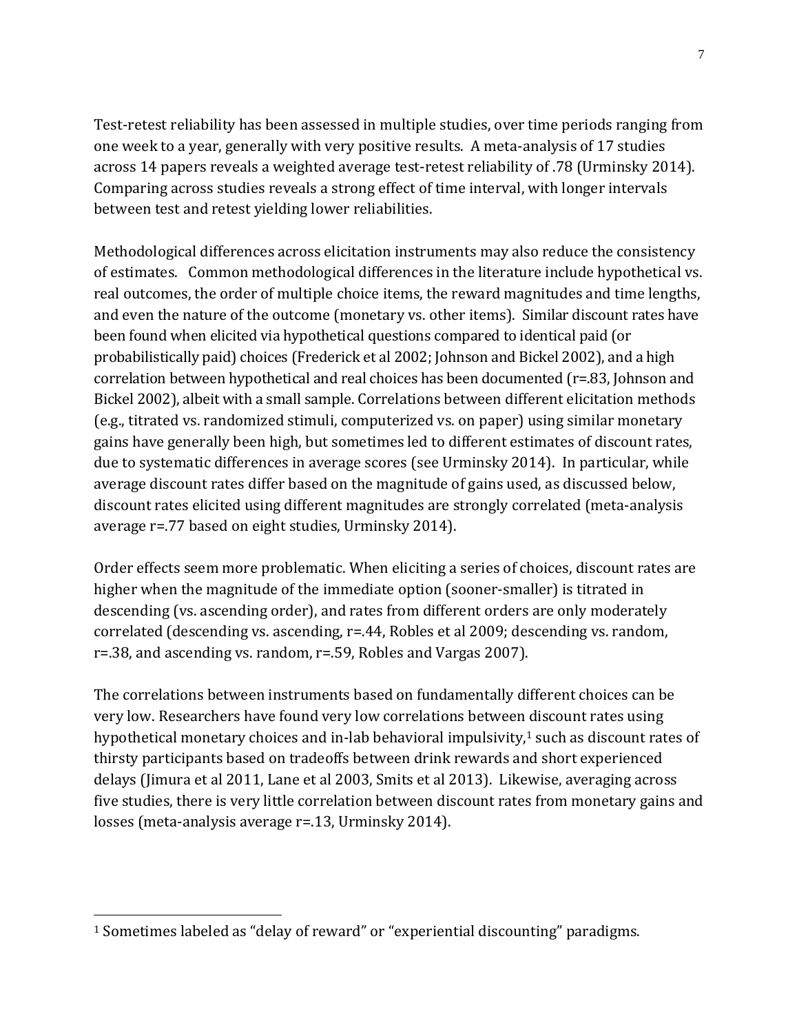Test-retest reliability has been assessed in multiple studies, over time periods ranging from one week to a year, generally with very positive results. A meta-analysis of 17 studies across 14 papers reveals a weighted average test-retest reliability of .78 (Urminsky 2014). Comparing across studies reveals a strong effect of time interval, with longer intervals between test and retest yielding lower reliabilities.

Methodological differences across elicitation instruments may also reduce the consistency of estimates. Common methodological differences in the literature include hypothetical vs. real outcomes, the order of multiple choice items, the reward magnitudes and time lengths, and even the nature of the outcome (monetary vs. other items). Similar discount rates have been found when elicited via hypothetical questions compared to identical paid (or probabilistically paid) choices (Frederick et al 2002; Johnson and Bickel 2002), and a high correlation between hypothetical and real choices has been documented (r=.83, Johnson and Bickel 2002), albeit with a small sample. Correlations between different elicitation methods (e.g., titrated vs. randomized stimuli, computerized vs. on paper) using similar monetary gains have generally been high, but sometimes led to different estimates of discount rates, due to systematic differences in average scores (see Urminsky 2014). In particular, while average discount rates differ based on the magnitude of gains used, as discussed below, discount rates elicited using different magnitudes are strongly correlated (meta-analysis average r=.77 based on eight studies, Urminsky 2014).

Order effects seem more problematic. When eliciting a series of choices, discount rates are higher when the magnitude of the immediate option (sooner-smaller) is titrated in descending (vs. ascending order), and rates from different orders are only moderately correlated (descending vs. ascending, r=.44, Robles et al 2009; descending vs. random, r=.38, and ascending vs. random, r=.59, Robles and Vargas 2007).

The correlations between instruments based on fundamentally different choices can be very low. Researchers have found very low correlations between discount rates using hypothetical monetary choices and in-lab behavioral impulsivity,[1] such as discount rates of thirsty participants based on tradeoffs between drink rewards and short experienced delays (Jimura et al 2011, Lane et al 2003, Smits et al 2013). Likewise, averaging across five studies, there is very little correlation between discount rates from monetary gains and losses (meta-analysis average r=.13, Urminsky 2014).

[1] Sometimes labeled as "delay of reward" or "experiential discounting" paradigms.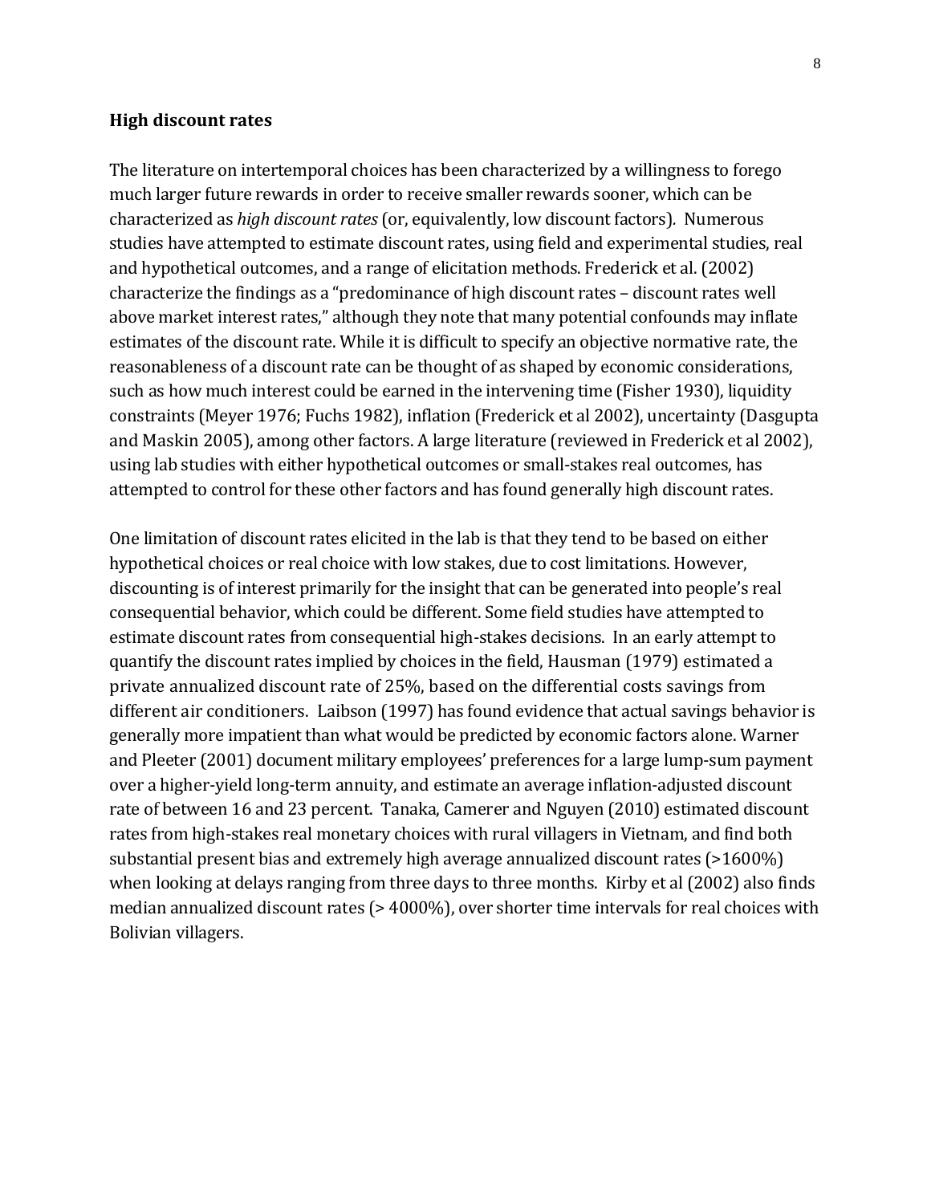**High discount rates**

The literature on intertemporal choices has been characterized by a willingness to forego much larger future rewards in order to receive smaller rewards sooner, which can be characterized as *high discount rates* (or, equivalently, low discount factors). Numerous studies have attempted to estimate discount rates, using field and experimental studies, real and hypothetical outcomes, and a range of elicitation methods. Frederick et al. (2002) characterize the findings as a "predominance of high discount rates – discount rates well above market interest rates," although they note that many potential confounds may inflate estimates of the discount rate. While it is difficult to specify an objective normative rate, the reasonableness of a discount rate can be thought of as shaped by economic considerations, such as how much interest could be earned in the intervening time (Fisher 1930), liquidity constraints (Meyer 1976; Fuchs 1982), inflation (Frederick et al 2002), uncertainty (Dasgupta and Maskin 2005), among other factors. A large literature (reviewed in Frederick et al 2002), using lab studies with either hypothetical outcomes or small-stakes real outcomes, has attempted to control for these other factors and has found generally high discount rates.

One limitation of discount rates elicited in the lab is that they tend to be based on either hypothetical choices or real choice with low stakes, due to cost limitations. However, discounting is of interest primarily for the insight that can be generated into people's real consequential behavior, which could be different. Some field studies have attempted to estimate discount rates from consequential high-stakes decisions. In an early attempt to quantify the discount rates implied by choices in the field, Hausman (1979) estimated a private annualized discount rate of 25%, based on the differential costs savings from different air conditioners. Laibson (1997) has found evidence that actual savings behavior is generally more impatient than what would be predicted by economic factors alone. Warner and Pleeter (2001) document military employees' preferences for a large lump-sum payment over a higher-yield long-term annuity, and estimate an average inflation-adjusted discount rate of between 16 and 23 percent. Tanaka, Camerer and Nguyen (2010) estimated discount rates from high-stakes real monetary choices with rural villagers in Vietnam, and find both substantial present bias and extremely high average annualized discount rates (>1600%) when looking at delays ranging from three days to three months. Kirby et al (2002) also finds median annualized discount rates (> 4000%), over shorter time intervals for real choices with Bolivian villagers.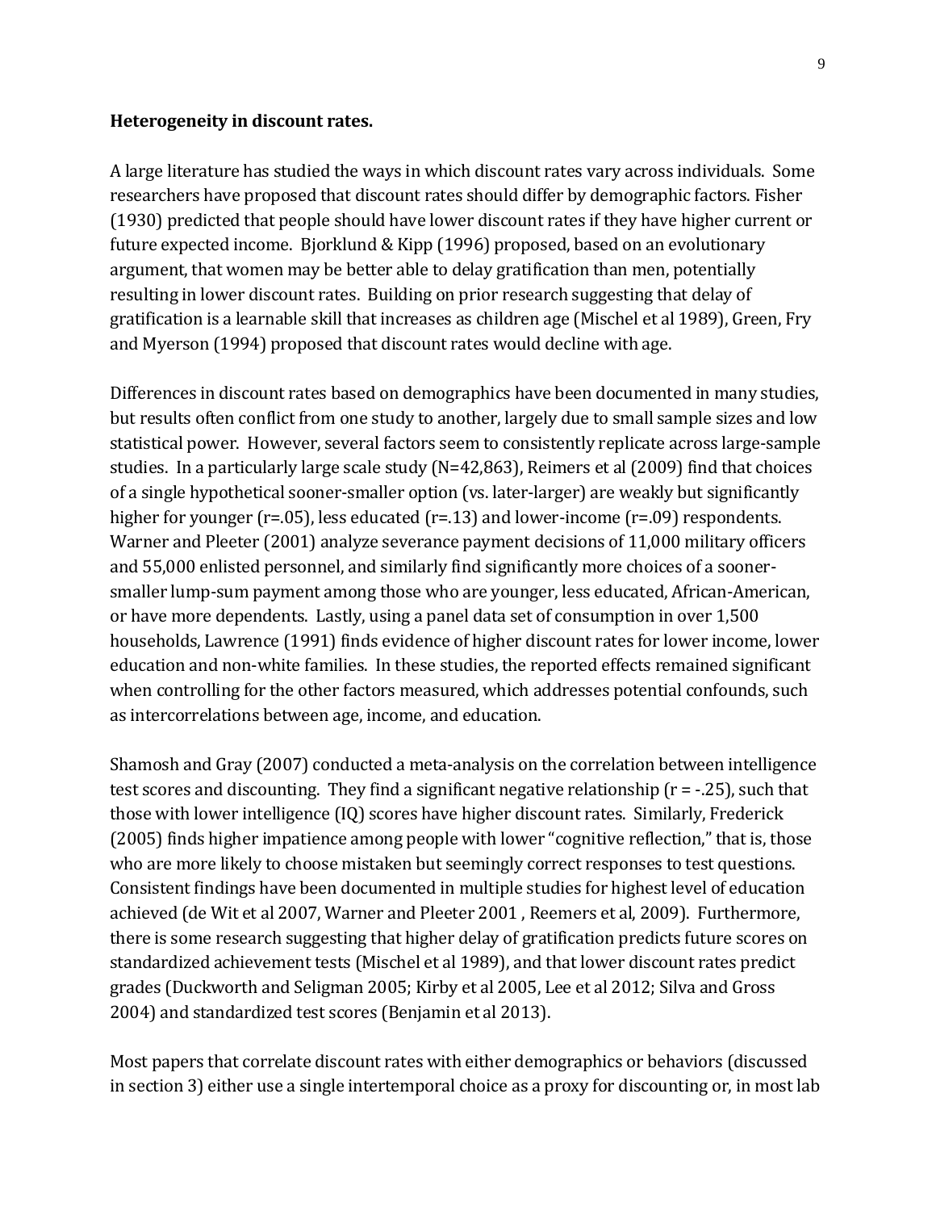**Heterogeneity in discount rates.**

A large literature has studied the ways in which discount rates vary across individuals. Some researchers have proposed that discount rates should differ by demographic factors. Fisher (1930) predicted that people should have lower discount rates if they have higher current or future expected income. Bjorklund & Kipp (1996) proposed, based on an evolutionary argument, that women may be better able to delay gratification than men, potentially resulting in lower discount rates. Building on prior research suggesting that delay of gratification is a learnable skill that increases as children age (Mischel et al 1989), Green, Fry and Myerson (1994) proposed that discount rates would decline with age.

Differences in discount rates based on demographics have been documented in many studies, but results often conflict from one study to another, largely due to small sample sizes and low statistical power. However, several factors seem to consistently replicate across large-sample studies. In a particularly large scale study (N=42,863), Reimers et al (2009) find that choices of a single hypothetical sooner-smaller option (vs. later-larger) are weakly but significantly higher for younger (r=.05), less educated (r=.13) and lower-income (r=.09) respondents. Warner and Pleeter (2001) analyze severance payment decisions of 11,000 military officers and 55,000 enlisted personnel, and similarly find significantly more choices of a sooner-smaller lump-sum payment among those who are younger, less educated, African-American, or have more dependents. Lastly, using a panel data set of consumption in over 1,500 households, Lawrence (1991) finds evidence of higher discount rates for lower income, lower education and non-white families. In these studies, the reported effects remained significant when controlling for the other factors measured, which addresses potential confounds, such as intercorrelations between age, income, and education.

Shamosh and Gray (2007) conducted a meta-analysis on the correlation between intelligence test scores and discounting. They find a significant negative relationship (r = -.25), such that those with lower intelligence (IQ) scores have higher discount rates. Similarly, Frederick (2005) finds higher impatience among people with lower "cognitive reflection," that is, those who are more likely to choose mistaken but seemingly correct responses to test questions. Consistent findings have been documented in multiple studies for highest level of education achieved (de Wit et al 2007, Warner and Pleeter 2001 , Reemers et al, 2009). Furthermore, there is some research suggesting that higher delay of gratification predicts future scores on standardized achievement tests (Mischel et al 1989), and that lower discount rates predict grades (Duckworth and Seligman 2005; Kirby et al 2005, Lee et al 2012; Silva and Gross 2004) and standardized test scores (Benjamin et al 2013).

Most papers that correlate discount rates with either demographics or behaviors (discussed in section 3) either use a single intertemporal choice as a proxy for discounting or, in most lab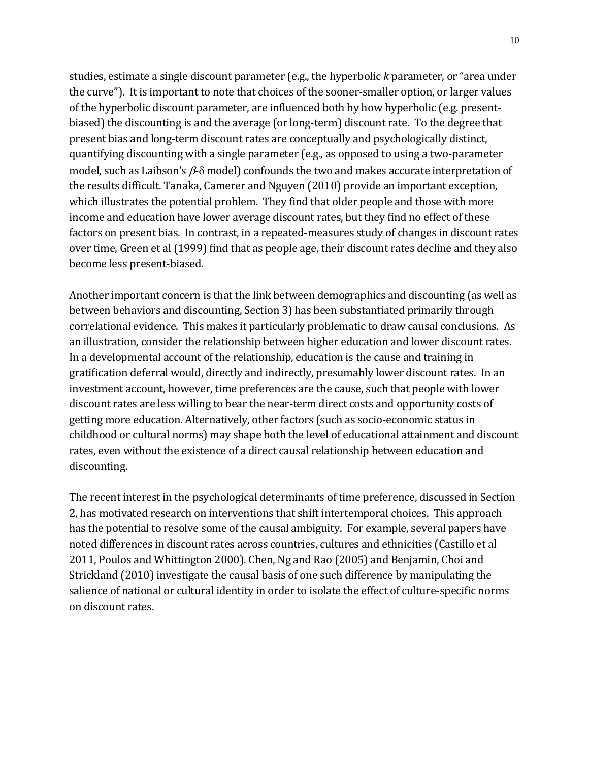studies, estimate a single discount parameter (e.g., the hyperbolic *k* parameter, or "area under the curve"). It is important to note that choices of the sooner-smaller option, or larger values of the hyperbolic discount parameter, are influenced both by how hyperbolic (e.g. present-biased) the discounting is and the average (or long-term) discount rate. To the degree that present bias and long-term discount rates are conceptually and psychologically distinct, quantifying discounting with a single parameter (e.g., as opposed to using a two-parameter model, such as Laibson's $\beta$-$\delta$ model) confounds the two and makes accurate interpretation of the results difficult. Tanaka, Camerer and Nguyen (2010) provide an important exception, which illustrates the potential problem. They find that older people and those with more income and education have lower average discount rates, but they find no effect of these factors on present bias. In contrast, in a repeated-measures study of changes in discount rates over time, Green et al (1999) find that as people age, their discount rates decline and they also become less present-biased.

Another important concern is that the link between demographics and discounting (as well as between behaviors and discounting, Section 3) has been substantiated primarily through correlational evidence. This makes it particularly problematic to draw causal conclusions. As an illustration, consider the relationship between higher education and lower discount rates. In a developmental account of the relationship, education is the cause and training in gratification deferral would, directly and indirectly, presumably lower discount rates. In an investment account, however, time preferences are the cause, such that people with lower discount rates are less willing to bear the near-term direct costs and opportunity costs of getting more education. Alternatively, other factors (such as socio-economic status in childhood or cultural norms) may shape both the level of educational attainment and discount rates, even without the existence of a direct causal relationship between education and discounting.

The recent interest in the psychological determinants of time preference, discussed in Section 2, has motivated research on interventions that shift intertemporal choices. This approach has the potential to resolve some of the causal ambiguity. For example, several papers have noted differences in discount rates across countries, cultures and ethnicities (Castillo et al 2011, Poulos and Whittington 2000). Chen, Ng and Rao (2005) and Benjamin, Choi and Strickland (2010) investigate the causal basis of one such difference by manipulating the salience of national or cultural identity in order to isolate the effect of culture-specific norms on discount rates.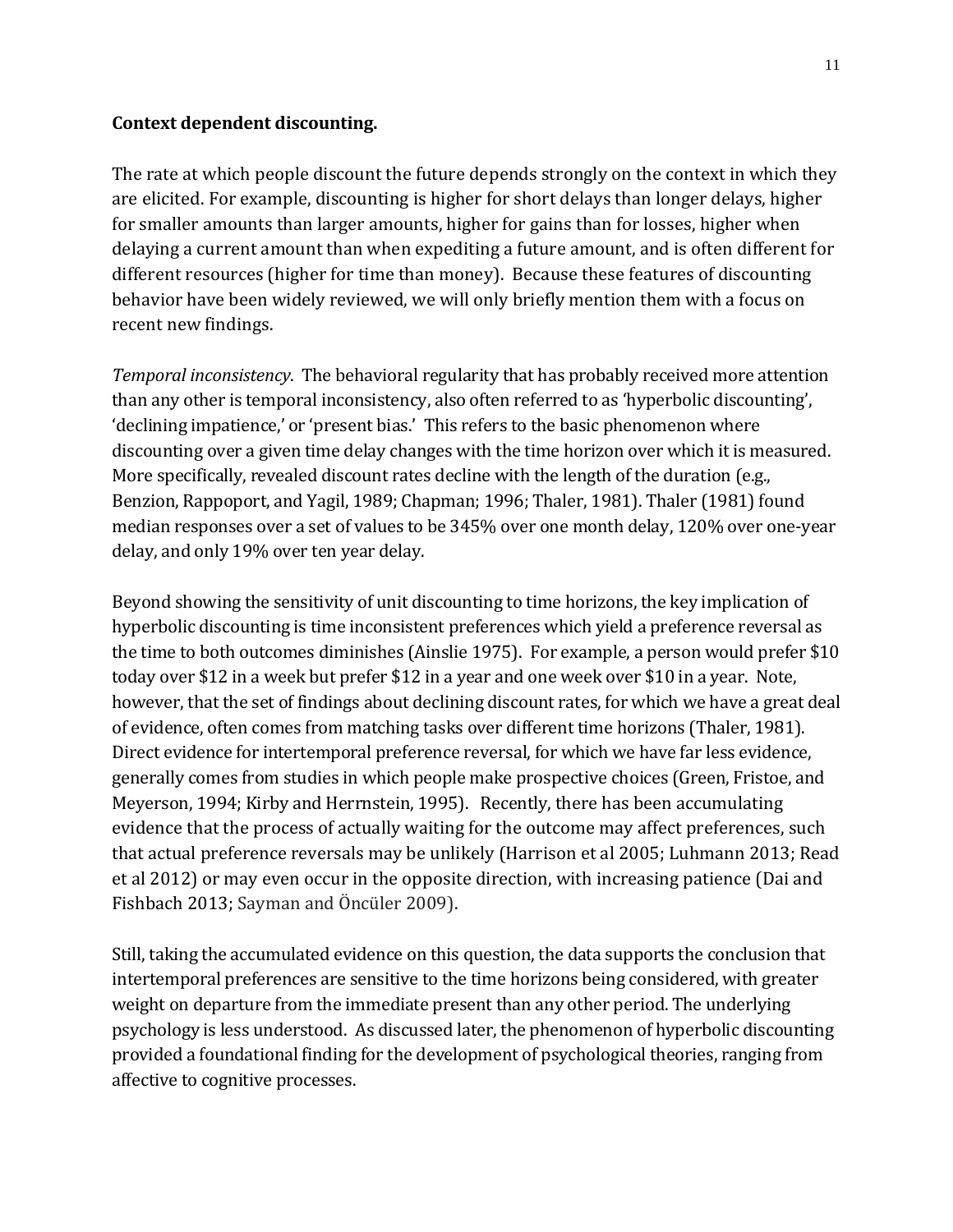**Context dependent discounting.**

The rate at which people discount the future depends strongly on the context in which they are elicited. For example, discounting is higher for short delays than longer delays, higher for smaller amounts than larger amounts, higher for gains than for losses, higher when delaying a current amount than when expediting a future amount, and is often different for different resources (higher for time than money). Because these features of discounting behavior have been widely reviewed, we will only briefly mention them with a focus on recent new findings.

*Temporal inconsistency*. The behavioral regularity that has probably received more attention than any other is temporal inconsistency, also often referred to as 'hyperbolic discounting', 'declining impatience,' or 'present bias.' This refers to the basic phenomenon where discounting over a given time delay changes with the time horizon over which it is measured. More specifically, revealed discount rates decline with the length of the duration (e.g., Benzion, Rappoport, and Yagil, 1989; Chapman; 1996; Thaler, 1981). Thaler (1981) found median responses over a set of values to be 345% over one month delay, 120% over one-year delay, and only 19% over ten year delay.

Beyond showing the sensitivity of unit discounting to time horizons, the key implication of hyperbolic discounting is time inconsistent preferences which yield a preference reversal as the time to both outcomes diminishes (Ainslie 1975). For example, a person would prefer $10 today over $12 in a week but prefer $12 in a year and one week over $10 in a year. Note, however, that the set of findings about declining discount rates, for which we have a great deal of evidence, often comes from matching tasks over different time horizons (Thaler, 1981). Direct evidence for intertemporal preference reversal, for which we have far less evidence, generally comes from studies in which people make prospective choices (Green, Fristoe, and Meyerson, 1994; Kirby and Herrnstein, 1995). Recently, there has been accumulating evidence that the process of actually waiting for the outcome may affect preferences, such that actual preference reversals may be unlikely (Harrison et al 2005; Luhmann 2013; Read et al 2012) or may even occur in the opposite direction, with increasing patience (Dai and Fishbach 2013; Sayman and Öncüler 2009).

Still, taking the accumulated evidence on this question, the data supports the conclusion that intertemporal preferences are sensitive to the time horizons being considered, with greater weight on departure from the immediate present than any other period. The underlying psychology is less understood. As discussed later, the phenomenon of hyperbolic discounting provided a foundational finding for the development of psychological theories, ranging from affective to cognitive processes.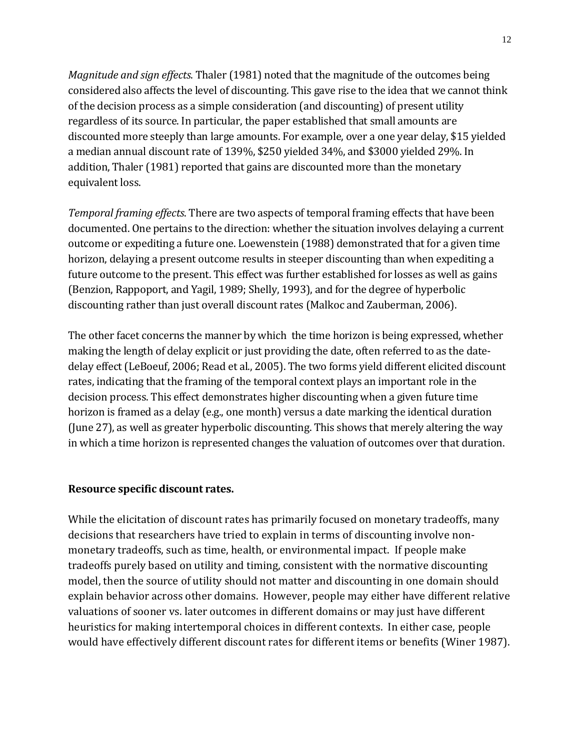*Magnitude and sign effects*. Thaler (1981) noted that the magnitude of the outcomes being considered also affects the level of discounting. This gave rise to the idea that we cannot think of the decision process as a simple consideration (and discounting) of present utility regardless of its source. In particular, the paper established that small amounts are discounted more steeply than large amounts. For example, over a one year delay, $15 yielded a median annual discount rate of 139%, $250 yielded 34%, and $3000 yielded 29%. In addition, Thaler (1981) reported that gains are discounted more than the monetary equivalent loss.

*Temporal framing effects*. There are two aspects of temporal framing effects that have been documented. One pertains to the direction: whether the situation involves delaying a current outcome or expediting a future one. Loewenstein (1988) demonstrated that for a given time horizon, delaying a present outcome results in steeper discounting than when expediting a future outcome to the present. This effect was further established for losses as well as gains (Benzion, Rappoport, and Yagil, 1989; Shelly, 1993), and for the degree of hyperbolic discounting rather than just overall discount rates (Malkoc and Zauberman, 2006).

The other facet concerns the manner by which the time horizon is being expressed, whether making the length of delay explicit or just providing the date, often referred to as the date-delay effect (LeBoeuf, 2006; Read et al., 2005). The two forms yield different elicited discount rates, indicating that the framing of the temporal context plays an important role in the decision process. This effect demonstrates higher discounting when a given future time horizon is framed as a delay (e.g., one month) versus a date marking the identical duration (June 27), as well as greater hyperbolic discounting. This shows that merely altering the way in which a time horizon is represented changes the valuation of outcomes over that duration.

**Resource specific discount rates.**

While the elicitation of discount rates has primarily focused on monetary tradeoffs, many decisions that researchers have tried to explain in terms of discounting involve non-monetary tradeoffs, such as time, health, or environmental impact. If people make tradeoffs purely based on utility and timing, consistent with the normative discounting model, then the source of utility should not matter and discounting in one domain should explain behavior across other domains. However, people may either have different relative valuations of sooner vs. later outcomes in different domains or may just have different heuristics for making intertemporal choices in different contexts. In either case, people would have effectively different discount rates for different items or benefits (Winer 1987).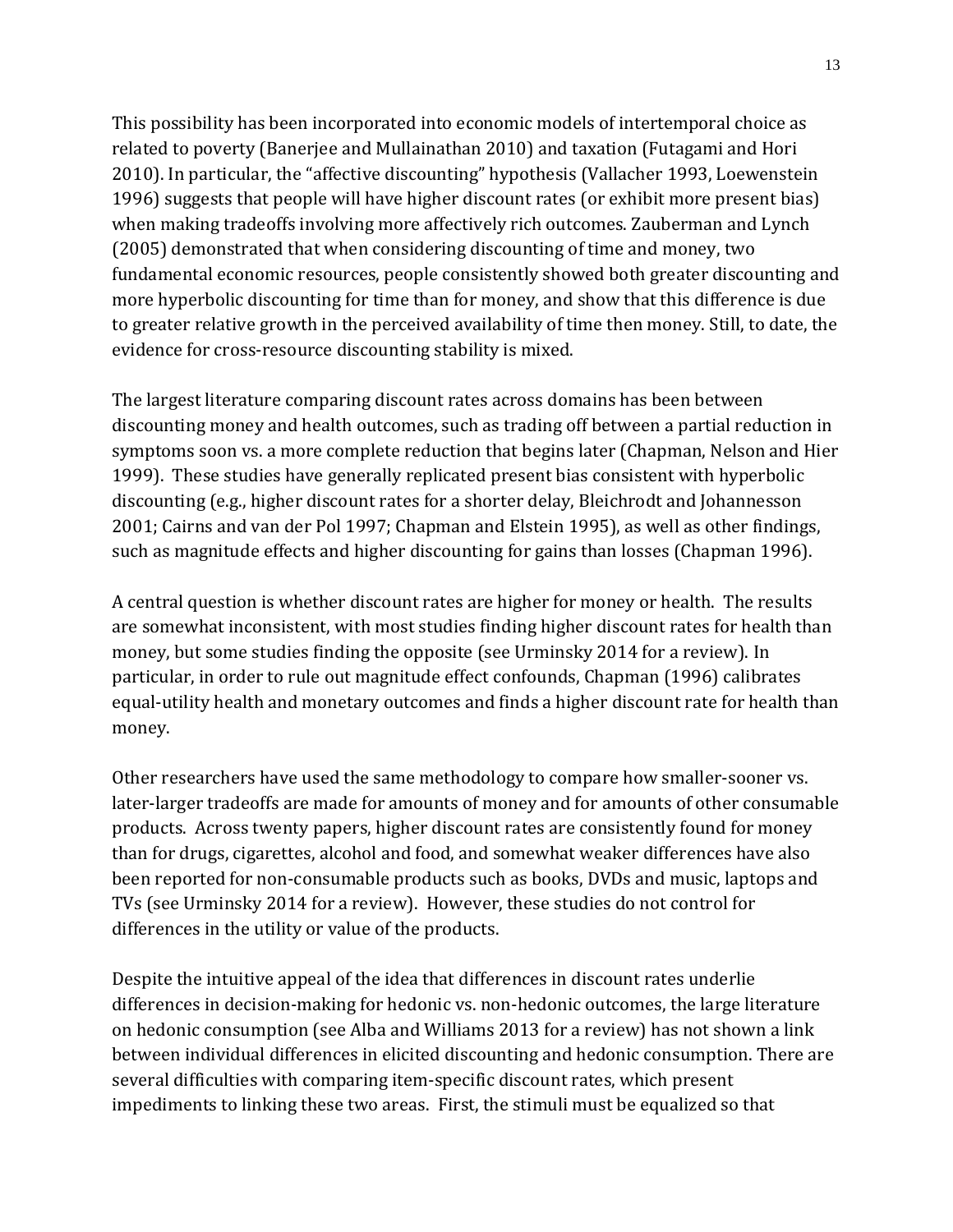This possibility has been incorporated into economic models of intertemporal choice as related to poverty (Banerjee and Mullainathan 2010) and taxation (Futagami and Hori 2010). In particular, the "affective discounting" hypothesis (Vallacher 1993, Loewenstein 1996) suggests that people will have higher discount rates (or exhibit more present bias) when making tradeoffs involving more affectively rich outcomes. Zauberman and Lynch (2005) demonstrated that when considering discounting of time and money, two fundamental economic resources, people consistently showed both greater discounting and more hyperbolic discounting for time than for money, and show that this difference is due to greater relative growth in the perceived availability of time then money. Still, to date, the evidence for cross-resource discounting stability is mixed.

The largest literature comparing discount rates across domains has been between discounting money and health outcomes, such as trading off between a partial reduction in symptoms soon vs. a more complete reduction that begins later (Chapman, Nelson and Hier 1999). These studies have generally replicated present bias consistent with hyperbolic discounting (e.g., higher discount rates for a shorter delay, Bleichrodt and Johannesson 2001; Cairns and van der Pol 1997; Chapman and Elstein 1995), as well as other findings, such as magnitude effects and higher discounting for gains than losses (Chapman 1996).

A central question is whether discount rates are higher for money or health. The results are somewhat inconsistent, with most studies finding higher discount rates for health than money, but some studies finding the opposite (see Urminsky 2014 for a review). In particular, in order to rule out magnitude effect confounds, Chapman (1996) calibrates equal-utility health and monetary outcomes and finds a higher discount rate for health than money.

Other researchers have used the same methodology to compare how smaller-sooner vs. later-larger tradeoffs are made for amounts of money and for amounts of other consumable products. Across twenty papers, higher discount rates are consistently found for money than for drugs, cigarettes, alcohol and food, and somewhat weaker differences have also been reported for non-consumable products such as books, DVDs and music, laptops and TVs (see Urminsky 2014 for a review). However, these studies do not control for differences in the utility or value of the products.

Despite the intuitive appeal of the idea that differences in discount rates underlie differences in decision-making for hedonic vs. non-hedonic outcomes, the large literature on hedonic consumption (see Alba and Williams 2013 for a review) has not shown a link between individual differences in elicited discounting and hedonic consumption. There are several difficulties with comparing item-specific discount rates, which present impediments to linking these two areas. First, the stimuli must be equalized so that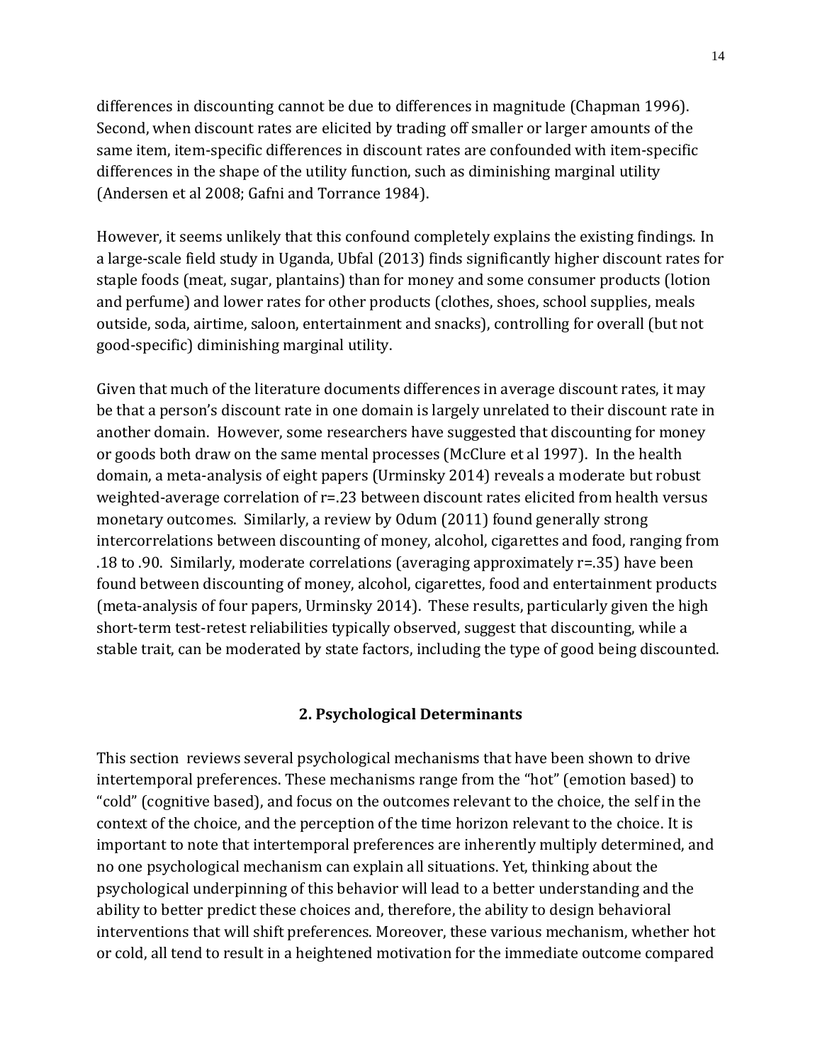differences in discounting cannot be due to differences in magnitude (Chapman 1996). Second, when discount rates are elicited by trading off smaller or larger amounts of the same item, item-specific differences in discount rates are confounded with item-specific differences in the shape of the utility function, such as diminishing marginal utility (Andersen et al 2008; Gafni and Torrance 1984).

However, it seems unlikely that this confound completely explains the existing findings. In a large-scale field study in Uganda, Ubfal (2013) finds significantly higher discount rates for staple foods (meat, sugar, plantains) than for money and some consumer products (lotion and perfume) and lower rates for other products (clothes, shoes, school supplies, meals outside, soda, airtime, saloon, entertainment and snacks), controlling for overall (but not good-specific) diminishing marginal utility.

Given that much of the literature documents differences in average discount rates, it may be that a person's discount rate in one domain is largely unrelated to their discount rate in another domain. However, some researchers have suggested that discounting for money or goods both draw on the same mental processes (McClure et al 1997). In the health domain, a meta-analysis of eight papers (Urminsky 2014) reveals a moderate but robust weighted-average correlation of r=.23 between discount rates elicited from health versus monetary outcomes. Similarly, a review by Odum (2011) found generally strong intercorrelations between discounting of money, alcohol, cigarettes and food, ranging from .18 to .90. Similarly, moderate correlations (averaging approximately r=.35) have been found between discounting of money, alcohol, cigarettes, food and entertainment products (meta-analysis of four papers, Urminsky 2014). These results, particularly given the high short-term test-retest reliabilities typically observed, suggest that discounting, while a stable trait, can be moderated by state factors, including the type of good being discounted.

## 2. Psychological Determinants

This section reviews several psychological mechanisms that have been shown to drive intertemporal preferences. These mechanisms range from the "hot" (emotion based) to "cold" (cognitive based), and focus on the outcomes relevant to the choice, the self in the context of the choice, and the perception of the time horizon relevant to the choice. It is important to note that intertemporal preferences are inherently multiply determined, and no one psychological mechanism can explain all situations. Yet, thinking about the psychological underpinning of this behavior will lead to a better understanding and the ability to better predict these choices and, therefore, the ability to design behavioral interventions that will shift preferences. Moreover, these various mechanism, whether hot or cold, all tend to result in a heightened motivation for the immediate outcome compared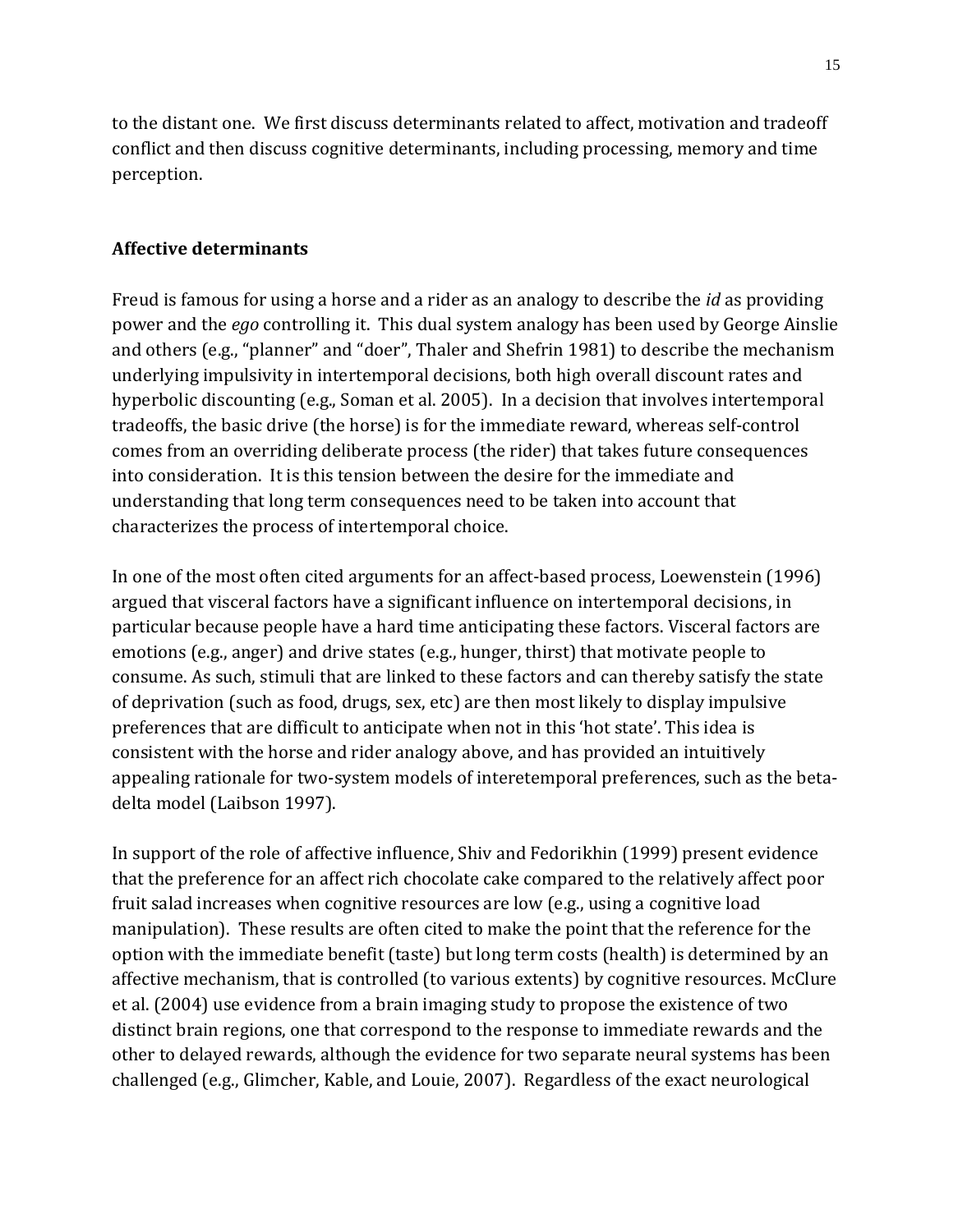to the distant one. We first discuss determinants related to affect, motivation and tradeoff conflict and then discuss cognitive determinants, including processing, memory and time perception.

**Affective determinants**

Freud is famous for using a horse and a rider as an analogy to describe the *id* as providing power and the *ego* controlling it. This dual system analogy has been used by George Ainslie and others (e.g., "planner" and "doer", Thaler and Shefrin 1981) to describe the mechanism underlying impulsivity in intertemporal decisions, both high overall discount rates and hyperbolic discounting (e.g., Soman et al. 2005). In a decision that involves intertemporal tradeoffs, the basic drive (the horse) is for the immediate reward, whereas self-control comes from an overriding deliberate process (the rider) that takes future consequences into consideration. It is this tension between the desire for the immediate and understanding that long term consequences need to be taken into account that characterizes the process of intertemporal choice.

In one of the most often cited arguments for an affect-based process, Loewenstein (1996) argued that visceral factors have a significant influence on intertemporal decisions, in particular because people have a hard time anticipating these factors. Visceral factors are emotions (e.g., anger) and drive states (e.g., hunger, thirst) that motivate people to consume. As such, stimuli that are linked to these factors and can thereby satisfy the state of deprivation (such as food, drugs, sex, etc) are then most likely to display impulsive preferences that are difficult to anticipate when not in this 'hot state'. This idea is consistent with the horse and rider analogy above, and has provided an intuitively appealing rationale for two-system models of interetemporal preferences, such as the beta-delta model (Laibson 1997).

In support of the role of affective influence, Shiv and Fedorikhin (1999) present evidence that the preference for an affect rich chocolate cake compared to the relatively affect poor fruit salad increases when cognitive resources are low (e.g., using a cognitive load manipulation). These results are often cited to make the point that the reference for the option with the immediate benefit (taste) but long term costs (health) is determined by an affective mechanism, that is controlled (to various extents) by cognitive resources. McClure et al. (2004) use evidence from a brain imaging study to propose the existence of two distinct brain regions, one that correspond to the response to immediate rewards and the other to delayed rewards, although the evidence for two separate neural systems has been challenged (e.g., Glimcher, Kable, and Louie, 2007). Regardless of the exact neurological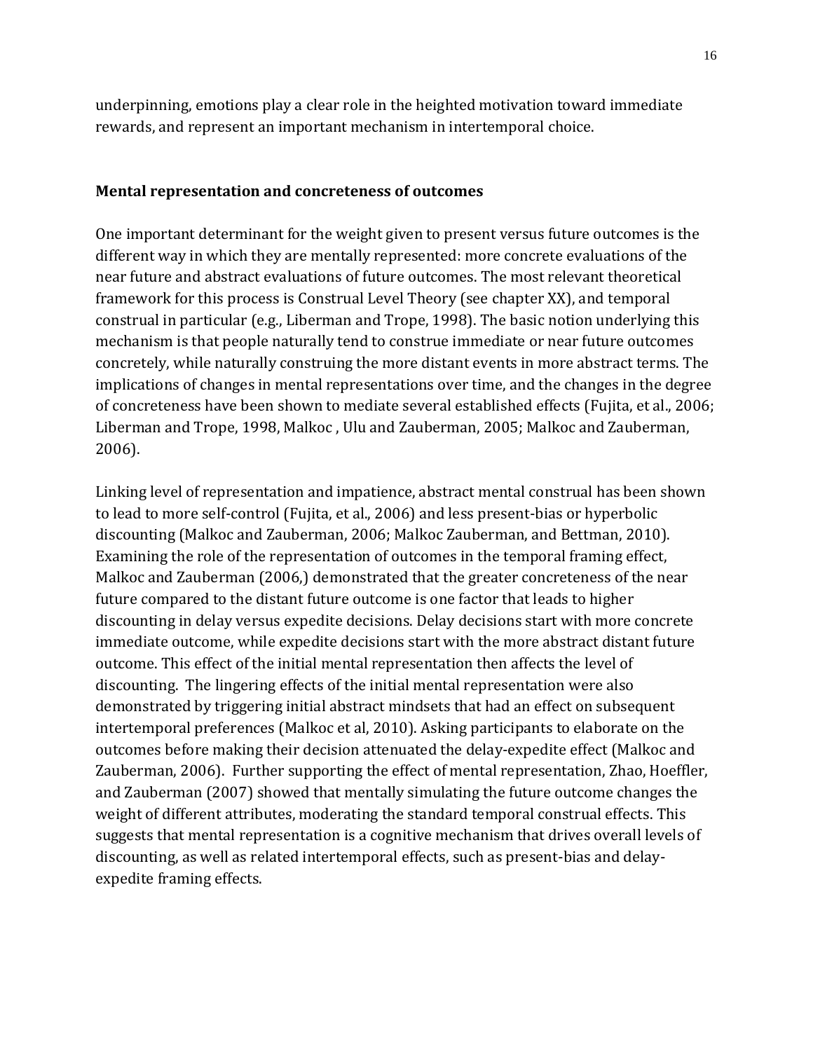underpinning, emotions play a clear role in the heighted motivation toward immediate rewards, and represent an important mechanism in intertemporal choice.

**Mental representation and concreteness of outcomes**

One important determinant for the weight given to present versus future outcomes is the different way in which they are mentally represented: more concrete evaluations of the near future and abstract evaluations of future outcomes. The most relevant theoretical framework for this process is Construal Level Theory (see chapter XX), and temporal construal in particular (e.g., Liberman and Trope, 1998). The basic notion underlying this mechanism is that people naturally tend to construe immediate or near future outcomes concretely, while naturally construing the more distant events in more abstract terms. The implications of changes in mental representations over time, and the changes in the degree of concreteness have been shown to mediate several established effects (Fujita, et al., 2006; Liberman and Trope, 1998, Malkoc , Ulu and Zauberman, 2005; Malkoc and Zauberman, 2006).

Linking level of representation and impatience, abstract mental construal has been shown to lead to more self-control (Fujita, et al., 2006) and less present-bias or hyperbolic discounting (Malkoc and Zauberman, 2006; Malkoc Zauberman, and Bettman, 2010). Examining the role of the representation of outcomes in the temporal framing effect, Malkoc and Zauberman (2006,) demonstrated that the greater concreteness of the near future compared to the distant future outcome is one factor that leads to higher discounting in delay versus expedite decisions. Delay decisions start with more concrete immediate outcome, while expedite decisions start with the more abstract distant future outcome. This effect of the initial mental representation then affects the level of discounting. The lingering effects of the initial mental representation were also demonstrated by triggering initial abstract mindsets that had an effect on subsequent intertemporal preferences (Malkoc et al, 2010). Asking participants to elaborate on the outcomes before making their decision attenuated the delay-expedite effect (Malkoc and Zauberman, 2006). Further supporting the effect of mental representation, Zhao, Hoeffler, and Zauberman (2007) showed that mentally simulating the future outcome changes the weight of different attributes, moderating the standard temporal construal effects. This suggests that mental representation is a cognitive mechanism that drives overall levels of discounting, as well as related intertemporal effects, such as present-bias and delay-expedite framing effects.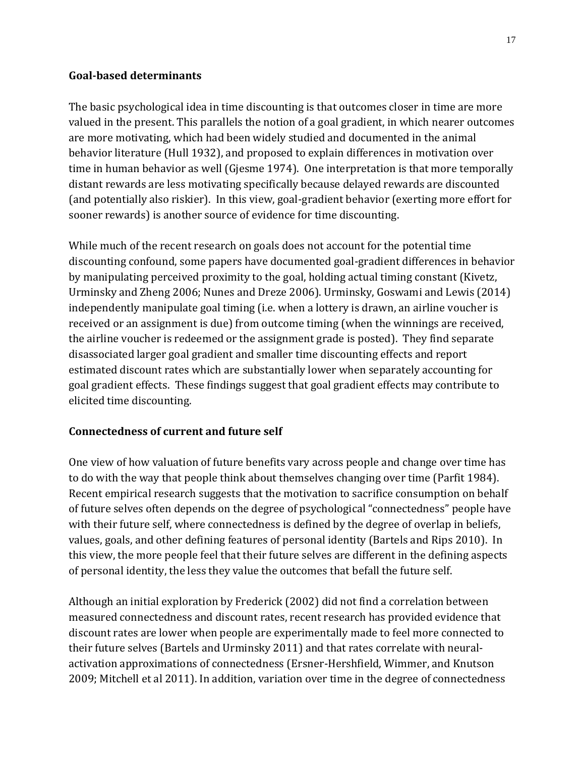**Goal-based determinants**

The basic psychological idea in time discounting is that outcomes closer in time are more valued in the present. This parallels the notion of a goal gradient, in which nearer outcomes are more motivating, which had been widely studied and documented in the animal behavior literature (Hull 1932), and proposed to explain differences in motivation over time in human behavior as well (Gjesme 1974). One interpretation is that more temporally distant rewards are less motivating specifically because delayed rewards are discounted (and potentially also riskier). In this view, goal-gradient behavior (exerting more effort for sooner rewards) is another source of evidence for time discounting.

While much of the recent research on goals does not account for the potential time discounting confound, some papers have documented goal-gradient differences in behavior by manipulating perceived proximity to the goal, holding actual timing constant (Kivetz, Urminsky and Zheng 2006; Nunes and Dreze 2006). Urminsky, Goswami and Lewis (2014) independently manipulate goal timing (i.e. when a lottery is drawn, an airline voucher is received or an assignment is due) from outcome timing (when the winnings are received, the airline voucher is redeemed or the assignment grade is posted). They find separate disassociated larger goal gradient and smaller time discounting effects and report estimated discount rates which are substantially lower when separately accounting for goal gradient effects. These findings suggest that goal gradient effects may contribute to elicited time discounting.

**Connectedness of current and future self**

One view of how valuation of future benefits vary across people and change over time has to do with the way that people think about themselves changing over time (Parfit 1984). Recent empirical research suggests that the motivation to sacrifice consumption on behalf of future selves often depends on the degree of psychological "connectedness" people have with their future self, where connectedness is defined by the degree of overlap in beliefs, values, goals, and other defining features of personal identity (Bartels and Rips 2010). In this view, the more people feel that their future selves are different in the defining aspects of personal identity, the less they value the outcomes that befall the future self.

Although an initial exploration by Frederick (2002) did not find a correlation between measured connectedness and discount rates, recent research has provided evidence that discount rates are lower when people are experimentally made to feel more connected to their future selves (Bartels and Urminsky 2011) and that rates correlate with neural-activation approximations of connectedness (Ersner-Hershfield, Wimmer, and Knutson 2009; Mitchell et al 2011). In addition, variation over time in the degree of connectedness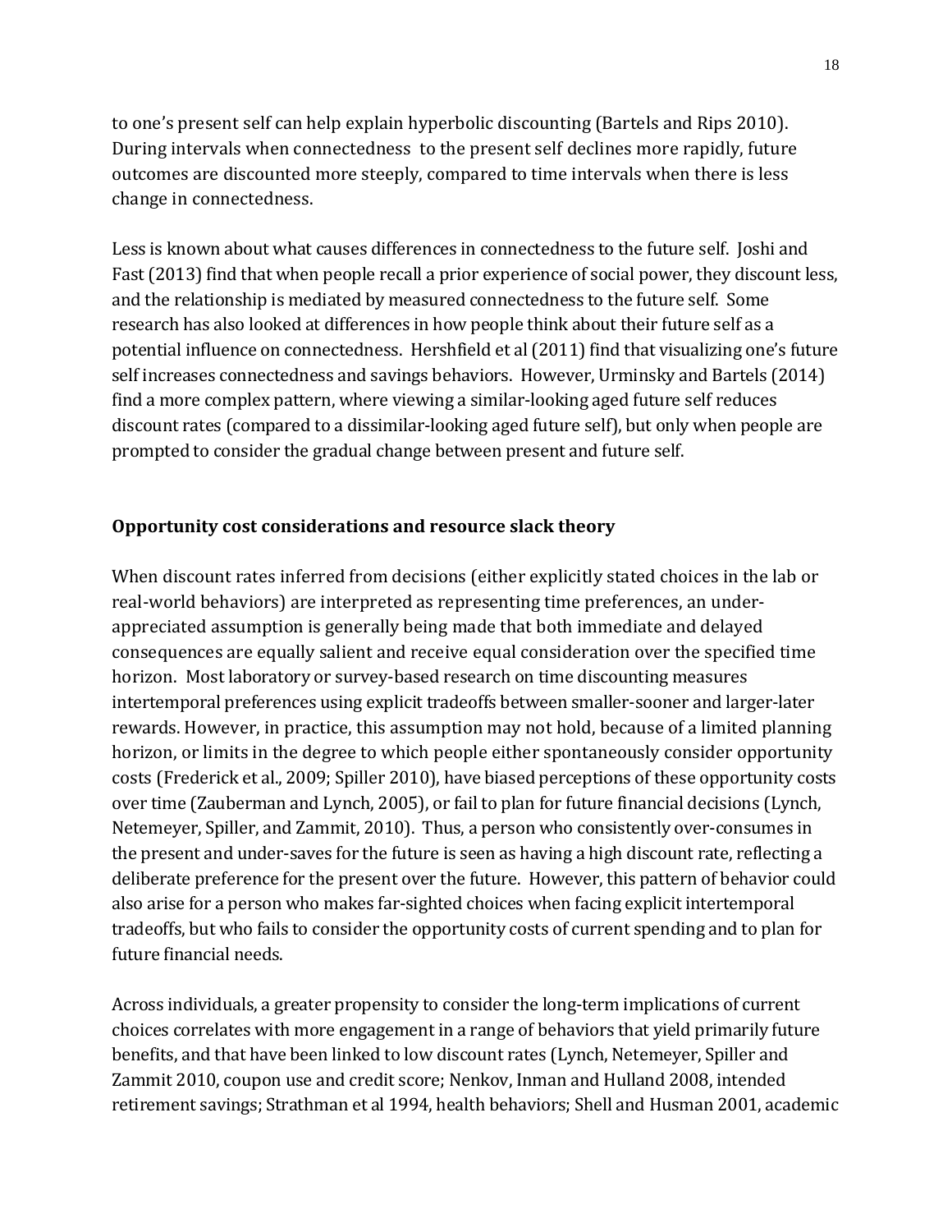to one's present self can help explain hyperbolic discounting (Bartels and Rips 2010). During intervals when connectedness to the present self declines more rapidly, future outcomes are discounted more steeply, compared to time intervals when there is less change in connectedness.

Less is known about what causes differences in connectedness to the future self. Joshi and Fast (2013) find that when people recall a prior experience of social power, they discount less, and the relationship is mediated by measured connectedness to the future self. Some research has also looked at differences in how people think about their future self as a potential influence on connectedness. Hershfield et al (2011) find that visualizing one's future self increases connectedness and savings behaviors. However, Urminsky and Bartels (2014) find a more complex pattern, where viewing a similar-looking aged future self reduces discount rates (compared to a dissimilar-looking aged future self), but only when people are prompted to consider the gradual change between present and future self.

## Opportunity cost considerations and resource slack theory

When discount rates inferred from decisions (either explicitly stated choices in the lab or real-world behaviors) are interpreted as representing time preferences, an under-appreciated assumption is generally being made that both immediate and delayed consequences are equally salient and receive equal consideration over the specified time horizon. Most laboratory or survey-based research on time discounting measures intertemporal preferences using explicit tradeoffs between smaller-sooner and larger-later rewards. However, in practice, this assumption may not hold, because of a limited planning horizon, or limits in the degree to which people either spontaneously consider opportunity costs (Frederick et al., 2009; Spiller 2010), have biased perceptions of these opportunity costs over time (Zauberman and Lynch, 2005), or fail to plan for future financial decisions (Lynch, Netemeyer, Spiller, and Zammit, 2010). Thus, a person who consistently over-consumes in the present and under-saves for the future is seen as having a high discount rate, reflecting a deliberate preference for the present over the future. However, this pattern of behavior could also arise for a person who makes far-sighted choices when facing explicit intertemporal tradeoffs, but who fails to consider the opportunity costs of current spending and to plan for future financial needs.

Across individuals, a greater propensity to consider the long-term implications of current choices correlates with more engagement in a range of behaviors that yield primarily future benefits, and that have been linked to low discount rates (Lynch, Netemeyer, Spiller and Zammit 2010, coupon use and credit score; Nenkov, Inman and Hulland 2008, intended retirement savings; Strathman et al 1994, health behaviors; Shell and Husman 2001, academic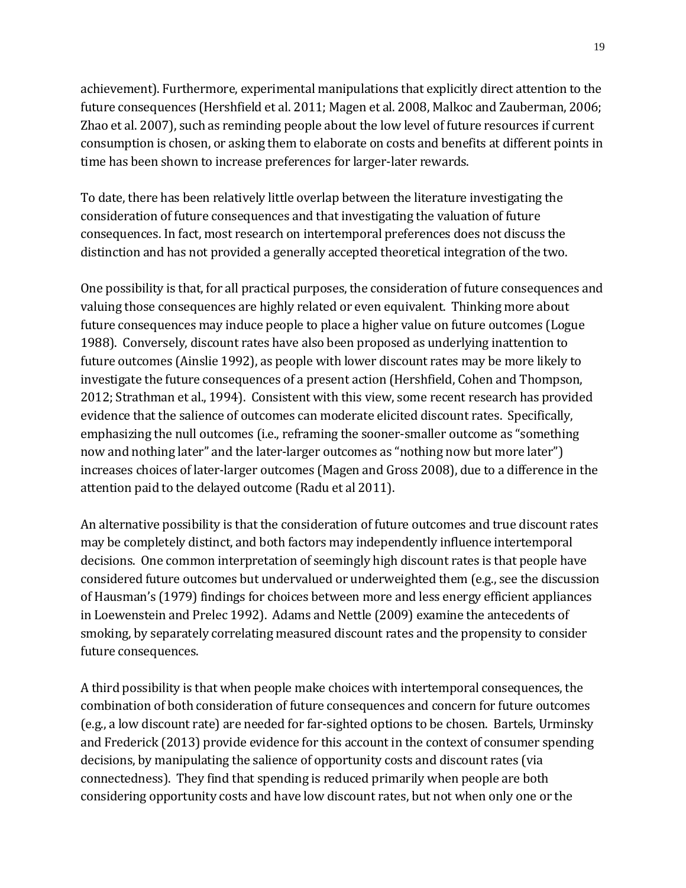achievement). Furthermore, experimental manipulations that explicitly direct attention to the future consequences (Hershfield et al. 2011; Magen et al. 2008, Malkoc and Zauberman, 2006; Zhao et al. 2007), such as reminding people about the low level of future resources if current consumption is chosen, or asking them to elaborate on costs and benefits at different points in time has been shown to increase preferences for larger-later rewards.

To date, there has been relatively little overlap between the literature investigating the consideration of future consequences and that investigating the valuation of future consequences. In fact, most research on intertemporal preferences does not discuss the distinction and has not provided a generally accepted theoretical integration of the two.

One possibility is that, for all practical purposes, the consideration of future consequences and valuing those consequences are highly related or even equivalent. Thinking more about future consequences may induce people to place a higher value on future outcomes (Logue 1988). Conversely, discount rates have also been proposed as underlying inattention to future outcomes (Ainslie 1992), as people with lower discount rates may be more likely to investigate the future consequences of a present action (Hershfield, Cohen and Thompson, 2012; Strathman et al., 1994). Consistent with this view, some recent research has provided evidence that the salience of outcomes can moderate elicited discount rates. Specifically, emphasizing the null outcomes (i.e., reframing the sooner-smaller outcome as "something now and nothing later" and the later-larger outcomes as "nothing now but more later") increases choices of later-larger outcomes (Magen and Gross 2008), due to a difference in the attention paid to the delayed outcome (Radu et al 2011).

An alternative possibility is that the consideration of future outcomes and true discount rates may be completely distinct, and both factors may independently influence intertemporal decisions. One common interpretation of seemingly high discount rates is that people have considered future outcomes but undervalued or underweighted them (e.g., see the discussion of Hausman's (1979) findings for choices between more and less energy efficient appliances in Loewenstein and Prelec 1992). Adams and Nettle (2009) examine the antecedents of smoking, by separately correlating measured discount rates and the propensity to consider future consequences.

A third possibility is that when people make choices with intertemporal consequences, the combination of both consideration of future consequences and concern for future outcomes (e.g., a low discount rate) are needed for far-sighted options to be chosen. Bartels, Urminsky and Frederick (2013) provide evidence for this account in the context of consumer spending decisions, by manipulating the salience of opportunity costs and discount rates (via connectedness). They find that spending is reduced primarily when people are both considering opportunity costs and have low discount rates, but not when only one or the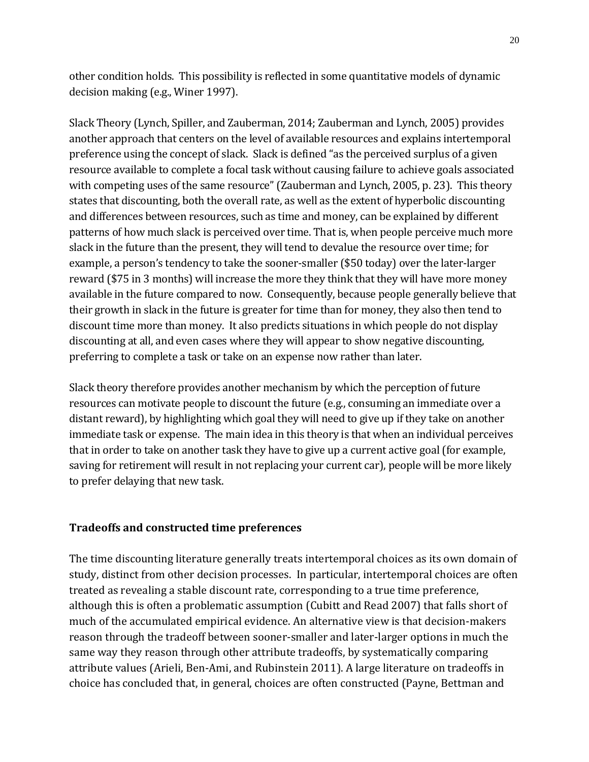other condition holds. This possibility is reflected in some quantitative models of dynamic decision making (e.g., Winer 1997).

Slack Theory (Lynch, Spiller, and Zauberman, 2014; Zauberman and Lynch, 2005) provides another approach that centers on the level of available resources and explains intertemporal preference using the concept of slack. Slack is defined "as the perceived surplus of a given resource available to complete a focal task without causing failure to achieve goals associated with competing uses of the same resource" (Zauberman and Lynch, 2005, p. 23). This theory states that discounting, both the overall rate, as well as the extent of hyperbolic discounting and differences between resources, such as time and money, can be explained by different patterns of how much slack is perceived over time. That is, when people perceive much more slack in the future than the present, they will tend to devalue the resource over time; for example, a person's tendency to take the sooner-smaller ($50 today) over the later-larger reward ($75 in 3 months) will increase the more they think that they will have more money available in the future compared to now. Consequently, because people generally believe that their growth in slack in the future is greater for time than for money, they also then tend to discount time more than money. It also predicts situations in which people do not display discounting at all, and even cases where they will appear to show negative discounting, preferring to complete a task or take on an expense now rather than later.

Slack theory therefore provides another mechanism by which the perception of future resources can motivate people to discount the future (e.g., consuming an immediate over a distant reward), by highlighting which goal they will need to give up if they take on another immediate task or expense. The main idea in this theory is that when an individual perceives that in order to take on another task they have to give up a current active goal (for example, saving for retirement will result in not replacing your current car), people will be more likely to prefer delaying that new task.

## Tradeoffs and constructed time preferences

The time discounting literature generally treats intertemporal choices as its own domain of study, distinct from other decision processes. In particular, intertemporal choices are often treated as revealing a stable discount rate, corresponding to a true time preference, although this is often a problematic assumption (Cubitt and Read 2007) that falls short of much of the accumulated empirical evidence. An alternative view is that decision-makers reason through the tradeoff between sooner-smaller and later-larger options in much the same way they reason through other attribute tradeoffs, by systematically comparing attribute values (Arieli, Ben-Ami, and Rubinstein 2011). A large literature on tradeoffs in choice has concluded that, in general, choices are often constructed (Payne, Bettman and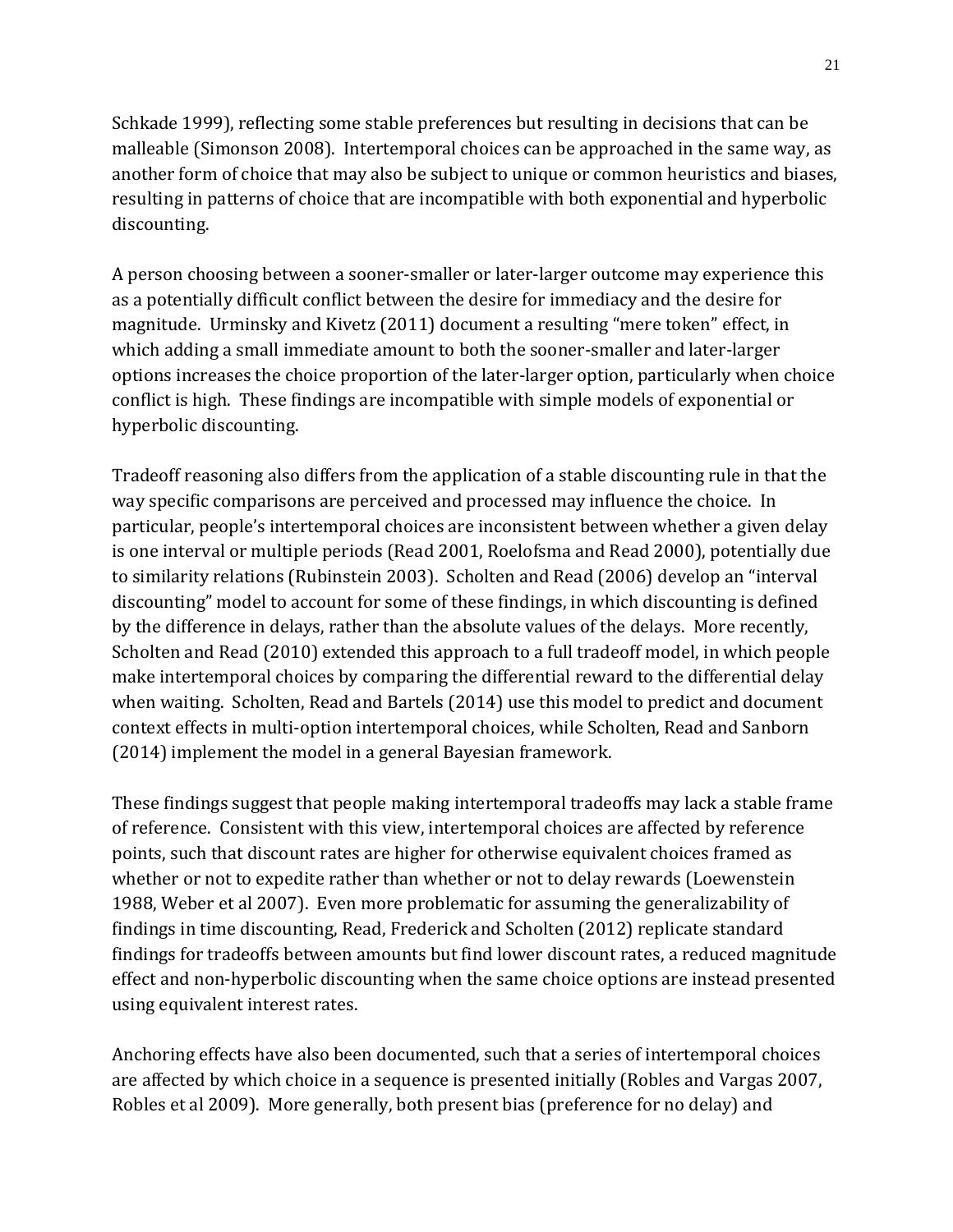Schkade 1999), reflecting some stable preferences but resulting in decisions that can be malleable (Simonson 2008). Intertemporal choices can be approached in the same way, as another form of choice that may also be subject to unique or common heuristics and biases, resulting in patterns of choice that are incompatible with both exponential and hyperbolic discounting.

A person choosing between a sooner-smaller or later-larger outcome may experience this as a potentially difficult conflict between the desire for immediacy and the desire for magnitude. Urminsky and Kivetz (2011) document a resulting "mere token" effect, in which adding a small immediate amount to both the sooner-smaller and later-larger options increases the choice proportion of the later-larger option, particularly when choice conflict is high. These findings are incompatible with simple models of exponential or hyperbolic discounting.

Tradeoff reasoning also differs from the application of a stable discounting rule in that the way specific comparisons are perceived and processed may influence the choice. In particular, people's intertemporal choices are inconsistent between whether a given delay is one interval or multiple periods (Read 2001, Roelofsma and Read 2000), potentially due to similarity relations (Rubinstein 2003). Scholten and Read (2006) develop an "interval discounting" model to account for some of these findings, in which discounting is defined by the difference in delays, rather than the absolute values of the delays. More recently, Scholten and Read (2010) extended this approach to a full tradeoff model, in which people make intertemporal choices by comparing the differential reward to the differential delay when waiting. Scholten, Read and Bartels (2014) use this model to predict and document context effects in multi-option intertemporal choices, while Scholten, Read and Sanborn (2014) implement the model in a general Bayesian framework.

These findings suggest that people making intertemporal tradeoffs may lack a stable frame of reference. Consistent with this view, intertemporal choices are affected by reference points, such that discount rates are higher for otherwise equivalent choices framed as whether or not to expedite rather than whether or not to delay rewards (Loewenstein 1988, Weber et al 2007). Even more problematic for assuming the generalizability of findings in time discounting, Read, Frederick and Scholten (2012) replicate standard findings for tradeoffs between amounts but find lower discount rates, a reduced magnitude effect and non-hyperbolic discounting when the same choice options are instead presented using equivalent interest rates.

Anchoring effects have also been documented, such that a series of intertemporal choices are affected by which choice in a sequence is presented initially (Robles and Vargas 2007, Robles et al 2009). More generally, both present bias (preference for no delay) and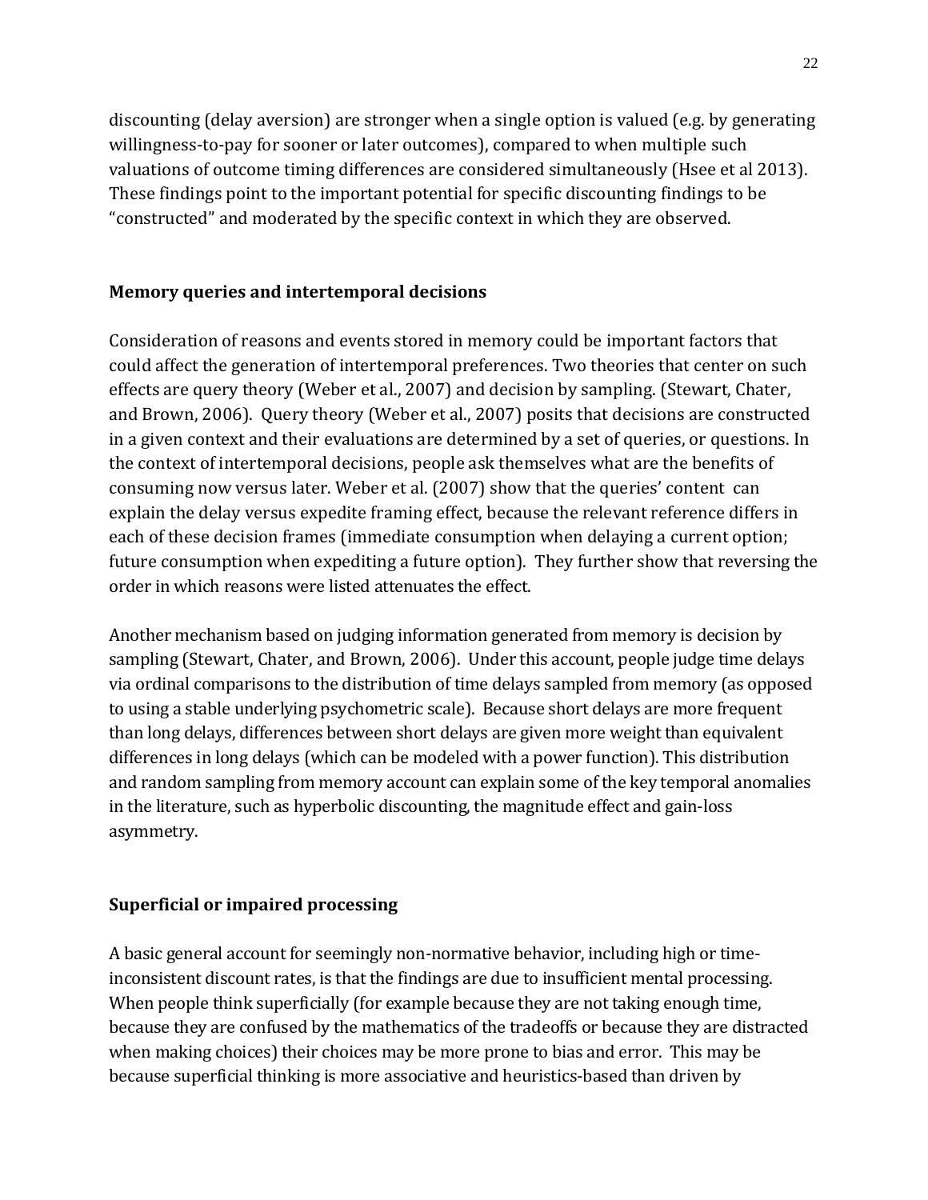discounting (delay aversion) are stronger when a single option is valued (e.g. by generating willingness-to-pay for sooner or later outcomes), compared to when multiple such valuations of outcome timing differences are considered simultaneously (Hsee et al 2013). These findings point to the important potential for specific discounting findings to be "constructed" and moderated by the specific context in which they are observed.

## Memory queries and intertemporal decisions

Consideration of reasons and events stored in memory could be important factors that could affect the generation of intertemporal preferences. Two theories that center on such effects are query theory (Weber et al., 2007) and decision by sampling. (Stewart, Chater, and Brown, 2006). Query theory (Weber et al., 2007) posits that decisions are constructed in a given context and their evaluations are determined by a set of queries, or questions. In the context of intertemporal decisions, people ask themselves what are the benefits of consuming now versus later. Weber et al. (2007) show that the queries' content can explain the delay versus expedite framing effect, because the relevant reference differs in each of these decision frames (immediate consumption when delaying a current option; future consumption when expediting a future option). They further show that reversing the order in which reasons were listed attenuates the effect.

Another mechanism based on judging information generated from memory is decision by sampling (Stewart, Chater, and Brown, 2006). Under this account, people judge time delays via ordinal comparisons to the distribution of time delays sampled from memory (as opposed to using a stable underlying psychometric scale). Because short delays are more frequent than long delays, differences between short delays are given more weight than equivalent differences in long delays (which can be modeled with a power function). This distribution and random sampling from memory account can explain some of the key temporal anomalies in the literature, such as hyperbolic discounting, the magnitude effect and gain-loss asymmetry.

## Superficial or impaired processing

A basic general account for seemingly non-normative behavior, including high or time-inconsistent discount rates, is that the findings are due to insufficient mental processing. When people think superficially (for example because they are not taking enough time, because they are confused by the mathematics of the tradeoffs or because they are distracted when making choices) their choices may be more prone to bias and error. This may be because superficial thinking is more associative and heuristics-based than driven by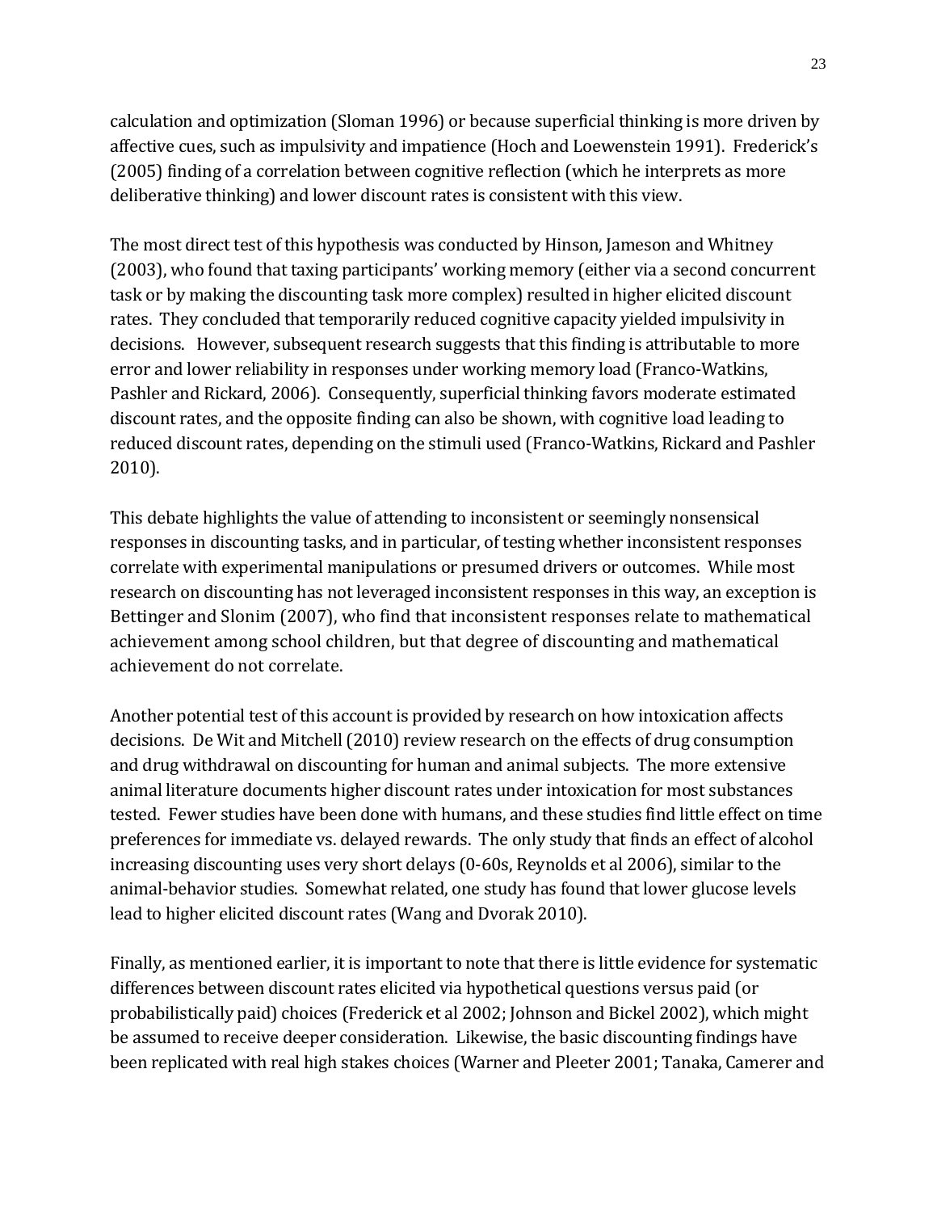calculation and optimization (Sloman 1996) or because superficial thinking is more driven by affective cues, such as impulsivity and impatience (Hoch and Loewenstein 1991). Frederick's (2005) finding of a correlation between cognitive reflection (which he interprets as more deliberative thinking) and lower discount rates is consistent with this view.

The most direct test of this hypothesis was conducted by Hinson, Jameson and Whitney (2003), who found that taxing participants' working memory (either via a second concurrent task or by making the discounting task more complex) resulted in higher elicited discount rates. They concluded that temporarily reduced cognitive capacity yielded impulsivity in decisions. However, subsequent research suggests that this finding is attributable to more error and lower reliability in responses under working memory load (Franco-Watkins, Pashler and Rickard, 2006). Consequently, superficial thinking favors moderate estimated discount rates, and the opposite finding can also be shown, with cognitive load leading to reduced discount rates, depending on the stimuli used (Franco-Watkins, Rickard and Pashler 2010).

This debate highlights the value of attending to inconsistent or seemingly nonsensical responses in discounting tasks, and in particular, of testing whether inconsistent responses correlate with experimental manipulations or presumed drivers or outcomes. While most research on discounting has not leveraged inconsistent responses in this way, an exception is Bettinger and Slonim (2007), who find that inconsistent responses relate to mathematical achievement among school children, but that degree of discounting and mathematical achievement do not correlate.

Another potential test of this account is provided by research on how intoxication affects decisions. De Wit and Mitchell (2010) review research on the effects of drug consumption and drug withdrawal on discounting for human and animal subjects. The more extensive animal literature documents higher discount rates under intoxication for most substances tested. Fewer studies have been done with humans, and these studies find little effect on time preferences for immediate vs. delayed rewards. The only study that finds an effect of alcohol increasing discounting uses very short delays (0-60s, Reynolds et al 2006), similar to the animal-behavior studies. Somewhat related, one study has found that lower glucose levels lead to higher elicited discount rates (Wang and Dvorak 2010).

Finally, as mentioned earlier, it is important to note that there is little evidence for systematic differences between discount rates elicited via hypothetical questions versus paid (or probabilistically paid) choices (Frederick et al 2002; Johnson and Bickel 2002), which might be assumed to receive deeper consideration. Likewise, the basic discounting findings have been replicated with real high stakes choices (Warner and Pleeter 2001; Tanaka, Camerer and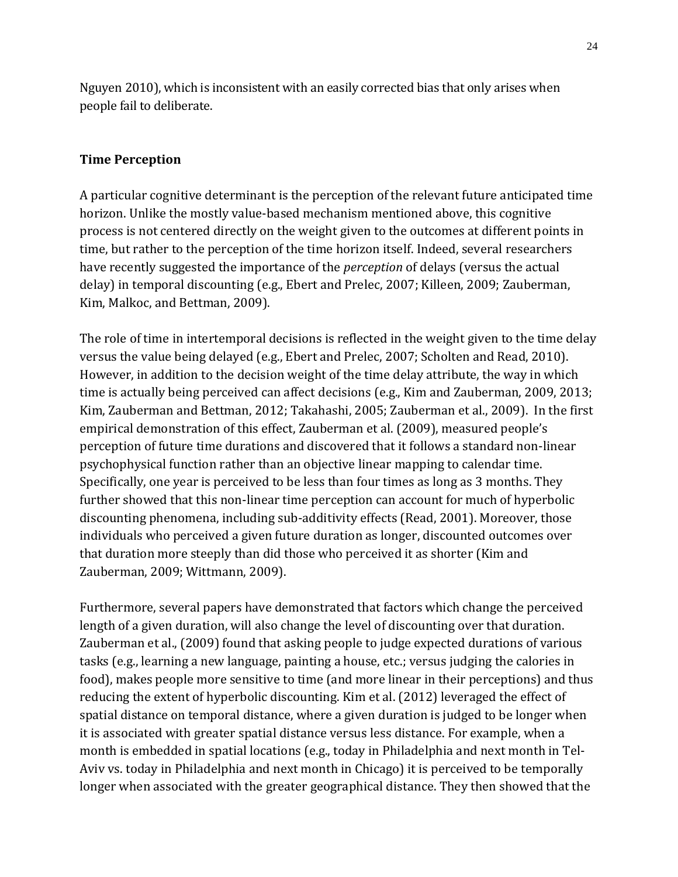Nguyen 2010), which is inconsistent with an easily corrected bias that only arises when people fail to deliberate.

## Time Perception

A particular cognitive determinant is the perception of the relevant future anticipated time horizon. Unlike the mostly value-based mechanism mentioned above, this cognitive process is not centered directly on the weight given to the outcomes at different points in time, but rather to the perception of the time horizon itself. Indeed, several researchers have recently suggested the importance of the *perception* of delays (versus the actual delay) in temporal discounting (e.g., Ebert and Prelec, 2007; Killeen, 2009; Zauberman, Kim, Malkoc, and Bettman, 2009).

The role of time in intertemporal decisions is reflected in the weight given to the time delay versus the value being delayed (e.g., Ebert and Prelec, 2007; Scholten and Read, 2010). However, in addition to the decision weight of the time delay attribute, the way in which time is actually being perceived can affect decisions (e.g., Kim and Zauberman, 2009, 2013; Kim, Zauberman and Bettman, 2012; Takahashi, 2005; Zauberman et al., 2009). In the first empirical demonstration of this effect, Zauberman et al. (2009), measured people's perception of future time durations and discovered that it follows a standard non-linear psychophysical function rather than an objective linear mapping to calendar time. Specifically, one year is perceived to be less than four times as long as 3 months. They further showed that this non-linear time perception can account for much of hyperbolic discounting phenomena, including sub-additivity effects (Read, 2001). Moreover, those individuals who perceived a given future duration as longer, discounted outcomes over that duration more steeply than did those who perceived it as shorter (Kim and Zauberman, 2009; Wittmann, 2009).

Furthermore, several papers have demonstrated that factors which change the perceived length of a given duration, will also change the level of discounting over that duration. Zauberman et al., (2009) found that asking people to judge expected durations of various tasks (e.g., learning a new language, painting a house, etc.; versus judging the calories in food), makes people more sensitive to time (and more linear in their perceptions) and thus reducing the extent of hyperbolic discounting. Kim et al. (2012) leveraged the effect of spatial distance on temporal distance, where a given duration is judged to be longer when it is associated with greater spatial distance versus less distance. For example, when a month is embedded in spatial locations (e.g., today in Philadelphia and next month in Tel-Aviv vs. today in Philadelphia and next month in Chicago) it is perceived to be temporally longer when associated with the greater geographical distance. They then showed that the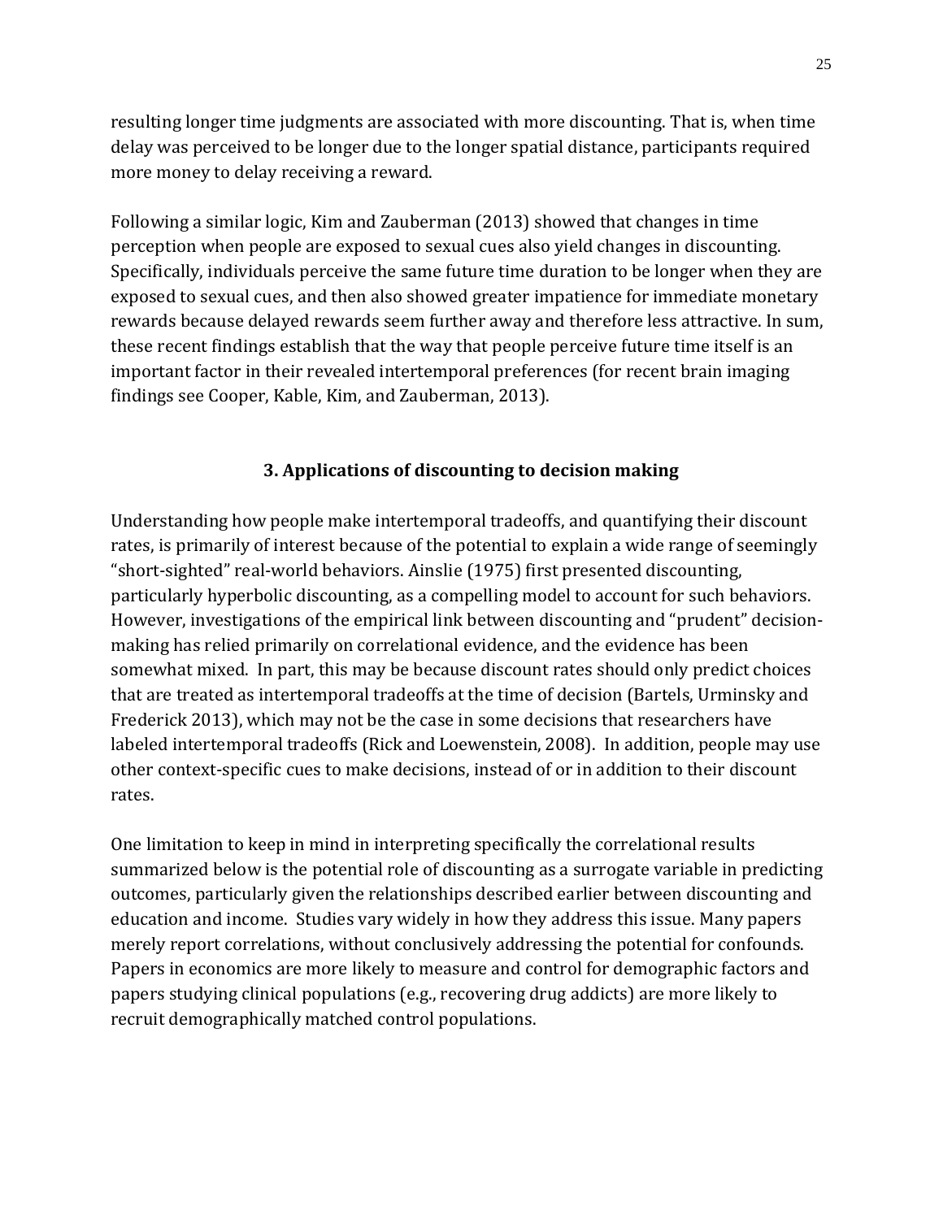resulting longer time judgments are associated with more discounting. That is, when time delay was perceived to be longer due to the longer spatial distance, participants required more money to delay receiving a reward.

Following a similar logic, Kim and Zauberman (2013) showed that changes in time perception when people are exposed to sexual cues also yield changes in discounting. Specifically, individuals perceive the same future time duration to be longer when they are exposed to sexual cues, and then also showed greater impatience for immediate monetary rewards because delayed rewards seem further away and therefore less attractive. In sum, these recent findings establish that the way that people perceive future time itself is an important factor in their revealed intertemporal preferences (for recent brain imaging findings see Cooper, Kable, Kim, and Zauberman, 2013).

## 3. Applications of discounting to decision making

Understanding how people make intertemporal tradeoffs, and quantifying their discount rates, is primarily of interest because of the potential to explain a wide range of seemingly "short-sighted" real-world behaviors. Ainslie (1975) first presented discounting, particularly hyperbolic discounting, as a compelling model to account for such behaviors. However, investigations of the empirical link between discounting and "prudent" decision-making has relied primarily on correlational evidence, and the evidence has been somewhat mixed. In part, this may be because discount rates should only predict choices that are treated as intertemporal tradeoffs at the time of decision (Bartels, Urminsky and Frederick 2013), which may not be the case in some decisions that researchers have labeled intertemporal tradeoffs (Rick and Loewenstein, 2008). In addition, people may use other context-specific cues to make decisions, instead of or in addition to their discount rates.

One limitation to keep in mind in interpreting specifically the correlational results summarized below is the potential role of discounting as a surrogate variable in predicting outcomes, particularly given the relationships described earlier between discounting and education and income. Studies vary widely in how they address this issue. Many papers merely report correlations, without conclusively addressing the potential for confounds. Papers in economics are more likely to measure and control for demographic factors and papers studying clinical populations (e.g., recovering drug addicts) are more likely to recruit demographically matched control populations.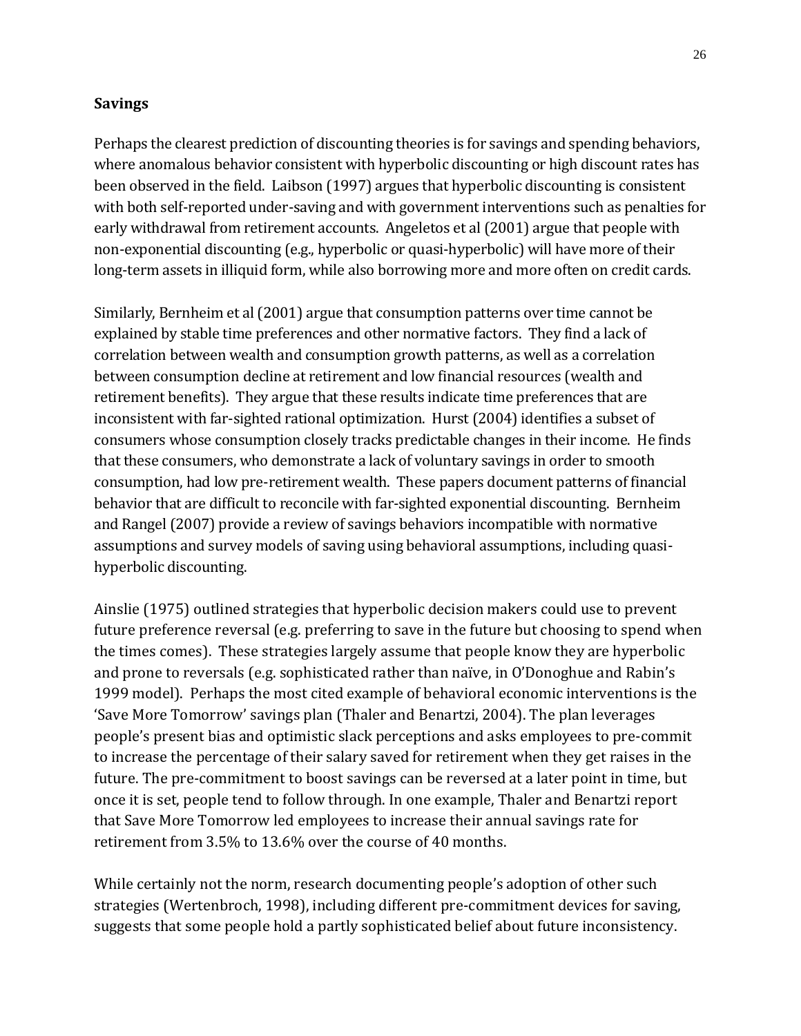**Savings**

Perhaps the clearest prediction of discounting theories is for savings and spending behaviors, where anomalous behavior consistent with hyperbolic discounting or high discount rates has been observed in the field. Laibson (1997) argues that hyperbolic discounting is consistent with both self-reported under-saving and with government interventions such as penalties for early withdrawal from retirement accounts. Angeletos et al (2001) argue that people with non-exponential discounting (e.g., hyperbolic or quasi-hyperbolic) will have more of their long-term assets in illiquid form, while also borrowing more and more often on credit cards.

Similarly, Bernheim et al (2001) argue that consumption patterns over time cannot be explained by stable time preferences and other normative factors. They find a lack of correlation between wealth and consumption growth patterns, as well as a correlation between consumption decline at retirement and low financial resources (wealth and retirement benefits). They argue that these results indicate time preferences that are inconsistent with far-sighted rational optimization. Hurst (2004) identifies a subset of consumers whose consumption closely tracks predictable changes in their income. He finds that these consumers, who demonstrate a lack of voluntary savings in order to smooth consumption, had low pre-retirement wealth. These papers document patterns of financial behavior that are difficult to reconcile with far-sighted exponential discounting. Bernheim and Rangel (2007) provide a review of savings behaviors incompatible with normative assumptions and survey models of saving using behavioral assumptions, including quasi-hyperbolic discounting.

Ainslie (1975) outlined strategies that hyperbolic decision makers could use to prevent future preference reversal (e.g. preferring to save in the future but choosing to spend when the times comes). These strategies largely assume that people know they are hyperbolic and prone to reversals (e.g. sophisticated rather than naïve, in O'Donoghue and Rabin's 1999 model). Perhaps the most cited example of behavioral economic interventions is the 'Save More Tomorrow' savings plan (Thaler and Benartzi, 2004). The plan leverages people's present bias and optimistic slack perceptions and asks employees to pre-commit to increase the percentage of their salary saved for retirement when they get raises in the future. The pre-commitment to boost savings can be reversed at a later point in time, but once it is set, people tend to follow through. In one example, Thaler and Benartzi report that Save More Tomorrow led employees to increase their annual savings rate for retirement from 3.5% to 13.6% over the course of 40 months.

While certainly not the norm, research documenting people's adoption of other such strategies (Wertenbroch, 1998), including different pre-commitment devices for saving, suggests that some people hold a partly sophisticated belief about future inconsistency.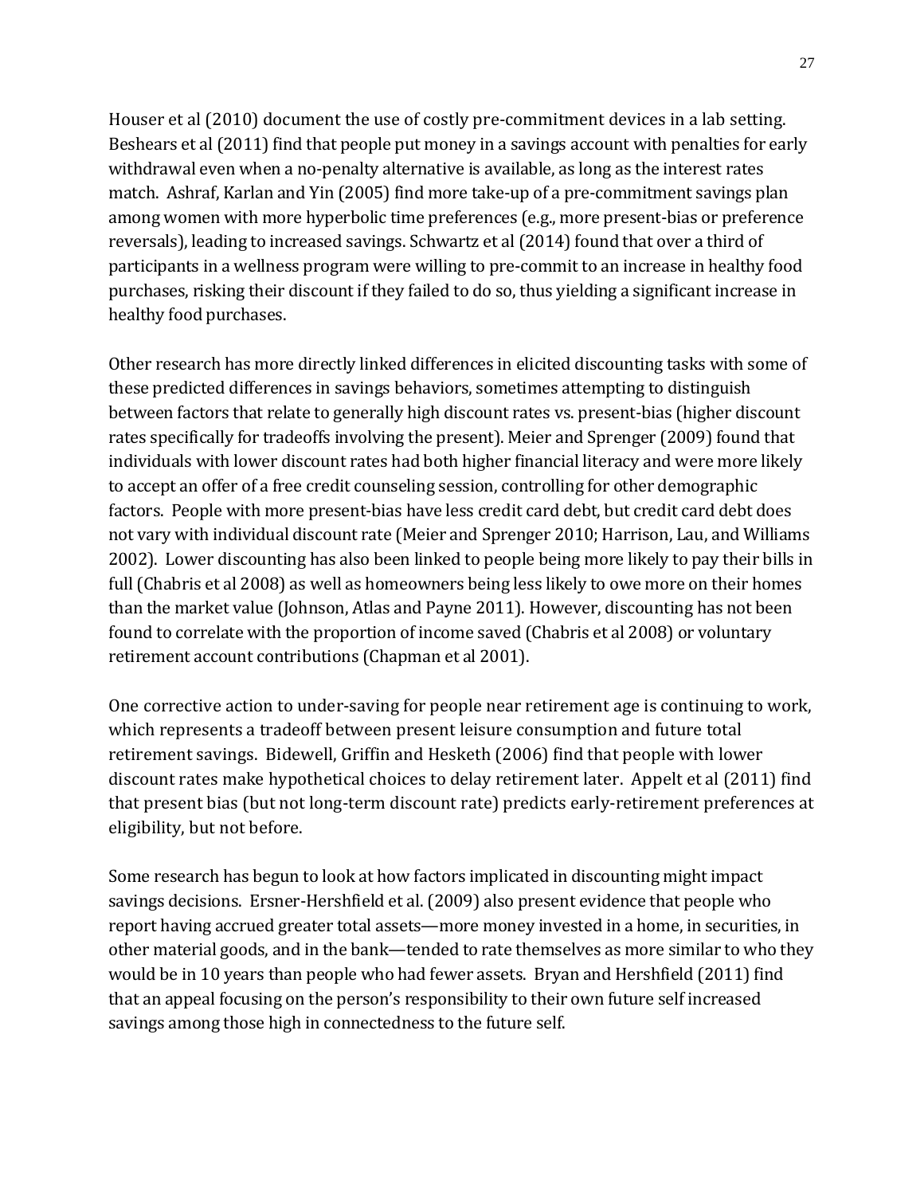Houser et al (2010) document the use of costly pre-commitment devices in a lab setting. Beshears et al (2011) find that people put money in a savings account with penalties for early withdrawal even when a no-penalty alternative is available, as long as the interest rates match. Ashraf, Karlan and Yin (2005) find more take-up of a pre-commitment savings plan among women with more hyperbolic time preferences (e.g., more present-bias or preference reversals), leading to increased savings. Schwartz et al (2014) found that over a third of participants in a wellness program were willing to pre-commit to an increase in healthy food purchases, risking their discount if they failed to do so, thus yielding a significant increase in healthy food purchases.

Other research has more directly linked differences in elicited discounting tasks with some of these predicted differences in savings behaviors, sometimes attempting to distinguish between factors that relate to generally high discount rates vs. present-bias (higher discount rates specifically for tradeoffs involving the present). Meier and Sprenger (2009) found that individuals with lower discount rates had both higher financial literacy and were more likely to accept an offer of a free credit counseling session, controlling for other demographic factors. People with more present-bias have less credit card debt, but credit card debt does not vary with individual discount rate (Meier and Sprenger 2010; Harrison, Lau, and Williams 2002). Lower discounting has also been linked to people being more likely to pay their bills in full (Chabris et al 2008) as well as homeowners being less likely to owe more on their homes than the market value (Johnson, Atlas and Payne 2011). However, discounting has not been found to correlate with the proportion of income saved (Chabris et al 2008) or voluntary retirement account contributions (Chapman et al 2001).

One corrective action to under-saving for people near retirement age is continuing to work, which represents a tradeoff between present leisure consumption and future total retirement savings. Bidewell, Griffin and Hesketh (2006) find that people with lower discount rates make hypothetical choices to delay retirement later. Appelt et al (2011) find that present bias (but not long-term discount rate) predicts early-retirement preferences at eligibility, but not before.

Some research has begun to look at how factors implicated in discounting might impact savings decisions. Ersner-Hershfield et al. (2009) also present evidence that people who report having accrued greater total assets—more money invested in a home, in securities, in other material goods, and in the bank—tended to rate themselves as more similar to who they would be in 10 years than people who had fewer assets. Bryan and Hershfield (2011) find that an appeal focusing on the person's responsibility to their own future self increased savings among those high in connectedness to the future self.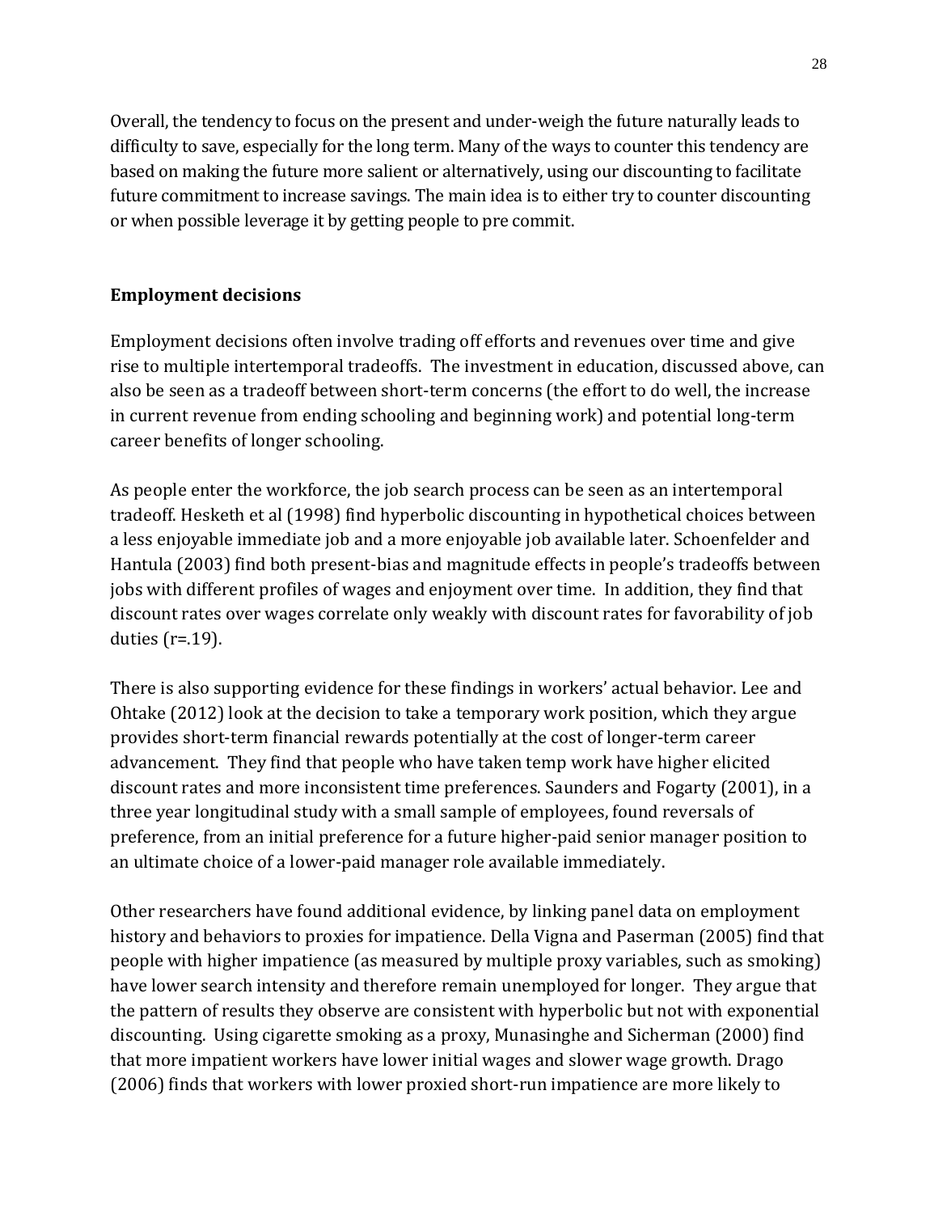Overall, the tendency to focus on the present and under-weigh the future naturally leads to difficulty to save, especially for the long term. Many of the ways to counter this tendency are based on making the future more salient or alternatively, using our discounting to facilitate future commitment to increase savings. The main idea is to either try to counter discounting or when possible leverage it by getting people to pre commit.

## Employment decisions

Employment decisions often involve trading off efforts and revenues over time and give rise to multiple intertemporal tradeoffs. The investment in education, discussed above, can also be seen as a tradeoff between short-term concerns (the effort to do well, the increase in current revenue from ending schooling and beginning work) and potential long-term career benefits of longer schooling.

As people enter the workforce, the job search process can be seen as an intertemporal tradeoff. Hesketh et al (1998) find hyperbolic discounting in hypothetical choices between a less enjoyable immediate job and a more enjoyable job available later. Schoenfelder and Hantula (2003) find both present-bias and magnitude effects in people's tradeoffs between jobs with different profiles of wages and enjoyment over time. In addition, they find that discount rates over wages correlate only weakly with discount rates for favorability of job duties (r=.19).

There is also supporting evidence for these findings in workers' actual behavior. Lee and Ohtake (2012) look at the decision to take a temporary work position, which they argue provides short-term financial rewards potentially at the cost of longer-term career advancement. They find that people who have taken temp work have higher elicited discount rates and more inconsistent time preferences. Saunders and Fogarty (2001), in a three year longitudinal study with a small sample of employees, found reversals of preference, from an initial preference for a future higher-paid senior manager position to an ultimate choice of a lower-paid manager role available immediately.

Other researchers have found additional evidence, by linking panel data on employment history and behaviors to proxies for impatience. Della Vigna and Paserman (2005) find that people with higher impatience (as measured by multiple proxy variables, such as smoking) have lower search intensity and therefore remain unemployed for longer. They argue that the pattern of results they observe are consistent with hyperbolic but not with exponential discounting. Using cigarette smoking as a proxy, Munasinghe and Sicherman (2000) find that more impatient workers have lower initial wages and slower wage growth. Drago (2006) finds that workers with lower proxied short-run impatience are more likely to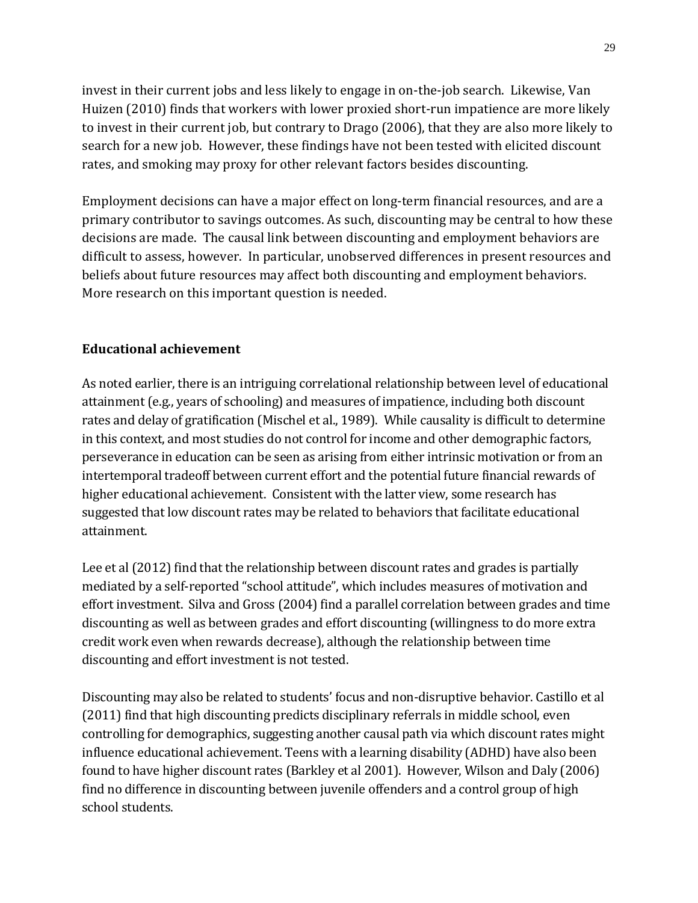invest in their current jobs and less likely to engage in on-the-job search. Likewise, Van Huizen (2010) finds that workers with lower proxied short-run impatience are more likely to invest in their current job, but contrary to Drago (2006), that they are also more likely to search for a new job. However, these findings have not been tested with elicited discount rates, and smoking may proxy for other relevant factors besides discounting.

Employment decisions can have a major effect on long-term financial resources, and are a primary contributor to savings outcomes. As such, discounting may be central to how these decisions are made. The causal link between discounting and employment behaviors are difficult to assess, however. In particular, unobserved differences in present resources and beliefs about future resources may affect both discounting and employment behaviors. More research on this important question is needed.

## Educational achievement

As noted earlier, there is an intriguing correlational relationship between level of educational attainment (e.g., years of schooling) and measures of impatience, including both discount rates and delay of gratification (Mischel et al., 1989). While causality is difficult to determine in this context, and most studies do not control for income and other demographic factors, perseverance in education can be seen as arising from either intrinsic motivation or from an intertemporal tradeoff between current effort and the potential future financial rewards of higher educational achievement. Consistent with the latter view, some research has suggested that low discount rates may be related to behaviors that facilitate educational attainment.

Lee et al (2012) find that the relationship between discount rates and grades is partially mediated by a self-reported "school attitude", which includes measures of motivation and effort investment. Silva and Gross (2004) find a parallel correlation between grades and time discounting as well as between grades and effort discounting (willingness to do more extra credit work even when rewards decrease), although the relationship between time discounting and effort investment is not tested.

Discounting may also be related to students' focus and non-disruptive behavior. Castillo et al (2011) find that high discounting predicts disciplinary referrals in middle school, even controlling for demographics, suggesting another causal path via which discount rates might influence educational achievement. Teens with a learning disability (ADHD) have also been found to have higher discount rates (Barkley et al 2001). However, Wilson and Daly (2006) find no difference in discounting between juvenile offenders and a control group of high school students.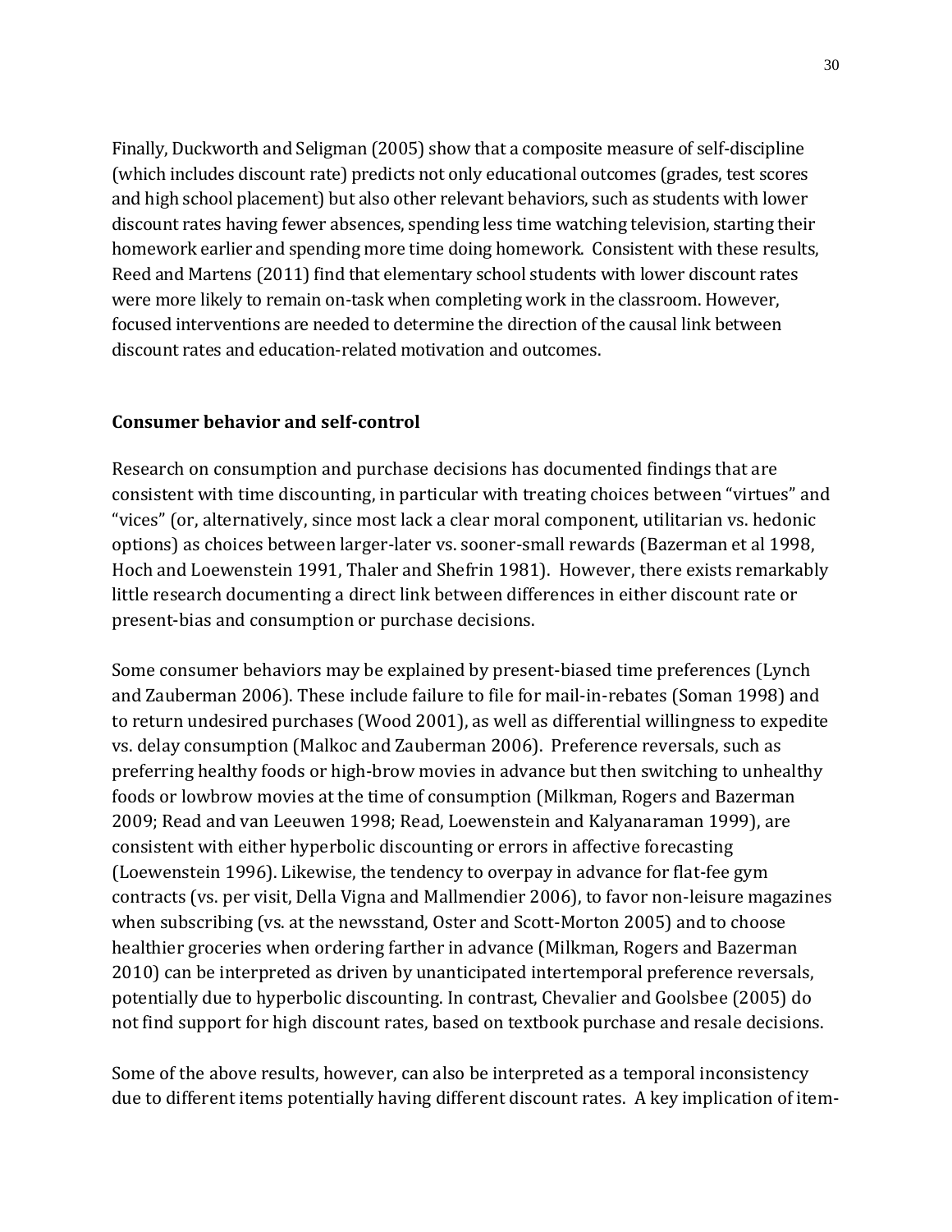Finally, Duckworth and Seligman (2005) show that a composite measure of self-discipline (which includes discount rate) predicts not only educational outcomes (grades, test scores and high school placement) but also other relevant behaviors, such as students with lower discount rates having fewer absences, spending less time watching television, starting their homework earlier and spending more time doing homework. Consistent with these results, Reed and Martens (2011) find that elementary school students with lower discount rates were more likely to remain on-task when completing work in the classroom. However, focused interventions are needed to determine the direction of the causal link between discount rates and education-related motivation and outcomes.

**Consumer behavior and self-control**

Research on consumption and purchase decisions has documented findings that are consistent with time discounting, in particular with treating choices between "virtues" and "vices" (or, alternatively, since most lack a clear moral component, utilitarian vs. hedonic options) as choices between larger-later vs. sooner-small rewards (Bazerman et al 1998, Hoch and Loewenstein 1991, Thaler and Shefrin 1981). However, there exists remarkably little research documenting a direct link between differences in either discount rate or present-bias and consumption or purchase decisions.

Some consumer behaviors may be explained by present-biased time preferences (Lynch and Zauberman 2006). These include failure to file for mail-in-rebates (Soman 1998) and to return undesired purchases (Wood 2001), as well as differential willingness to expedite vs. delay consumption (Malkoc and Zauberman 2006). Preference reversals, such as preferring healthy foods or high-brow movies in advance but then switching to unhealthy foods or lowbrow movies at the time of consumption (Milkman, Rogers and Bazerman 2009; Read and van Leeuwen 1998; Read, Loewenstein and Kalyanaraman 1999), are consistent with either hyperbolic discounting or errors in affective forecasting (Loewenstein 1996). Likewise, the tendency to overpay in advance for flat-fee gym contracts (vs. per visit, Della Vigna and Mallmendier 2006), to favor non-leisure magazines when subscribing (vs. at the newsstand, Oster and Scott-Morton 2005) and to choose healthier groceries when ordering farther in advance (Milkman, Rogers and Bazerman 2010) can be interpreted as driven by unanticipated intertemporal preference reversals, potentially due to hyperbolic discounting. In contrast, Chevalier and Goolsbee (2005) do not find support for high discount rates, based on textbook purchase and resale decisions.

Some of the above results, however, can also be interpreted as a temporal inconsistency due to different items potentially having different discount rates. A key implication of item-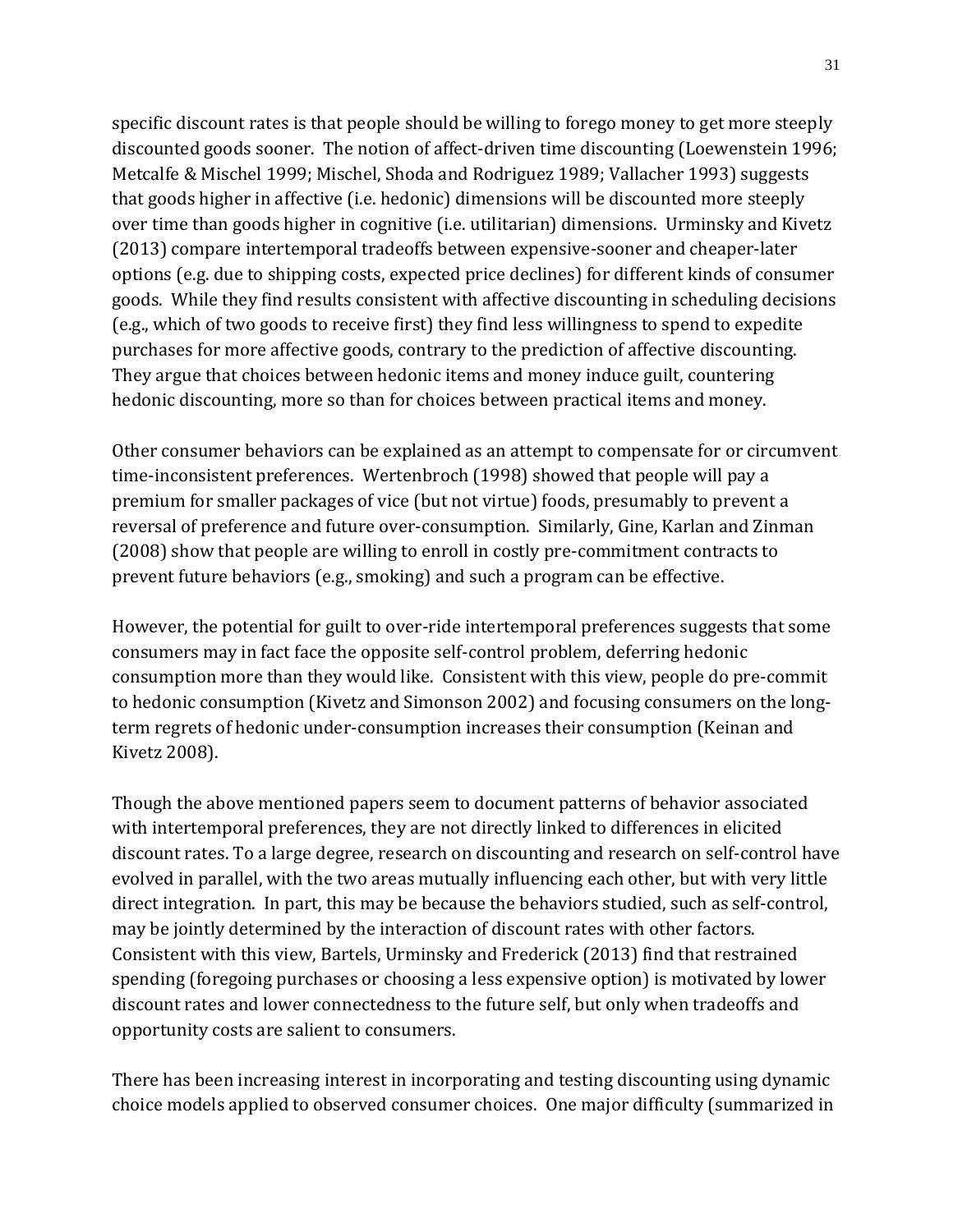specific discount rates is that people should be willing to forego money to get more steeply discounted goods sooner. The notion of affect-driven time discounting (Loewenstein 1996; Metcalfe & Mischel 1999; Mischel, Shoda and Rodriguez 1989; Vallacher 1993) suggests that goods higher in affective (i.e. hedonic) dimensions will be discounted more steeply over time than goods higher in cognitive (i.e. utilitarian) dimensions. Urminsky and Kivetz (2013) compare intertemporal tradeoffs between expensive-sooner and cheaper-later options (e.g. due to shipping costs, expected price declines) for different kinds of consumer goods. While they find results consistent with affective discounting in scheduling decisions (e.g., which of two goods to receive first) they find less willingness to spend to expedite purchases for more affective goods, contrary to the prediction of affective discounting. They argue that choices between hedonic items and money induce guilt, countering hedonic discounting, more so than for choices between practical items and money.

Other consumer behaviors can be explained as an attempt to compensate for or circumvent time-inconsistent preferences. Wertenbroch (1998) showed that people will pay a premium for smaller packages of vice (but not virtue) foods, presumably to prevent a reversal of preference and future over-consumption. Similarly, Gine, Karlan and Zinman (2008) show that people are willing to enroll in costly pre-commitment contracts to prevent future behaviors (e.g., smoking) and such a program can be effective.

However, the potential for guilt to over-ride intertemporal preferences suggests that some consumers may in fact face the opposite self-control problem, deferring hedonic consumption more than they would like. Consistent with this view, people do pre-commit to hedonic consumption (Kivetz and Simonson 2002) and focusing consumers on the long-term regrets of hedonic under-consumption increases their consumption (Keinan and Kivetz 2008).

Though the above mentioned papers seem to document patterns of behavior associated with intertemporal preferences, they are not directly linked to differences in elicited discount rates. To a large degree, research on discounting and research on self-control have evolved in parallel, with the two areas mutually influencing each other, but with very little direct integration. In part, this may be because the behaviors studied, such as self-control, may be jointly determined by the interaction of discount rates with other factors. Consistent with this view, Bartels, Urminsky and Frederick (2013) find that restrained spending (foregoing purchases or choosing a less expensive option) is motivated by lower discount rates and lower connectedness to the future self, but only when tradeoffs and opportunity costs are salient to consumers.

There has been increasing interest in incorporating and testing discounting using dynamic choice models applied to observed consumer choices. One major difficulty (summarized in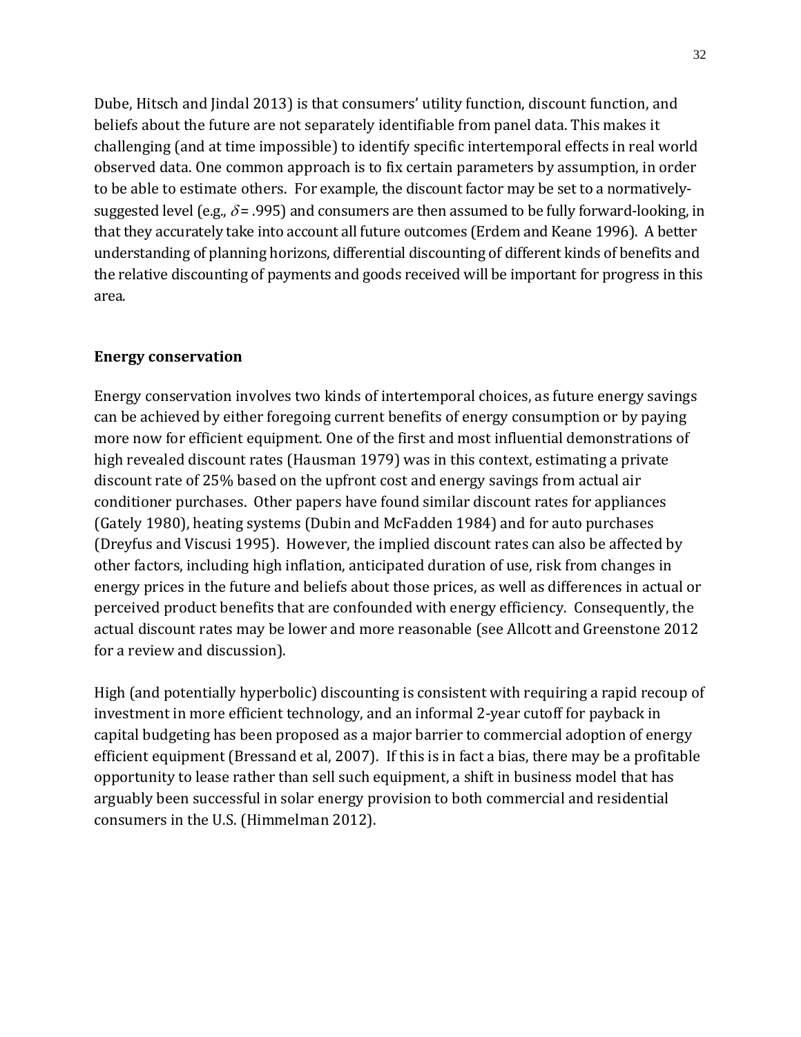Dube, Hitsch and Jindal 2013) is that consumers' utility function, discount function, and beliefs about the future are not separately identifiable from panel data. This makes it challenging (and at time impossible) to identify specific intertemporal effects in real world observed data. One common approach is to fix certain parameters by assumption, in order to be able to estimate others. For example, the discount factor may be set to a normatively-suggested level (e.g., $\delta = .995$) and consumers are then assumed to be fully forward-looking, in that they accurately take into account all future outcomes (Erdem and Keane 1996). A better understanding of planning horizons, differential discounting of different kinds of benefits and the relative discounting of payments and goods received will be important for progress in this area.

**Energy conservation**

Energy conservation involves two kinds of intertemporal choices, as future energy savings can be achieved by either foregoing current benefits of energy consumption or by paying more now for efficient equipment. One of the first and most influential demonstrations of high revealed discount rates (Hausman 1979) was in this context, estimating a private discount rate of 25% based on the upfront cost and energy savings from actual air conditioner purchases. Other papers have found similar discount rates for appliances (Gately 1980), heating systems (Dubin and McFadden 1984) and for auto purchases (Dreyfus and Viscusi 1995). However, the implied discount rates can also be affected by other factors, including high inflation, anticipated duration of use, risk from changes in energy prices in the future and beliefs about those prices, as well as differences in actual or perceived product benefits that are confounded with energy efficiency. Consequently, the actual discount rates may be lower and more reasonable (see Allcott and Greenstone 2012 for a review and discussion).

High (and potentially hyperbolic) discounting is consistent with requiring a rapid recoup of investment in more efficient technology, and an informal 2-year cutoff for payback in capital budgeting has been proposed as a major barrier to commercial adoption of energy efficient equipment (Bressand et al, 2007). If this is in fact a bias, there may be a profitable opportunity to lease rather than sell such equipment, a shift in business model that has arguably been successful in solar energy provision to both commercial and residential consumers in the U.S. (Himmelman 2012).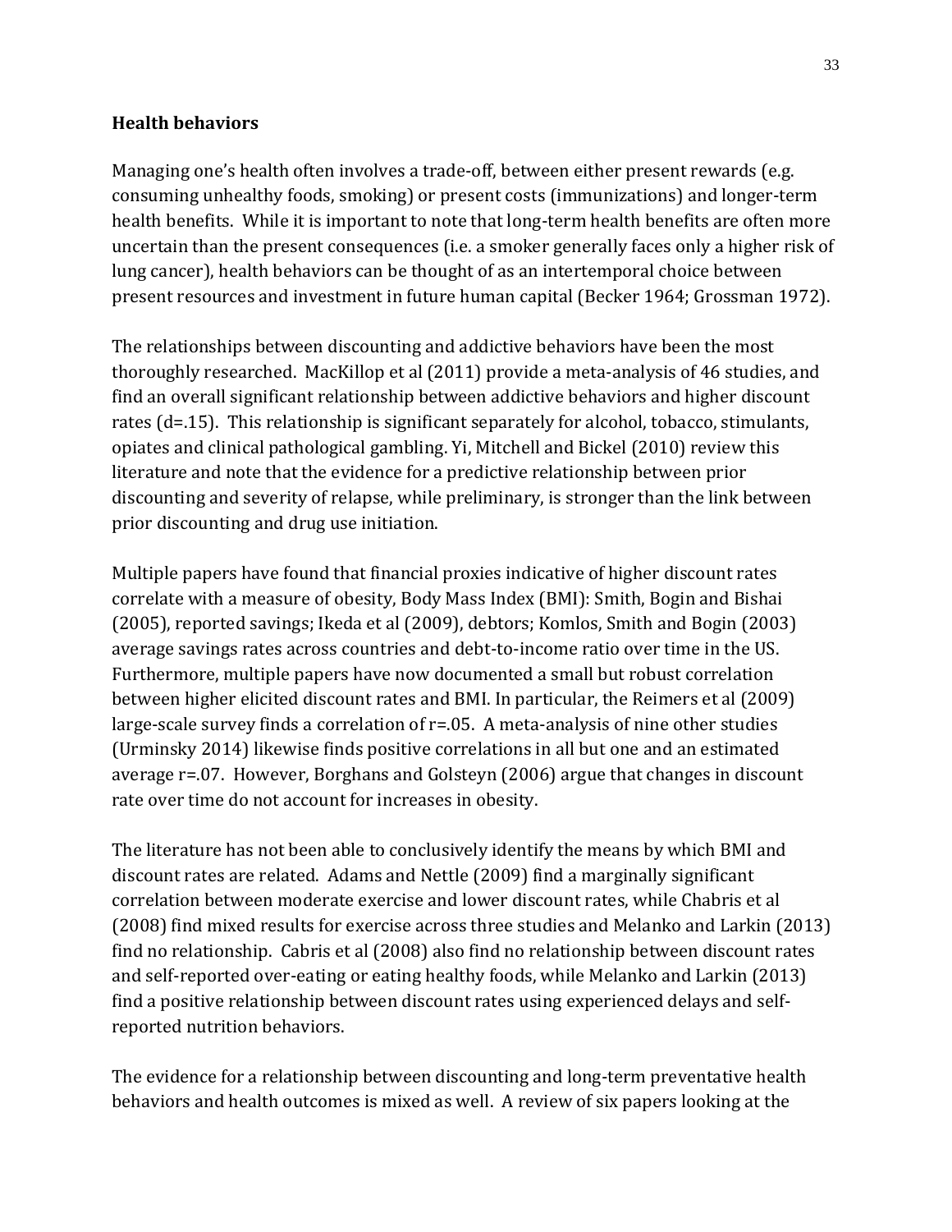**Health behaviors**

Managing one's health often involves a trade-off, between either present rewards (e.g. consuming unhealthy foods, smoking) or present costs (immunizations) and longer-term health benefits. While it is important to note that long-term health benefits are often more uncertain than the present consequences (i.e. a smoker generally faces only a higher risk of lung cancer), health behaviors can be thought of as an intertemporal choice between present resources and investment in future human capital (Becker 1964; Grossman 1972).

The relationships between discounting and addictive behaviors have been the most thoroughly researched. MacKillop et al (2011) provide a meta-analysis of 46 studies, and find an overall significant relationship between addictive behaviors and higher discount rates (d=.15). This relationship is significant separately for alcohol, tobacco, stimulants, opiates and clinical pathological gambling. Yi, Mitchell and Bickel (2010) review this literature and note that the evidence for a predictive relationship between prior discounting and severity of relapse, while preliminary, is stronger than the link between prior discounting and drug use initiation.

Multiple papers have found that financial proxies indicative of higher discount rates correlate with a measure of obesity, Body Mass Index (BMI): Smith, Bogin and Bishai (2005), reported savings; Ikeda et al (2009), debtors; Komlos, Smith and Bogin (2003) average savings rates across countries and debt-to-income ratio over time in the US. Furthermore, multiple papers have now documented a small but robust correlation between higher elicited discount rates and BMI. In particular, the Reimers et al (2009) large-scale survey finds a correlation of r=.05. A meta-analysis of nine other studies (Urminsky 2014) likewise finds positive correlations in all but one and an estimated average r=.07. However, Borghans and Golsteyn (2006) argue that changes in discount rate over time do not account for increases in obesity.

The literature has not been able to conclusively identify the means by which BMI and discount rates are related. Adams and Nettle (2009) find a marginally significant correlation between moderate exercise and lower discount rates, while Chabris et al (2008) find mixed results for exercise across three studies and Melanko and Larkin (2013) find no relationship. Cabris et al (2008) also find no relationship between discount rates and self-reported over-eating or eating healthy foods, while Melanko and Larkin (2013) find a positive relationship between discount rates using experienced delays and self-reported nutrition behaviors.

The evidence for a relationship between discounting and long-term preventative health behaviors and health outcomes is mixed as well. A review of six papers looking at the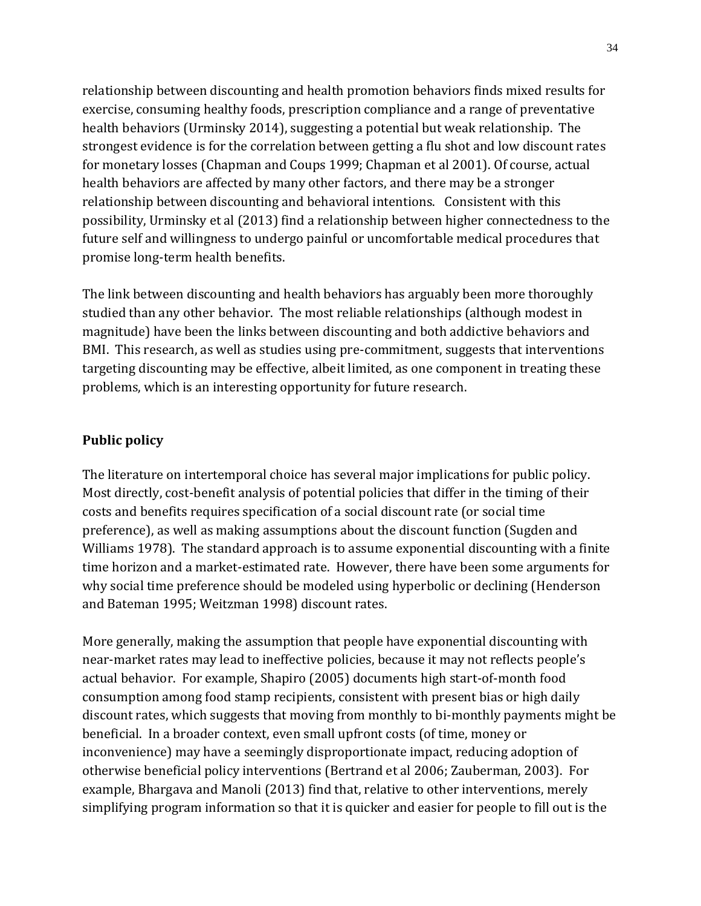relationship between discounting and health promotion behaviors finds mixed results for exercise, consuming healthy foods, prescription compliance and a range of preventative health behaviors (Urminsky 2014), suggesting a potential but weak relationship. The strongest evidence is for the correlation between getting a flu shot and low discount rates for monetary losses (Chapman and Coups 1999; Chapman et al 2001). Of course, actual health behaviors are affected by many other factors, and there may be a stronger relationship between discounting and behavioral intentions. Consistent with this possibility, Urminsky et al (2013) find a relationship between higher connectedness to the future self and willingness to undergo painful or uncomfortable medical procedures that promise long-term health benefits.

The link between discounting and health behaviors has arguably been more thoroughly studied than any other behavior. The most reliable relationships (although modest in magnitude) have been the links between discounting and both addictive behaviors and BMI. This research, as well as studies using pre-commitment, suggests that interventions targeting discounting may be effective, albeit limited, as one component in treating these problems, which is an interesting opportunity for future research.

**Public policy**

The literature on intertemporal choice has several major implications for public policy. Most directly, cost-benefit analysis of potential policies that differ in the timing of their costs and benefits requires specification of a social discount rate (or social time preference), as well as making assumptions about the discount function (Sugden and Williams 1978). The standard approach is to assume exponential discounting with a finite time horizon and a market-estimated rate. However, there have been some arguments for why social time preference should be modeled using hyperbolic or declining (Henderson and Bateman 1995; Weitzman 1998) discount rates.

More generally, making the assumption that people have exponential discounting with near-market rates may lead to ineffective policies, because it may not reflects people's actual behavior. For example, Shapiro (2005) documents high start-of-month food consumption among food stamp recipients, consistent with present bias or high daily discount rates, which suggests that moving from monthly to bi-monthly payments might be beneficial. In a broader context, even small upfront costs (of time, money or inconvenience) may have a seemingly disproportionate impact, reducing adoption of otherwise beneficial policy interventions (Bertrand et al 2006; Zauberman, 2003). For example, Bhargava and Manoli (2013) find that, relative to other interventions, merely simplifying program information so that it is quicker and easier for people to fill out is the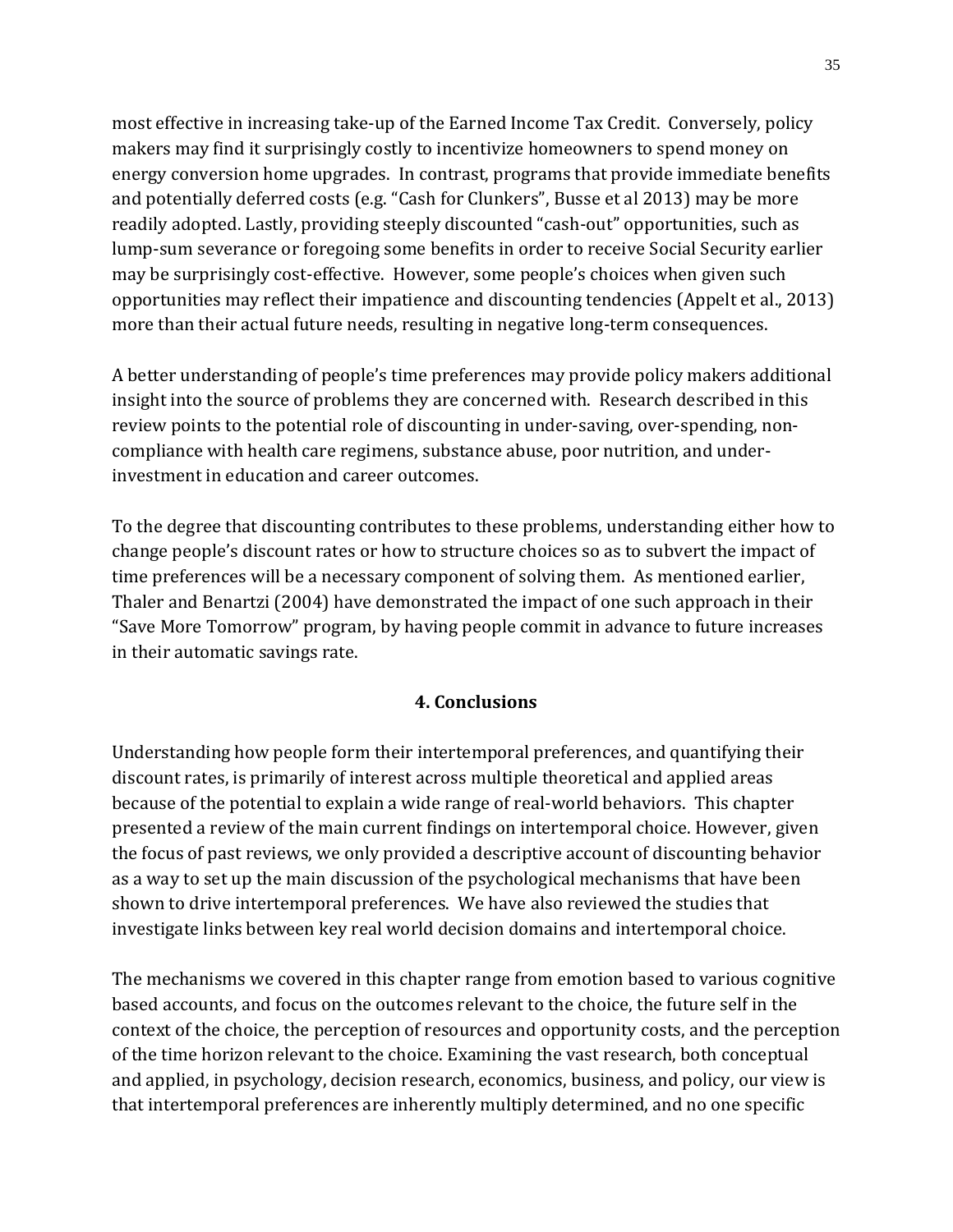most effective in increasing take-up of the Earned Income Tax Credit. Conversely, policy makers may find it surprisingly costly to incentivize homeowners to spend money on energy conversion home upgrades. In contrast, programs that provide immediate benefits and potentially deferred costs (e.g. "Cash for Clunkers", Busse et al 2013) may be more readily adopted. Lastly, providing steeply discounted "cash-out" opportunities, such as lump-sum severance or foregoing some benefits in order to receive Social Security earlier may be surprisingly cost-effective. However, some people's choices when given such opportunities may reflect their impatience and discounting tendencies (Appelt et al., 2013) more than their actual future needs, resulting in negative long-term consequences.

A better understanding of people's time preferences may provide policy makers additional insight into the source of problems they are concerned with. Research described in this review points to the potential role of discounting in under-saving, over-spending, non-compliance with health care regimens, substance abuse, poor nutrition, and under-investment in education and career outcomes.

To the degree that discounting contributes to these problems, understanding either how to change people's discount rates or how to structure choices so as to subvert the impact of time preferences will be a necessary component of solving them. As mentioned earlier, Thaler and Benartzi (2004) have demonstrated the impact of one such approach in their "Save More Tomorrow" program, by having people commit in advance to future increases in their automatic savings rate.

## 4. Conclusions

Understanding how people form their intertemporal preferences, and quantifying their discount rates, is primarily of interest across multiple theoretical and applied areas because of the potential to explain a wide range of real-world behaviors. This chapter presented a review of the main current findings on intertemporal choice. However, given the focus of past reviews, we only provided a descriptive account of discounting behavior as a way to set up the main discussion of the psychological mechanisms that have been shown to drive intertemporal preferences. We have also reviewed the studies that investigate links between key real world decision domains and intertemporal choice.

The mechanisms we covered in this chapter range from emotion based to various cognitive based accounts, and focus on the outcomes relevant to the choice, the future self in the context of the choice, the perception of resources and opportunity costs, and the perception of the time horizon relevant to the choice. Examining the vast research, both conceptual and applied, in psychology, decision research, economics, business, and policy, our view is that intertemporal preferences are inherently multiply determined, and no one specific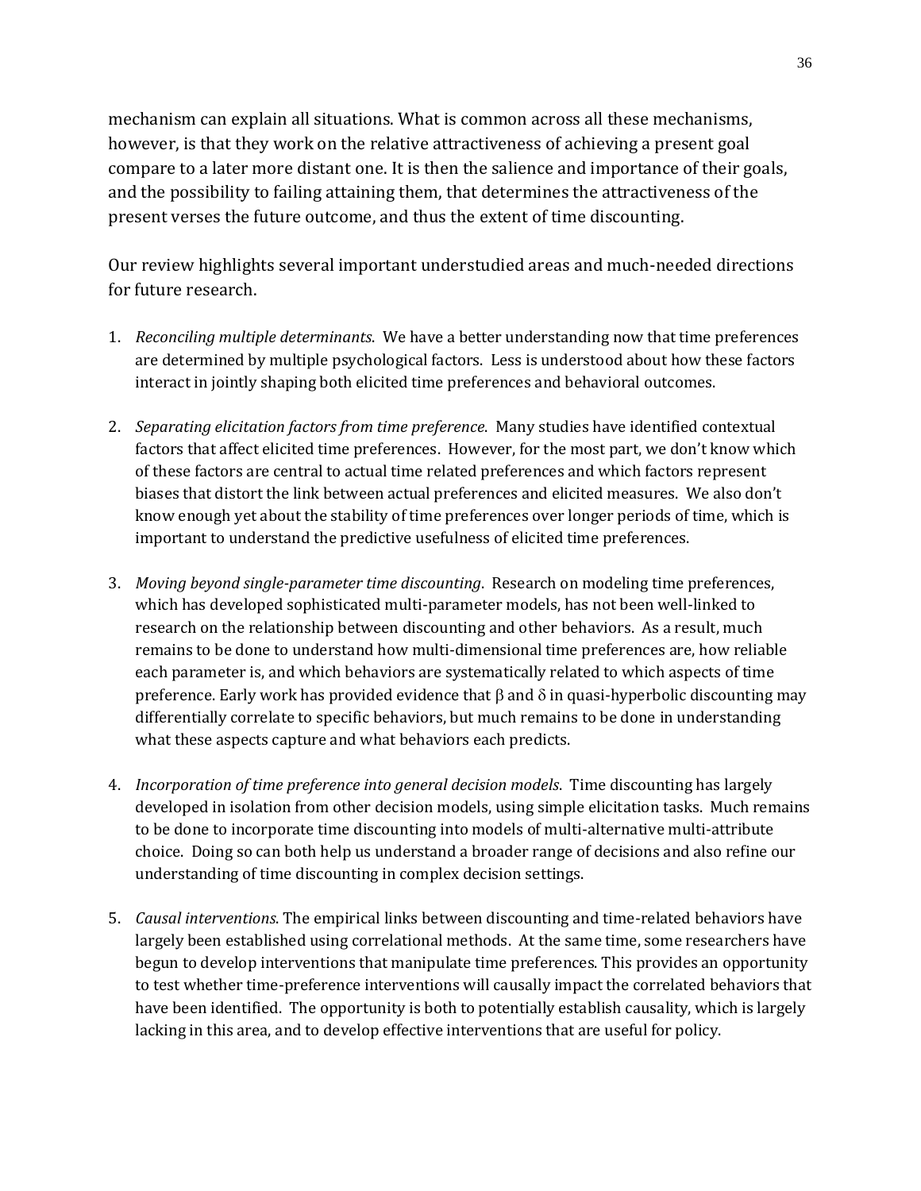mechanism can explain all situations. What is common across all these mechanisms, however, is that they work on the relative attractiveness of achieving a present goal compare to a later more distant one. It is then the salience and importance of their goals, and the possibility to failing attaining them, that determines the attractiveness of the present verses the future outcome, and thus the extent of time discounting.

Our review highlights several important understudied areas and much-needed directions for future research.

1. *Reconciling multiple determinants*. We have a better understanding now that time preferences are determined by multiple psychological factors. Less is understood about how these factors interact in jointly shaping both elicited time preferences and behavioral outcomes.

2. *Separating elicitation factors from time preference*. Many studies have identified contextual factors that affect elicited time preferences. However, for the most part, we don't know which of these factors are central to actual time related preferences and which factors represent biases that distort the link between actual preferences and elicited measures. We also don't know enough yet about the stability of time preferences over longer periods of time, which is important to understand the predictive usefulness of elicited time preferences.

3. *Moving beyond single-parameter time discounting*. Research on modeling time preferences, which has developed sophisticated multi-parameter models, has not been well-linked to research on the relationship between discounting and other behaviors. As a result, much remains to be done to understand how multi-dimensional time preferences are, how reliable each parameter is, and which behaviors are systematically related to which aspects of time preference. Early work has provided evidence that $\beta$ and $\delta$ in quasi-hyperbolic discounting may differentially correlate to specific behaviors, but much remains to be done in understanding what these aspects capture and what behaviors each predicts.

4. *Incorporation of time preference into general decision models*. Time discounting has largely developed in isolation from other decision models, using simple elicitation tasks. Much remains to be done to incorporate time discounting into models of multi-alternative multi-attribute choice. Doing so can both help us understand a broader range of decisions and also refine our understanding of time discounting in complex decision settings.

5. *Causal interventions*. The empirical links between discounting and time-related behaviors have largely been established using correlational methods. At the same time, some researchers have begun to develop interventions that manipulate time preferences. This provides an opportunity to test whether time-preference interventions will causally impact the correlated behaviors that have been identified. The opportunity is both to potentially establish causality, which is largely lacking in this area, and to develop effective interventions that are useful for policy.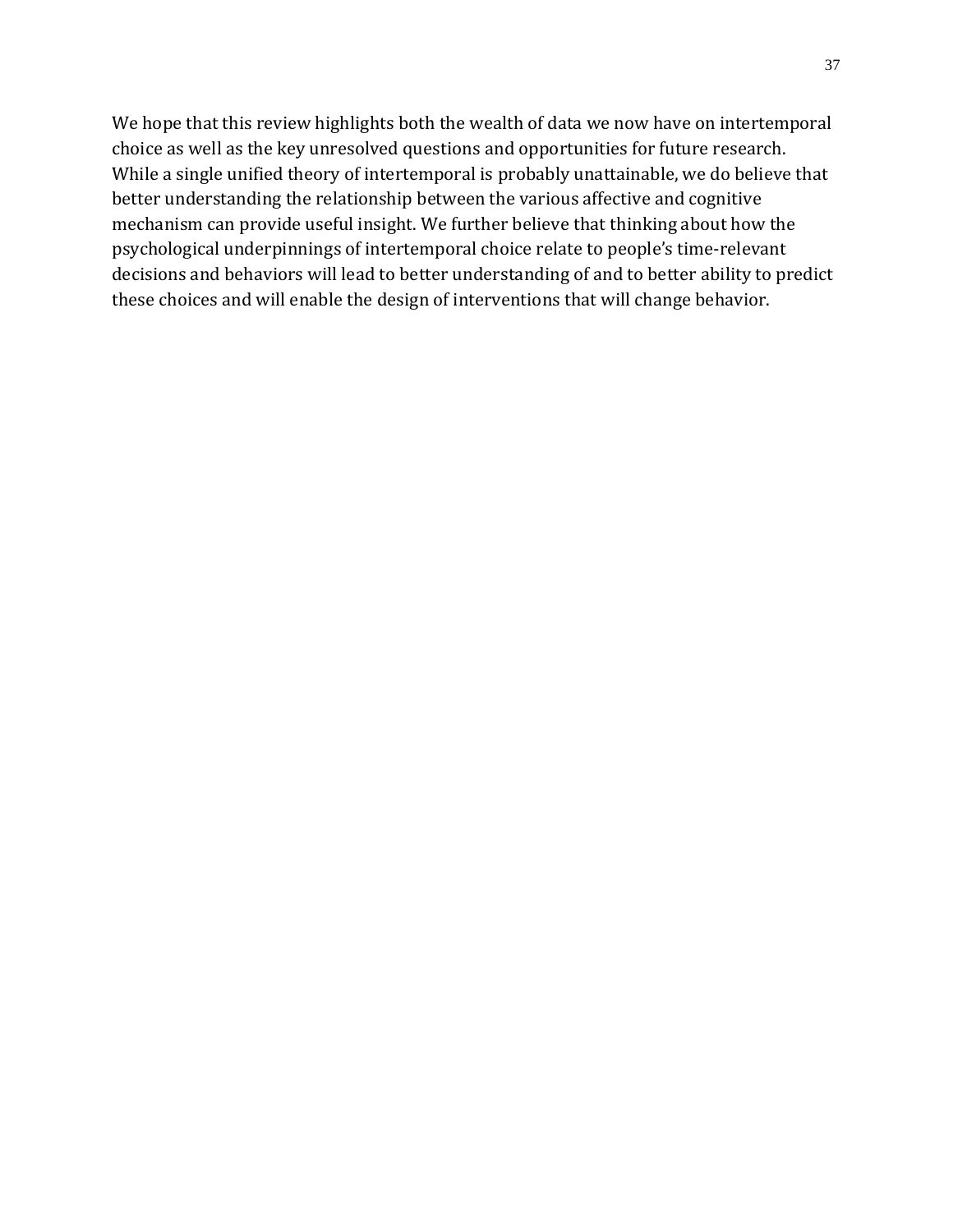We hope that this review highlights both the wealth of data we now have on intertemporal choice as well as the key unresolved questions and opportunities for future research. While a single unified theory of intertemporal is probably unattainable, we do believe that better understanding the relationship between the various affective and cognitive mechanism can provide useful insight. We further believe that thinking about how the psychological underpinnings of intertemporal choice relate to people's time-relevant decisions and behaviors will lead to better understanding of and to better ability to predict these choices and will enable the design of interventions that will change behavior.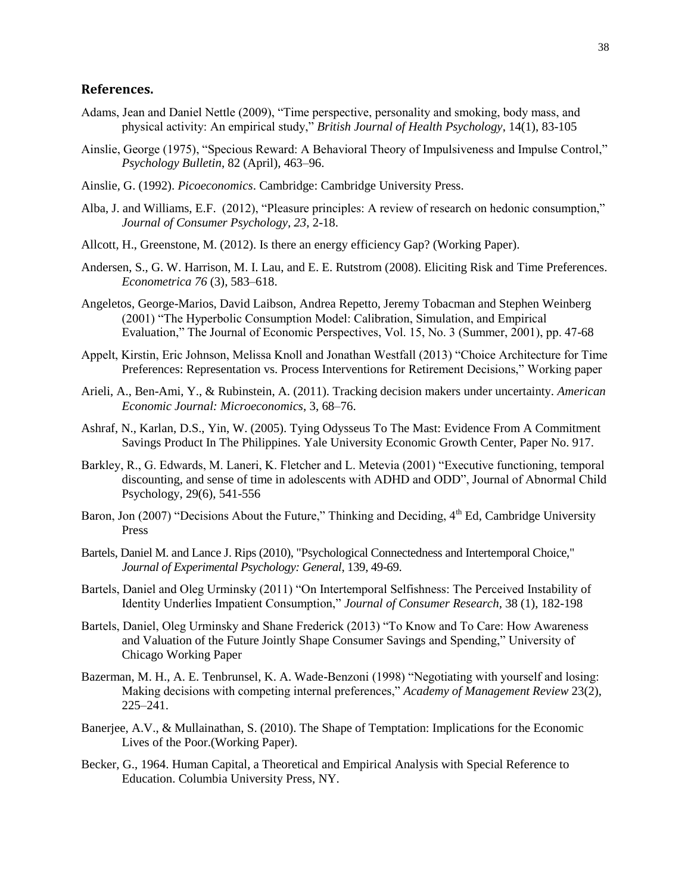## References.

Adams, Jean and Daniel Nettle (2009), “Time perspective, personality and smoking, body mass, and physical activity: An empirical study,” *British Journal of Health Psychology*, 14(1), 83-105

Ainslie, George (1975), “Specious Reward: A Behavioral Theory of Impulsiveness and Impulse Control,” *Psychology Bulletin*, 82 (April), 463–96.

Ainslie, G. (1992). *Picoeconomics*. Cambridge: Cambridge University Press.

Alba, J. and Williams, E.F. (2012), “Pleasure principles: A review of research on hedonic consumption,” *Journal of Consumer Psychology, 23*, 2-18.

Allcott, H., Greenstone, M. (2012). Is there an energy efficiency Gap? (Working Paper).

Andersen, S., G. W. Harrison, M. I. Lau, and E. E. Rutstrom (2008). Eliciting Risk and Time Preferences. *Econometrica 76* (3), 583–618.

Angeletos, George-Marios, David Laibson, Andrea Repetto, Jeremy Tobacman and Stephen Weinberg (2001) “The Hyperbolic Consumption Model: Calibration, Simulation, and Empirical Evaluation,” The Journal of Economic Perspectives, Vol. 15, No. 3 (Summer, 2001), pp. 47-68

Appelt, Kirstin, Eric Johnson, Melissa Knoll and Jonathan Westfall (2013) “Choice Architecture for Time Preferences: Representation vs. Process Interventions for Retirement Decisions,” Working paper

Arieli, A., Ben-Ami, Y., & Rubinstein, A. (2011). Tracking decision makers under uncertainty. *American Economic Journal: Microeconomics*, 3, 68–76.

Ashraf, N., Karlan, D.S., Yin, W. (2005). Tying Odysseus To The Mast: Evidence From A Commitment Savings Product In The Philippines. Yale University Economic Growth Center, Paper No. 917.

Barkley, R., G. Edwards, M. Laneri, K. Fletcher and L. Metevia (2001) “Executive functioning, temporal discounting, and sense of time in adolescents with ADHD and ODD”, Journal of Abnormal Child Psychology, 29(6), 541-556

Baron, Jon (2007) “Decisions About the Future,” Thinking and Deciding, 4th Ed, Cambridge University Press

Bartels, Daniel M. and Lance J. Rips (2010), "Psychological Connectedness and Intertemporal Choice," *Journal of Experimental Psychology: General*, 139, 49-69.

Bartels, Daniel and Oleg Urminsky (2011) “On Intertemporal Selfishness: The Perceived Instability of Identity Underlies Impatient Consumption,” *Journal of Consumer Research*, 38 (1), 182-198

Bartels, Daniel, Oleg Urminsky and Shane Frederick (2013) “To Know and To Care: How Awareness and Valuation of the Future Jointly Shape Consumer Savings and Spending,” University of Chicago Working Paper

Bazerman, M. H., A. E. Tenbrunsel, K. A. Wade-Benzoni (1998) “Negotiating with yourself and losing: Making decisions with competing internal preferences,” *Academy of Management Review* 23(2), 225–241.

Banerjee, A.V., & Mullainathan, S. (2010). The Shape of Temptation: Implications for the Economic Lives of the Poor.(Working Paper).

Becker, G., 1964. Human Capital, a Theoretical and Empirical Analysis with Special Reference to Education. Columbia University Press, NY.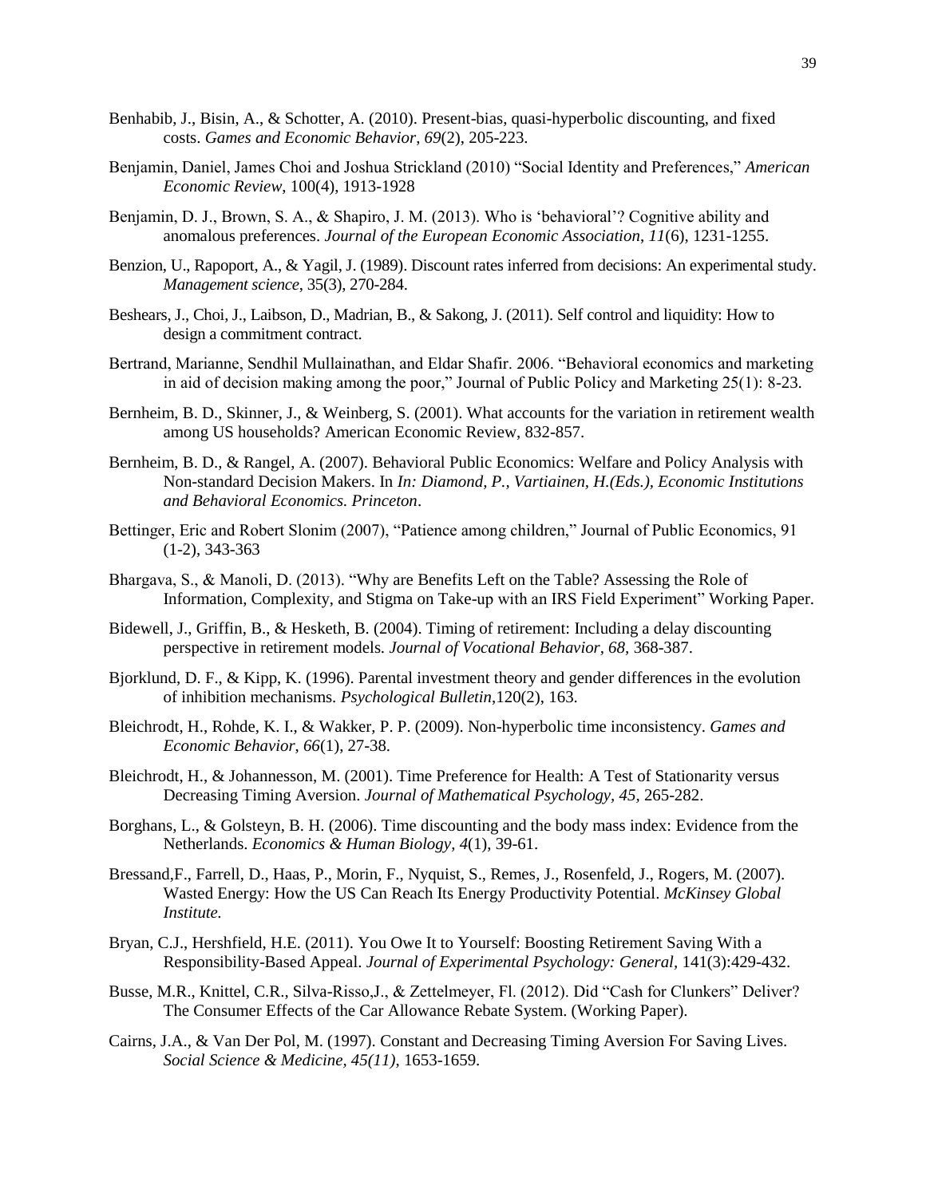Benhabib, J., Bisin, A., & Schotter, A. (2010). Present-bias, quasi-hyperbolic discounting, and fixed costs. *Games and Economic Behavior*, *69*(2), 205-223.

Benjamin, Daniel, James Choi and Joshua Strickland (2010) "Social Identity and Preferences," *American Economic Review*, 100(4), 1913-1928

Benjamin, D. J., Brown, S. A., & Shapiro, J. M. (2013). Who is 'behavioral'? Cognitive ability and anomalous preferences. *Journal of the European Economic Association*, *11*(6), 1231-1255.

Benzion, U., Rapoport, A., & Yagil, J. (1989). Discount rates inferred from decisions: An experimental study. *Management science*, 35(3), 270-284.

Beshears, J., Choi, J., Laibson, D., Madrian, B., & Sakong, J. (2011). Self control and liquidity: How to design a commitment contract.

Bertrand, Marianne, Sendhil Mullainathan, and Eldar Shafir. 2006. "Behavioral economics and marketing in aid of decision making among the poor," Journal of Public Policy and Marketing 25(1): 8-23.

Bernheim, B. D., Skinner, J., & Weinberg, S. (2001). What accounts for the variation in retirement wealth among US households? American Economic Review, 832-857.

Bernheim, B. D., & Rangel, A. (2007). Behavioral Public Economics: Welfare and Policy Analysis with Non-standard Decision Makers. In *In: Diamond, P., Vartiainen, H.(Eds.), Economic Institutions and Behavioral Economics. Princeton*.

Bettinger, Eric and Robert Slonim (2007), "Patience among children," Journal of Public Economics, 91 (1-2), 343-363

Bhargava, S., & Manoli, D. (2013). "Why are Benefits Left on the Table? Assessing the Role of Information, Complexity, and Stigma on Take-up with an IRS Field Experiment" Working Paper.

Bidewell, J., Griffin, B., & Hesketh, B. (2004). Timing of retirement: Including a delay discounting perspective in retirement models. *Journal of Vocational Behavior, 68,* 368-387.

Bjorklund, D. F., & Kipp, K. (1996). Parental investment theory and gender differences in the evolution of inhibition mechanisms. *Psychological Bulletin*,120(2), 163.

Bleichrodt, H., Rohde, K. I., & Wakker, P. P. (2009). Non-hyperbolic time inconsistency. *Games and Economic Behavior*, *66*(1), 27-38.

Bleichrodt, H., & Johannesson, M. (2001). Time Preference for Health: A Test of Stationarity versus Decreasing Timing Aversion. *Journal of Mathematical Psychology, 45,* 265-282.

Borghans, L., & Golsteyn, B. H. (2006). Time discounting and the body mass index: Evidence from the Netherlands. *Economics & Human Biology*, *4*(1), 39-61.

Bressand,F., Farrell, D., Haas, P., Morin, F., Nyquist, S., Remes, J., Rosenfeld, J., Rogers, M. (2007). Wasted Energy: How the US Can Reach Its Energy Productivity Potential. *McKinsey Global Institute.*

Bryan, C.J., Hershfield, H.E. (2011). You Owe It to Yourself: Boosting Retirement Saving With a Responsibility-Based Appeal. *Journal of Experimental Psychology: General,* 141(3):429-432.

Busse, M.R., Knittel, C.R., Silva-Risso,J., & Zettelmeyer, Fl. (2012). Did "Cash for Clunkers" Deliver? The Consumer Effects of the Car Allowance Rebate System. (Working Paper).

Cairns, J.A., & Van Der Pol, M. (1997). Constant and Decreasing Timing Aversion For Saving Lives. *Social Science & Medicine, 45(11),* 1653-1659.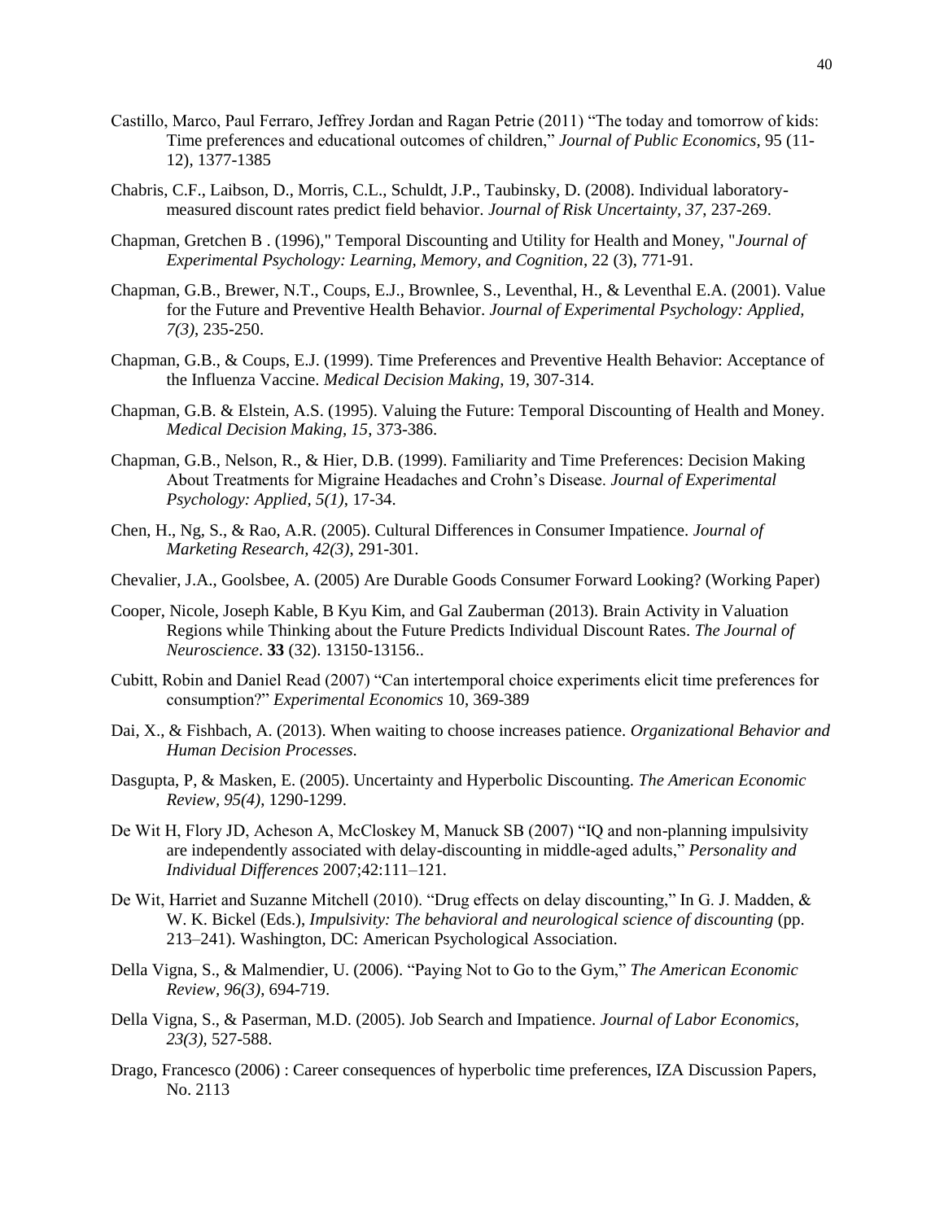Castillo, Marco, Paul Ferraro, Jeffrey Jordan and Ragan Petrie (2011) "The today and tomorrow of kids: Time preferences and educational outcomes of children," *Journal of Public Economics*, 95 (11-12), 1377-1385

Chabris, C.F., Laibson, D., Morris, C.L., Schuldt, J.P., Taubinsky, D. (2008). Individual laboratory-measured discount rates predict field behavior. *Journal of Risk Uncertainty, 37*, 237-269.

Chapman, Gretchen B . (1996)," Temporal Discounting and Utility for Health and Money, "*Journal of Experimental Psychology: Learning, Memory, and Cognition*, 22 (3), 771-91.

Chapman, G.B., Brewer, N.T., Coups, E.J., Brownlee, S., Leventhal, H., & Leventhal E.A. (2001). Value for the Future and Preventive Health Behavior. *Journal of Experimental Psychology: Applied, 7(3)*, 235-250.

Chapman, G.B., & Coups, E.J. (1999). Time Preferences and Preventive Health Behavior: Acceptance of the Influenza Vaccine. *Medical Decision Making*, 19, 307-314.

Chapman, G.B. & Elstein, A.S. (1995). Valuing the Future: Temporal Discounting of Health and Money. *Medical Decision Making, 15*, 373-386.

Chapman, G.B., Nelson, R., & Hier, D.B. (1999). Familiarity and Time Preferences: Decision Making About Treatments for Migraine Headaches and Crohn's Disease. *Journal of Experimental Psychology: Applied, 5(1)*, 17-34.

Chen, H., Ng, S., & Rao, A.R. (2005). Cultural Differences in Consumer Impatience. *Journal of Marketing Research, 42(3)*, 291-301.

Chevalier, J.A., Goolsbee, A. (2005) Are Durable Goods Consumer Forward Looking? (Working Paper)

Cooper, Nicole, Joseph Kable, B Kyu Kim, and Gal Zauberman (2013). Brain Activity in Valuation Regions while Thinking about the Future Predicts Individual Discount Rates. *The Journal of Neuroscience*. **33** (32). 13150-13156..

Cubitt, Robin and Daniel Read (2007) "Can intertemporal choice experiments elicit time preferences for consumption?" *Experimental Economics* 10, 369-389

Dai, X., & Fishbach, A. (2013). When waiting to choose increases patience. *Organizational Behavior and Human Decision Processes*.

Dasgupta, P, & Masken, E. (2005). Uncertainty and Hyperbolic Discounting. *The American Economic Review, 95(4)*, 1290-1299.

De Wit H, Flory JD, Acheson A, McCloskey M, Manuck SB (2007) "IQ and non-planning impulsivity are independently associated with delay-discounting in middle-aged adults," *Personality and Individual Differences* 2007;42:111–121.

De Wit, Harriet and Suzanne Mitchell (2010). "Drug effects on delay discounting," In G. J. Madden, & W. K. Bickel (Eds.), *Impulsivity: The behavioral and neurological science of discounting* (pp. 213–241). Washington, DC: American Psychological Association.

Della Vigna, S., & Malmendier, U. (2006). "Paying Not to Go to the Gym," *The American Economic Review, 96(3)*, 694-719.

Della Vigna, S., & Paserman, M.D. (2005). Job Search and Impatience. *Journal of Labor Economics, 23(3)*, 527-588.

Drago, Francesco (2006) : Career consequences of hyperbolic time preferences, IZA Discussion Papers, No. 2113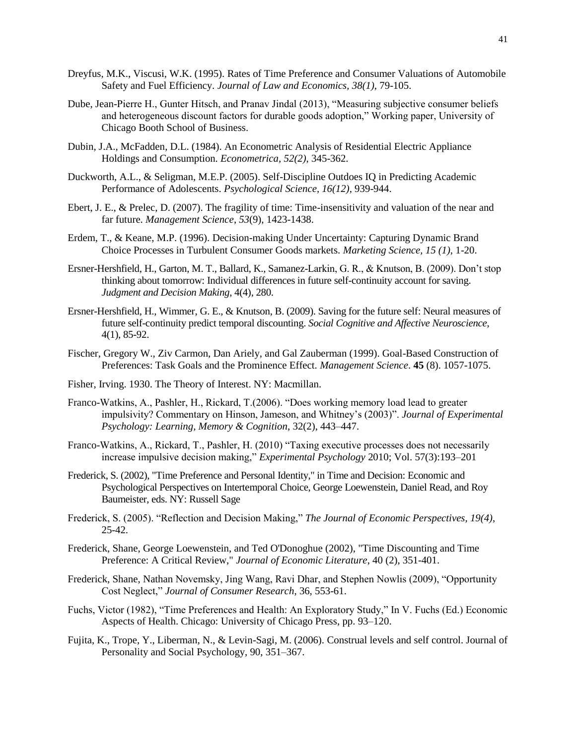Dreyfus, M.K., Viscusi, W.K. (1995). Rates of Time Preference and Consumer Valuations of Automobile Safety and Fuel Efficiency. *Journal of Law and Economics, 38(1)*, 79-105.

Dube, Jean-Pierre H., Gunter Hitsch, and Pranav Jindal (2013), "Measuring subjective consumer beliefs and heterogeneous discount factors for durable goods adoption," Working paper, University of Chicago Booth School of Business.

Dubin, J.A., McFadden, D.L. (1984). An Econometric Analysis of Residential Electric Appliance Holdings and Consumption. *Econometrica, 52(2)*, 345-362.

Duckworth, A.L., & Seligman, M.E.P. (2005). Self-Discipline Outdoes IQ in Predicting Academic Performance of Adolescents. *Psychological Science, 16(12)*, 939-944.

Ebert, J. E., & Prelec, D. (2007). The fragility of time: Time-insensitivity and valuation of the near and far future. *Management Science*, *53*(9), 1423-1438.

Erdem, T., & Keane, M.P. (1996). Decision-making Under Uncertainty: Capturing Dynamic Brand Choice Processes in Turbulent Consumer Goods markets. *Marketing Science, 15 (1)*, 1-20.

Ersner-Hershfield, H., Garton, M. T., Ballard, K., Samanez-Larkin, G. R., & Knutson, B. (2009). Don't stop thinking about tomorrow: Individual differences in future self-continuity account for saving. *Judgment and Decision Making*, 4(4), 280.

Ersner-Hershfield, H., Wimmer, G. E., & Knutson, B. (2009). Saving for the future self: Neural measures of future self-continuity predict temporal discounting. *Social Cognitive and Affective Neuroscience*, 4(1), 85-92.

Fischer, Gregory W., Ziv Carmon, Dan Ariely, and Gal Zauberman (1999). Goal-Based Construction of Preferences: Task Goals and the Prominence Effect. *Management Science*. **45** (8). 1057-1075.

Fisher, Irving. 1930. The Theory of Interest. NY: Macmillan.

Franco-Watkins, A., Pashler, H., Rickard, T.(2006). "Does working memory load lead to greater impulsivity? Commentary on Hinson, Jameson, and Whitney's (2003)". *Journal of Experimental Psychology: Learning, Memory & Cognition*, 32(2), 443–447.

Franco-Watkins, A., Rickard, T., Pashler, H. (2010) "Taxing executive processes does not necessarily increase impulsive decision making," *Experimental Psychology* 2010; Vol. 57(3):193–201

Frederick, S. (2002), "Time Preference and Personal Identity," in Time and Decision: Economic and Psychological Perspectives on Intertemporal Choice, George Loewenstein, Daniel Read, and Roy Baumeister, eds. NY: Russell Sage

Frederick, S. (2005). "Reflection and Decision Making," *The Journal of Economic Perspectives, 19(4)*, 25-42.

Frederick, Shane, George Loewenstein, and Ted O'Donoghue (2002), "Time Discounting and Time Preference: A Critical Review," *Journal of Economic Literature*, 40 (2), 351-401.

Frederick, Shane, Nathan Novemsky, Jing Wang, Ravi Dhar, and Stephen Nowlis (2009), "Opportunity Cost Neglect," *Journal of Consumer Research*, 36, 553-61.

Fuchs, Victor (1982), "Time Preferences and Health: An Exploratory Study," In V. Fuchs (Ed.) Economic Aspects of Health. Chicago: University of Chicago Press, pp. 93–120.

Fujita, K., Trope, Y., Liberman, N., & Levin-Sagi, M. (2006). Construal levels and self control. Journal of Personality and Social Psychology, 90, 351–367.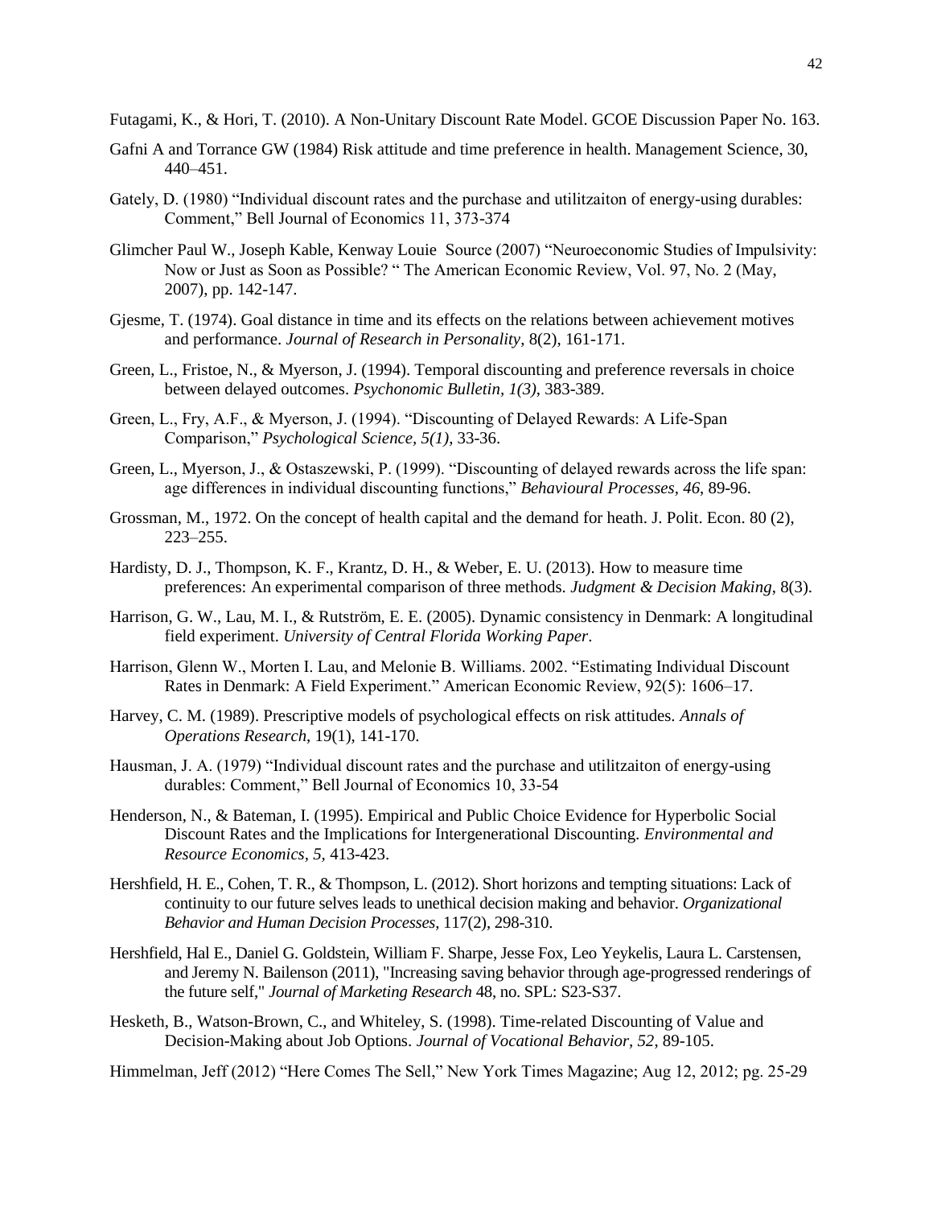Futagami, K., & Hori, T. (2010). A Non-Unitary Discount Rate Model. GCOE Discussion Paper No. 163.

Gafni A and Torrance GW (1984) Risk attitude and time preference in health. Management Science, 30, 440–451.

Gately, D. (1980) "Individual discount rates and the purchase and utilitzaiton of energy-using durables: Comment," Bell Journal of Economics 11, 373-374

Glimcher Paul W., Joseph Kable, Kenway Louie Source (2007) "Neuroeconomic Studies of Impulsivity: Now or Just as Soon as Possible? " The American Economic Review, Vol. 97, No. 2 (May, 2007), pp. 142-147.

Gjesme, T. (1974). Goal distance in time and its effects on the relations between achievement motives and performance. *Journal of Research in Personality*, 8(2), 161-171.

Green, L., Fristoe, N., & Myerson, J. (1994). Temporal discounting and preference reversals in choice between delayed outcomes. *Psychonomic Bulletin, 1(3)*, 383-389.

Green, L., Fry, A.F., & Myerson, J. (1994). "Discounting of Delayed Rewards: A Life-Span Comparison," *Psychological Science, 5(1)*, 33-36.

Green, L., Myerson, J., & Ostaszewski, P. (1999). "Discounting of delayed rewards across the life span: age differences in individual discounting functions," *Behavioural Processes, 46*, 89-96.

Grossman, M., 1972. On the concept of health capital and the demand for heath. J. Polit. Econ. 80 (2), 223–255.

Hardisty, D. J., Thompson, K. F., Krantz, D. H., & Weber, E. U. (2013). How to measure time preferences: An experimental comparison of three methods. *Judgment & Decision Making*, 8(3).

Harrison, G. W., Lau, M. I., & Rutström, E. E. (2005). Dynamic consistency in Denmark: A longitudinal field experiment. *University of Central Florida Working Paper*.

Harrison, Glenn W., Morten I. Lau, and Melonie B. Williams. 2002. "Estimating Individual Discount Rates in Denmark: A Field Experiment." American Economic Review, 92(5): 1606–17.

Harvey, C. M. (1989). Prescriptive models of psychological effects on risk attitudes. *Annals of Operations Research*, 19(1), 141-170.

Hausman, J. A. (1979) "Individual discount rates and the purchase and utilitzaiton of energy-using durables: Comment," Bell Journal of Economics 10, 33-54

Henderson, N., & Bateman, I. (1995). Empirical and Public Choice Evidence for Hyperbolic Social Discount Rates and the Implications for Intergenerational Discounting. *Environmental and Resource Economics, 5,* 413-423.

Hershfield, H. E., Cohen, T. R., & Thompson, L. (2012). Short horizons and tempting situations: Lack of continuity to our future selves leads to unethical decision making and behavior. *Organizational Behavior and Human Decision Processes*, 117(2), 298-310.

Hershfield, Hal E., Daniel G. Goldstein, William F. Sharpe, Jesse Fox, Leo Yeykelis, Laura L. Carstensen, and Jeremy N. Bailenson (2011), "Increasing saving behavior through age-progressed renderings of the future self," *Journal of Marketing Research* 48, no. SPL: S23-S37.

Hesketh, B., Watson-Brown, C., and Whiteley, S. (1998). Time-related Discounting of Value and Decision-Making about Job Options. *Journal of Vocational Behavior, 52*, 89-105.

Himmelman, Jeff (2012) "Here Comes The Sell," New York Times Magazine; Aug 12, 2012; pg. 25-29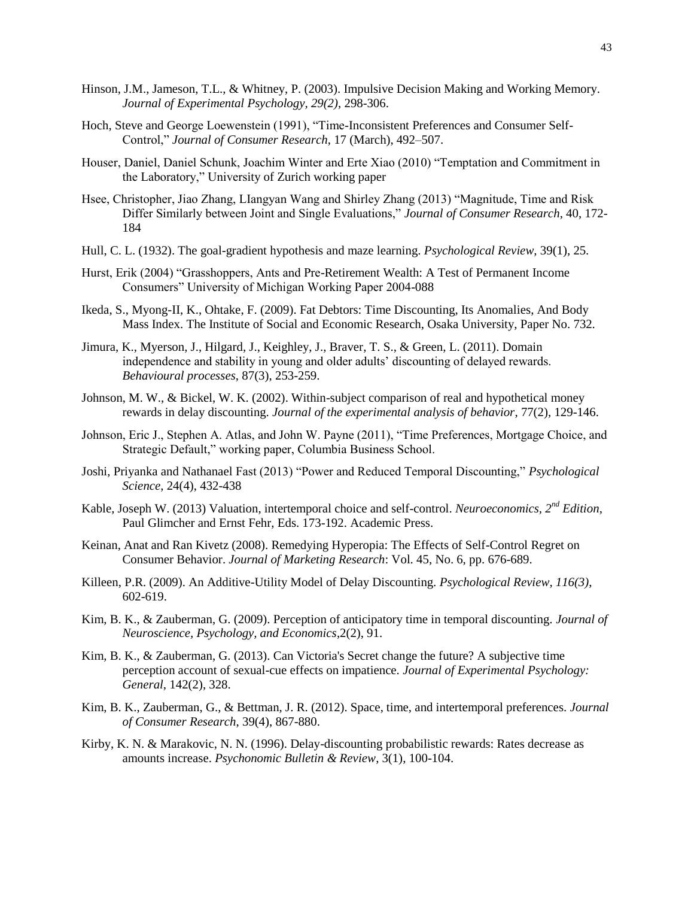Hinson, J.M., Jameson, T.L., & Whitney, P. (2003). Impulsive Decision Making and Working Memory. *Journal of Experimental Psychology, 29(2)*, 298-306.

Hoch, Steve and George Loewenstein (1991), "Time-Inconsistent Preferences and Consumer Self-Control," *Journal of Consumer Research*, 17 (March), 492–507.

Houser, Daniel, Daniel Schunk, Joachim Winter and Erte Xiao (2010) "Temptation and Commitment in the Laboratory," University of Zurich working paper

Hsee, Christopher, Jiao Zhang, LIangyan Wang and Shirley Zhang (2013) "Magnitude, Time and Risk Differ Similarly between Joint and Single Evaluations," *Journal of Consumer Research*, 40, 172-184

Hull, C. L. (1932). The goal-gradient hypothesis and maze learning. *Psychological Review*, 39(1), 25.

Hurst, Erik (2004) "Grasshoppers, Ants and Pre-Retirement Wealth: A Test of Permanent Income Consumers" University of Michigan Working Paper 2004-088

Ikeda, S., Myong-II, K., Ohtake, F. (2009). Fat Debtors: Time Discounting, Its Anomalies, And Body Mass Index. The Institute of Social and Economic Research, Osaka University, Paper No. 732.

Jimura, K., Myerson, J., Hilgard, J., Keighley, J., Braver, T. S., & Green, L. (2011). Domain independence and stability in young and older adults' discounting of delayed rewards. *Behavioural processes*, 87(3), 253-259.

Johnson, M. W., & Bickel, W. K. (2002). Within-subject comparison of real and hypothetical money rewards in delay discounting. *Journal of the experimental analysis of behavior*, 77(2), 129-146.

Johnson, Eric J., Stephen A. Atlas, and John W. Payne (2011), "Time Preferences, Mortgage Choice, and Strategic Default," working paper, Columbia Business School.

Joshi, Priyanka and Nathanael Fast (2013) "Power and Reduced Temporal Discounting," *Psychological Science*, 24(4), 432-438

Kable, Joseph W. (2013) Valuation, intertemporal choice and self-control. *Neuroeconomics, 2nd Edition*, Paul Glimcher and Ernst Fehr, Eds. 173-192. Academic Press.

Keinan, Anat and Ran Kivetz (2008). Remedying Hyperopia: The Effects of Self-Control Regret on Consumer Behavior. *Journal of Marketing Research*: Vol. 45, No. 6, pp. 676-689.

Killeen, P.R. (2009). An Additive-Utility Model of Delay Discounting. *Psychological Review, 116(3)*, 602-619.

Kim, B. K., & Zauberman, G. (2009). Perception of anticipatory time in temporal discounting. *Journal of Neuroscience, Psychology, and Economics*,2(2), 91.

Kim, B. K., & Zauberman, G. (2013). Can Victoria's Secret change the future? A subjective time perception account of sexual-cue effects on impatience. *Journal of Experimental Psychology: General*, 142(2), 328.

Kim, B. K., Zauberman, G., & Bettman, J. R. (2012). Space, time, and intertemporal preferences. *Journal of Consumer Research*, 39(4), 867-880.

Kirby, K. N. & Marakovic, N. N. (1996). Delay-discounting probabilistic rewards: Rates decrease as amounts increase. *Psychonomic Bulletin & Review*, 3(1), 100-104.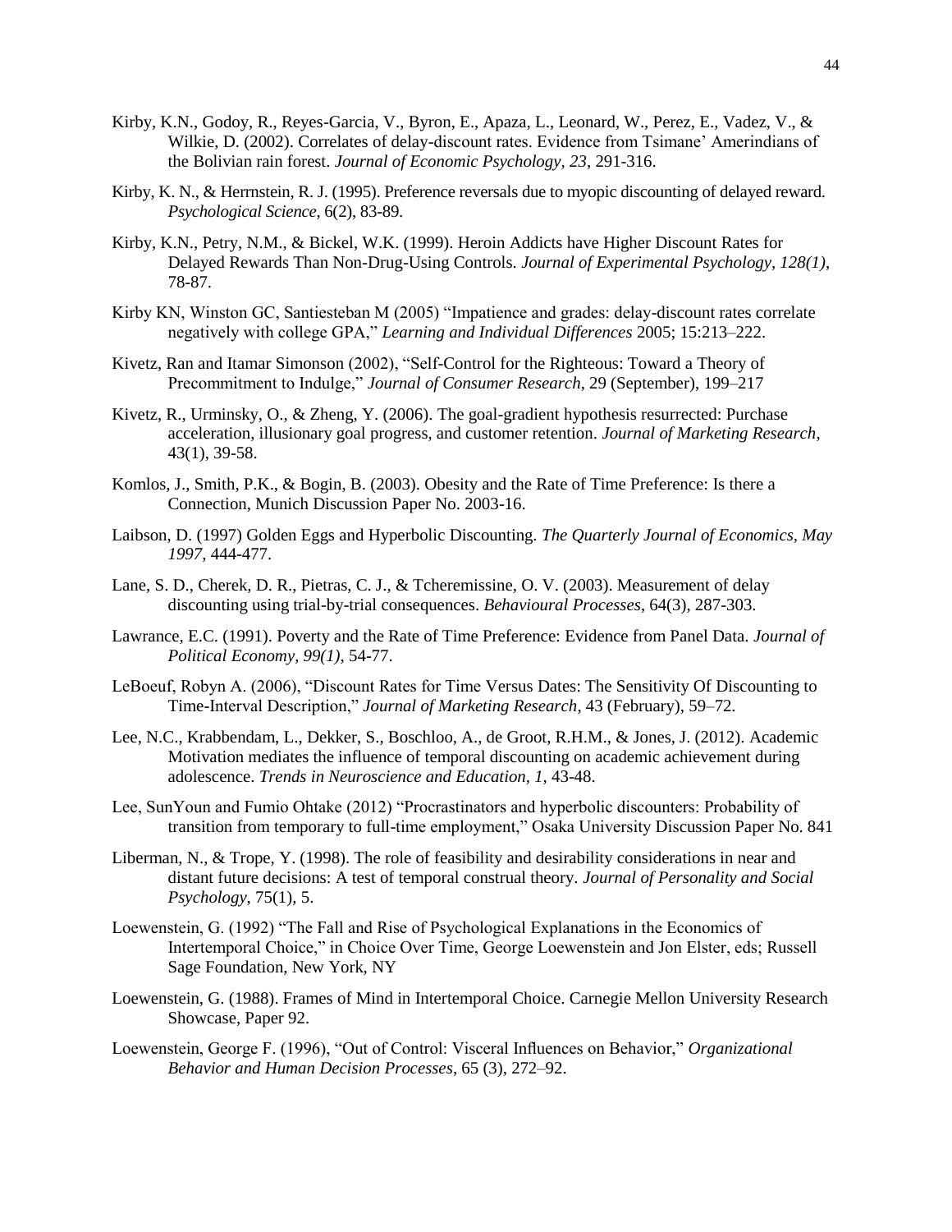Kirby, K.N., Godoy, R., Reyes-Garcia, V., Byron, E., Apaza, L., Leonard, W., Perez, E., Vadez, V., & Wilkie, D. (2002). Correlates of delay-discount rates. Evidence from Tsimane' Amerindians of the Bolivian rain forest. *Journal of Economic Psychology, 23*, 291-316.

Kirby, K. N., & Herrnstein, R. J. (1995). Preference reversals due to myopic discounting of delayed reward. *Psychological Science*, 6(2), 83-89.

Kirby, K.N., Petry, N.M., & Bickel, W.K. (1999). Heroin Addicts have Higher Discount Rates for Delayed Rewards Than Non-Drug-Using Controls. *Journal of Experimental Psychology, 128(1)*, 78-87.

Kirby KN, Winston GC, Santiesteban M (2005) "Impatience and grades: delay-discount rates correlate negatively with college GPA," *Learning and Individual Differences* 2005; 15:213–222.

Kivetz, Ran and Itamar Simonson (2002), "Self-Control for the Righteous: Toward a Theory of Precommitment to Indulge," *Journal of Consumer Research*, 29 (September), 199–217

Kivetz, R., Urminsky, O., & Zheng, Y. (2006). The goal-gradient hypothesis resurrected: Purchase acceleration, illusionary goal progress, and customer retention. *Journal of Marketing Research*, 43(1), 39-58.

Komlos, J., Smith, P.K., & Bogin, B. (2003). Obesity and the Rate of Time Preference: Is there a Connection, Munich Discussion Paper No. 2003-16.

Laibson, D. (1997) Golden Eggs and Hyperbolic Discounting. *The Quarterly Journal of Economics, May 1997*, 444-477.

Lane, S. D., Cherek, D. R., Pietras, C. J., & Tcheremissine, O. V. (2003). Measurement of delay discounting using trial-by-trial consequences. *Behavioural Processes*, 64(3), 287-303.

Lawrance, E.C. (1991). Poverty and the Rate of Time Preference: Evidence from Panel Data. *Journal of Political Economy, 99(1)*, 54-77.

LeBoeuf, Robyn A. (2006), "Discount Rates for Time Versus Dates: The Sensitivity Of Discounting to Time-Interval Description," *Journal of Marketing Research*, 43 (February), 59–72.

Lee, N.C., Krabbendam, L., Dekker, S., Boschloo, A., de Groot, R.H.M., & Jones, J. (2012). Academic Motivation mediates the influence of temporal discounting on academic achievement during adolescence. *Trends in Neuroscience and Education, 1*, 43-48.

Lee, SunYoun and Fumio Ohtake (2012) "Procrastinators and hyperbolic discounters: Probability of transition from temporary to full-time employment," Osaka University Discussion Paper No. 841

Liberman, N., & Trope, Y. (1998). The role of feasibility and desirability considerations in near and distant future decisions: A test of temporal construal theory. *Journal of Personality and Social Psychology*, 75(1), 5.

Loewenstein, G. (1992) "The Fall and Rise of Psychological Explanations in the Economics of Intertemporal Choice," in Choice Over Time, George Loewenstein and Jon Elster, eds; Russell Sage Foundation, New York, NY

Loewenstein, G. (1988). Frames of Mind in Intertemporal Choice. Carnegie Mellon University Research Showcase, Paper 92.

Loewenstein, George F. (1996), "Out of Control: Visceral Influences on Behavior," *Organizational Behavior and Human Decision Processes*, 65 (3), 272–92.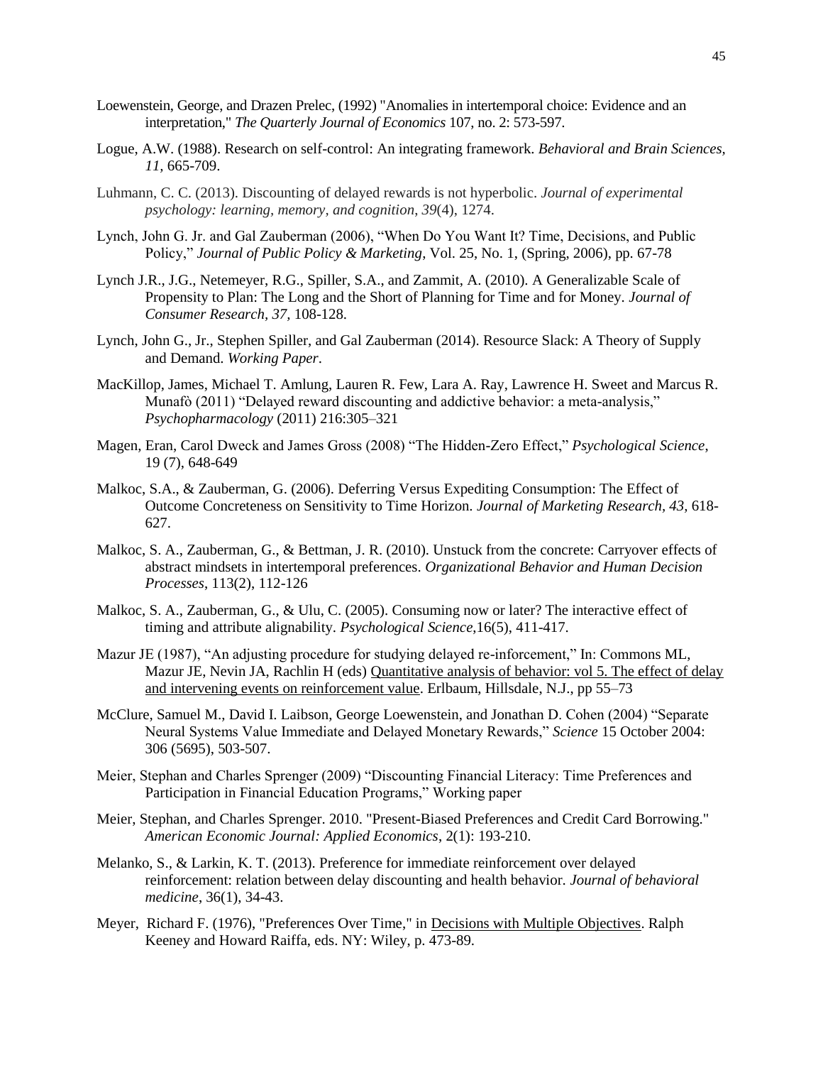Loewenstein, George, and Drazen Prelec, (1992) "Anomalies in intertemporal choice: Evidence and an interpretation," *The Quarterly Journal of Economics* 107, no. 2: 573-597.

Logue, A.W. (1988). Research on self-control: An integrating framework. *Behavioral and Brain Sciences, 11,* 665-709.

Luhmann, C. C. (2013). Discounting of delayed rewards is not hyperbolic. *Journal of experimental psychology: learning, memory, and cognition*, *39*(4), 1274.

Lynch, John G. Jr. and Gal Zauberman (2006), "When Do You Want It? Time, Decisions, and Public Policy," *Journal of Public Policy & Marketing*, Vol. 25, No. 1, (Spring, 2006), pp. 67-78

Lynch J.R., J.G., Netemeyer, R.G., Spiller, S.A., and Zammit, A. (2010). A Generalizable Scale of Propensity to Plan: The Long and the Short of Planning for Time and for Money. *Journal of Consumer Research, 37,* 108-128.

Lynch, John G., Jr., Stephen Spiller, and Gal Zauberman (2014). Resource Slack: A Theory of Supply and Demand. *Working Paper*.

MacKillop, James, Michael T. Amlung, Lauren R. Few, Lara A. Ray, Lawrence H. Sweet and Marcus R. Munafò (2011) "Delayed reward discounting and addictive behavior: a meta-analysis," *Psychopharmacology* (2011) 216:305–321

Magen, Eran, Carol Dweck and James Gross (2008) "The Hidden-Zero Effect," *Psychological Science,* 19 (7), 648-649

Malkoc, S.A., & Zauberman, G. (2006). Deferring Versus Expediting Consumption: The Effect of Outcome Concreteness on Sensitivity to Time Horizon. *Journal of Marketing Research*, *43,* 618-627.

Malkoc, S. A., Zauberman, G., & Bettman, J. R. (2010). Unstuck from the concrete: Carryover effects of abstract mindsets in intertemporal preferences. *Organizational Behavior and Human Decision Processes*, 113(2), 112-126

Malkoc, S. A., Zauberman, G., & Ulu, C. (2005). Consuming now or later? The interactive effect of timing and attribute alignability. *Psychological Science*,16(5), 411-417.

Mazur JE (1987), "An adjusting procedure for studying delayed re-inforcement," In: Commons ML, Mazur JE, Nevin JA, Rachlin H (eds) Quantitative analysis of behavior: vol 5. The effect of delay and intervening events on reinforcement value. Erlbaum, Hillsdale, N.J., pp 55–73

McClure, Samuel M., David I. Laibson, George Loewenstein, and Jonathan D. Cohen (2004) "Separate Neural Systems Value Immediate and Delayed Monetary Rewards," *Science* 15 October 2004: 306 (5695), 503-507.

Meier, Stephan and Charles Sprenger (2009) "Discounting Financial Literacy: Time Preferences and Participation in Financial Education Programs," Working paper

Meier, Stephan, and Charles Sprenger. 2010. "Present-Biased Preferences and Credit Card Borrowing." *American Economic Journal: Applied Economics*, 2(1): 193-210.

Melanko, S., & Larkin, K. T. (2013). Preference for immediate reinforcement over delayed reinforcement: relation between delay discounting and health behavior. *Journal of behavioral medicine*, 36(1), 34-43.

Meyer, Richard F. (1976), "Preferences Over Time," in Decisions with Multiple Objectives. Ralph Keeney and Howard Raiffa, eds. NY: Wiley, p. 473-89.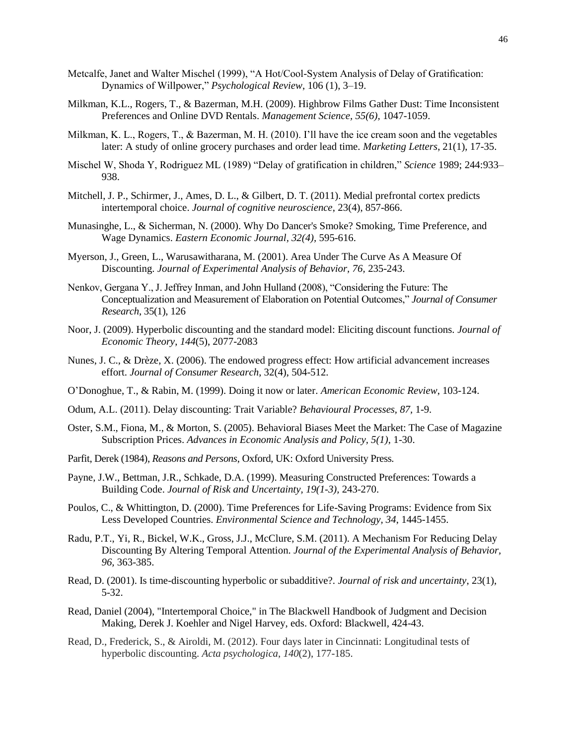Metcalfe, Janet and Walter Mischel (1999), "A Hot/Cool-System Analysis of Delay of Gratification: Dynamics of Willpower," *Psychological Review*, 106 (1), 3–19.

Milkman, K.L., Rogers, T., & Bazerman, M.H. (2009). Highbrow Films Gather Dust: Time Inconsistent Preferences and Online DVD Rentals. *Management Science, 55(6),* 1047-1059.

Milkman, K. L., Rogers, T., & Bazerman, M. H. (2010). I'll have the ice cream soon and the vegetables later: A study of online grocery purchases and order lead time. *Marketing Letters*, 21(1), 17-35.

Mischel W, Shoda Y, Rodriguez ML (1989) "Delay of gratification in children," *Science* 1989; 244:933–938.

Mitchell, J. P., Schirmer, J., Ames, D. L., & Gilbert, D. T. (2011). Medial prefrontal cortex predicts intertemporal choice. *Journal of cognitive neuroscience*, 23(4), 857-866.

Munasinghe, L., & Sicherman, N. (2000). Why Do Dancer's Smoke? Smoking, Time Preference, and Wage Dynamics. *Eastern Economic Journal, 32(4),* 595-616.

Myerson, J., Green, L., Warusawitharana, M. (2001). Area Under The Curve As A Measure Of Discounting. *Journal of Experimental Analysis of Behavior, 76*, 235-243.

Nenkov, Gergana Y., J. Jeffrey Inman, and John Hulland (2008), "Considering the Future: The Conceptualization and Measurement of Elaboration on Potential Outcomes," *Journal of Consumer Research*, 35(1), 126

Noor, J. (2009). Hyperbolic discounting and the standard model: Eliciting discount functions. *Journal of Economic Theory*, *144*(5), 2077-2083

Nunes, J. C., & Drèze, X. (2006). The endowed progress effect: How artificial advancement increases effort. *Journal of Consumer Research*, 32(4), 504-512.

O'Donoghue, T., & Rabin, M. (1999). Doing it now or later. *American Economic Review*, 103-124.

Odum, A.L. (2011). Delay discounting: Trait Variable? *Behavioural Processes, 87,* 1-9.

Oster, S.M., Fiona, M., & Morton, S. (2005). Behavioral Biases Meet the Market: The Case of Magazine Subscription Prices. *Advances in Economic Analysis and Policy, 5(1),* 1-30.

Parfit, Derek (1984), *Reasons and Persons*, Oxford, UK: Oxford University Press.

Payne, J.W., Bettman, J.R., Schkade, D.A. (1999). Measuring Constructed Preferences: Towards a Building Code. *Journal of Risk and Uncertainty, 19(1-3),* 243-270.

Poulos, C., & Whittington, D. (2000). Time Preferences for Life-Saving Programs: Evidence from Six Less Developed Countries. *Environmental Science and Technology, 34,* 1445-1455.

Radu, P.T., Yi, R., Bickel, W.K., Gross, J.J., McClure, S.M. (2011). A Mechanism For Reducing Delay Discounting By Altering Temporal Attention. *Journal of the Experimental Analysis of Behavior, 96,* 363-385.

Read, D. (2001). Is time-discounting hyperbolic or subadditive?. *Journal of risk and uncertainty*, 23(1), 5-32.

Read, Daniel (2004), "Intertemporal Choice," in The Blackwell Handbook of Judgment and Decision Making, Derek J. Koehler and Nigel Harvey, eds. Oxford: Blackwell, 424-43.

Read, D., Frederick, S., & Airoldi, M. (2012). Four days later in Cincinnati: Longitudinal tests of hyperbolic discounting. *Acta psychologica*, *140*(2), 177-185.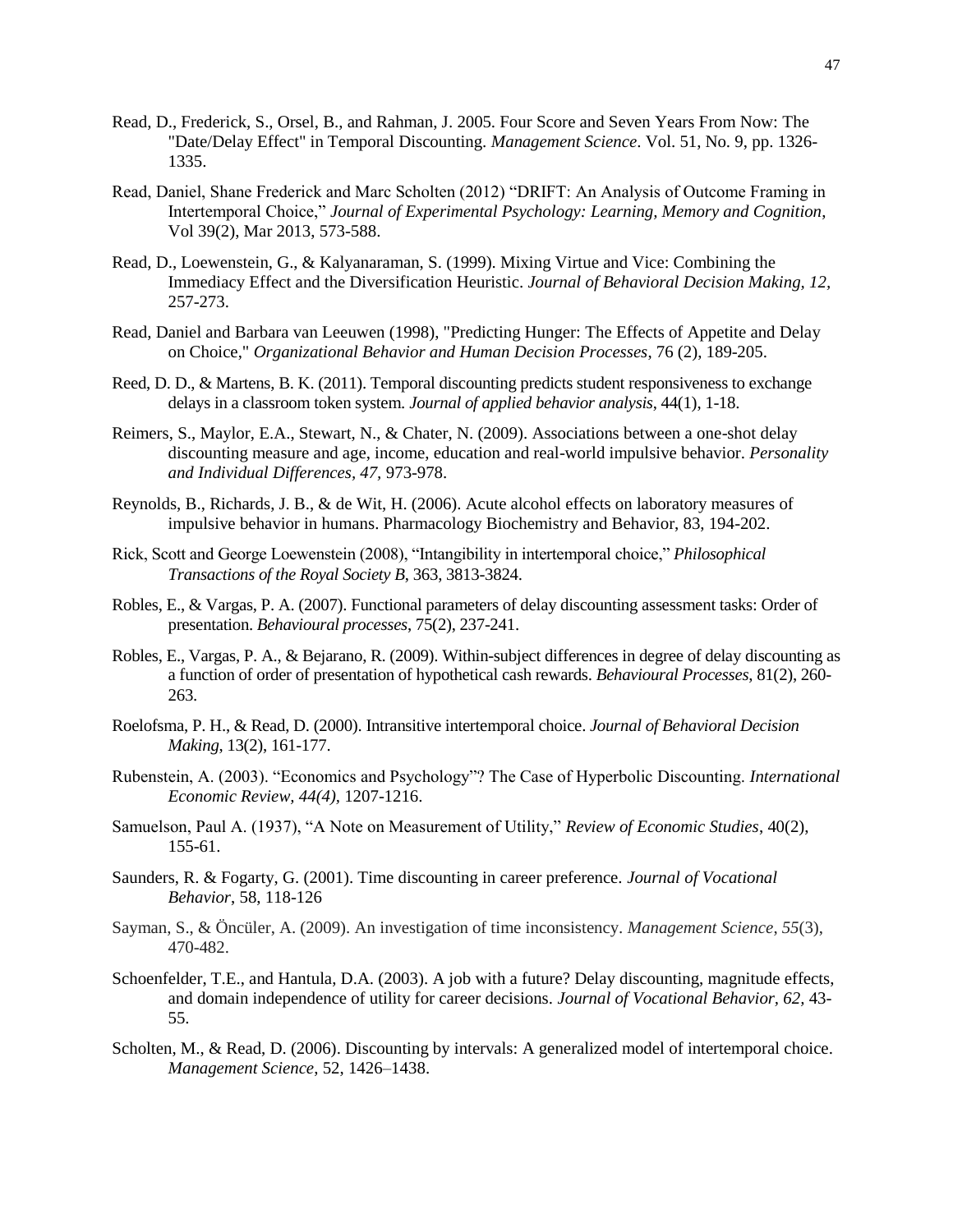Read, D., Frederick, S., Orsel, B., and Rahman, J. 2005. Four Score and Seven Years From Now: The "Date/Delay Effect" in Temporal Discounting. *Management Science*. Vol. 51, No. 9, pp. 1326-1335.

Read, Daniel, Shane Frederick and Marc Scholten (2012) "DRIFT: An Analysis of Outcome Framing in Intertemporal Choice," *Journal of Experimental Psychology: Learning, Memory and Cognition*, Vol 39(2), Mar 2013, 573-588.

Read, D., Loewenstein, G., & Kalyanaraman, S. (1999). Mixing Virtue and Vice: Combining the Immediacy Effect and the Diversification Heuristic. *Journal of Behavioral Decision Making, 12*, 257-273.

Read, Daniel and Barbara van Leeuwen (1998), "Predicting Hunger: The Effects of Appetite and Delay on Choice," *Organizational Behavior and Human Decision Processes*, 76 (2), 189-205.

Reed, D. D., & Martens, B. K. (2011). Temporal discounting predicts student responsiveness to exchange delays in a classroom token system. *Journal of applied behavior analysis*, 44(1), 1-18.

Reimers, S., Maylor, E.A., Stewart, N., & Chater, N. (2009). Associations between a one-shot delay discounting measure and age, income, education and real-world impulsive behavior. *Personality and Individual Differences*, *47*, 973-978.

Reynolds, B., Richards, J. B., & de Wit, H. (2006). Acute alcohol effects on laboratory measures of impulsive behavior in humans. Pharmacology Biochemistry and Behavior, 83, 194-202.

Rick, Scott and George Loewenstein (2008), "Intangibility in intertemporal choice," *Philosophical Transactions of the Royal Society B*, 363, 3813-3824.

Robles, E., & Vargas, P. A. (2007). Functional parameters of delay discounting assessment tasks: Order of presentation. *Behavioural processes*, 75(2), 237-241.

Robles, E., Vargas, P. A., & Bejarano, R. (2009). Within-subject differences in degree of delay discounting as a function of order of presentation of hypothetical cash rewards. *Behavioural Processes*, 81(2), 260-263.

Roelofsma, P. H., & Read, D. (2000). Intransitive intertemporal choice. *Journal of Behavioral Decision Making*, 13(2), 161-177.

Rubenstein, A. (2003). "Economics and Psychology"? The Case of Hyperbolic Discounting. *International Economic Review, 44(4)*, 1207-1216.

Samuelson, Paul A. (1937), "A Note on Measurement of Utility," *Review of Economic Studies*, 40(2), 155-61.

Saunders, R. & Fogarty, G. (2001). Time discounting in career preference. *Journal of Vocational Behavior*, 58, 118-126

Sayman, S., & Öncüler, A. (2009). An investigation of time inconsistency. *Management Science*, *55*(3), 470-482.

Schoenfelder, T.E., and Hantula, D.A. (2003). A job with a future? Delay discounting, magnitude effects, and domain independence of utility for career decisions. *Journal of Vocational Behavior, 62,* 43-55.

Scholten, M., & Read, D. (2006). Discounting by intervals: A generalized model of intertemporal choice. *Management Science*, 52, 1426–1438.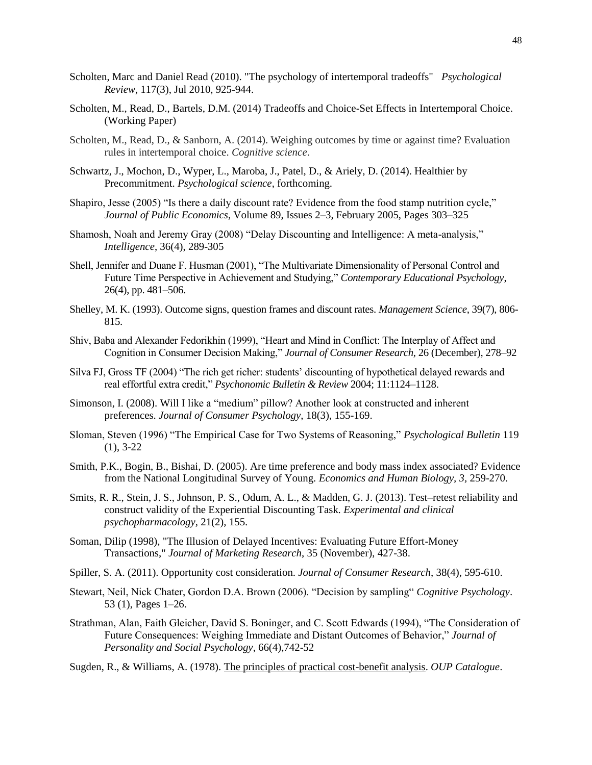Scholten, Marc and Daniel Read (2010). "The psychology of intertemporal tradeoffs" *Psychological Review*, 117(3), Jul 2010, 925-944.

Scholten, M., Read, D., Bartels, D.M. (2014) Tradeoffs and Choice-Set Effects in Intertemporal Choice. (Working Paper)

Scholten, M., Read, D., & Sanborn, A. (2014). Weighing outcomes by time or against time? Evaluation rules in intertemporal choice. *Cognitive science*.

Schwartz, J., Mochon, D., Wyper, L., Maroba, J., Patel, D., & Ariely, D. (2014). Healthier by Precommitment. *Psychological science*, forthcoming.

Shapiro, Jesse (2005) "Is there a daily discount rate? Evidence from the food stamp nutrition cycle," *Journal of Public Economics*, Volume 89, Issues 2–3, February 2005, Pages 303–325

Shamosh, Noah and Jeremy Gray (2008) "Delay Discounting and Intelligence: A meta-analysis," *Intelligence*, 36(4), 289-305

Shell, Jennifer and Duane F. Husman (2001), "The Multivariate Dimensionality of Personal Control and Future Time Perspective in Achievement and Studying," *Contemporary Educational Psychology*, 26(4), pp. 481–506.

Shelley, M. K. (1993). Outcome signs, question frames and discount rates. *Management Science*, 39(7), 806-815.

Shiv, Baba and Alexander Fedorikhin (1999), "Heart and Mind in Conflict: The Interplay of Affect and Cognition in Consumer Decision Making," *Journal of Consumer Research*, 26 (December), 278–92

Silva FJ, Gross TF (2004) "The rich get richer: students' discounting of hypothetical delayed rewards and real effortful extra credit," *Psychonomic Bulletin & Review* 2004; 11:1124–1128.

Simonson, I. (2008). Will I like a "medium" pillow? Another look at constructed and inherent preferences. *Journal of Consumer Psychology*, 18(3), 155-169.

Sloman, Steven (1996) "The Empirical Case for Two Systems of Reasoning," *Psychological Bulletin* 119 (1), 3-22

Smith, P.K., Bogin, B., Bishai, D. (2005). Are time preference and body mass index associated? Evidence from the National Longitudinal Survey of Young. *Economics and Human Biology, 3*, 259-270.

Smits, R. R., Stein, J. S., Johnson, P. S., Odum, A. L., & Madden, G. J. (2013). Test–retest reliability and construct validity of the Experiential Discounting Task. *Experimental and clinical psychopharmacology*, 21(2), 155.

Soman, Dilip (1998), "The Illusion of Delayed Incentives: Evaluating Future Effort-Money Transactions," *Journal of Marketing Research*, 35 (November), 427-38.

Spiller, S. A. (2011). Opportunity cost consideration. *Journal of Consumer Research*, 38(4), 595-610.

Stewart, Neil, Nick Chater, Gordon D.A. Brown (2006). "Decision by sampling" *Cognitive Psychology*. 53 (1), Pages 1–26.

Strathman, Alan, Faith Gleicher, David S. Boninger, and C. Scott Edwards (1994), "The Consideration of Future Consequences: Weighing Immediate and Distant Outcomes of Behavior," *Journal of Personality and Social Psychology*, 66(4),742-52

Sugden, R., & Williams, A. (1978). The principles of practical cost-benefit analysis. *OUP Catalogue*.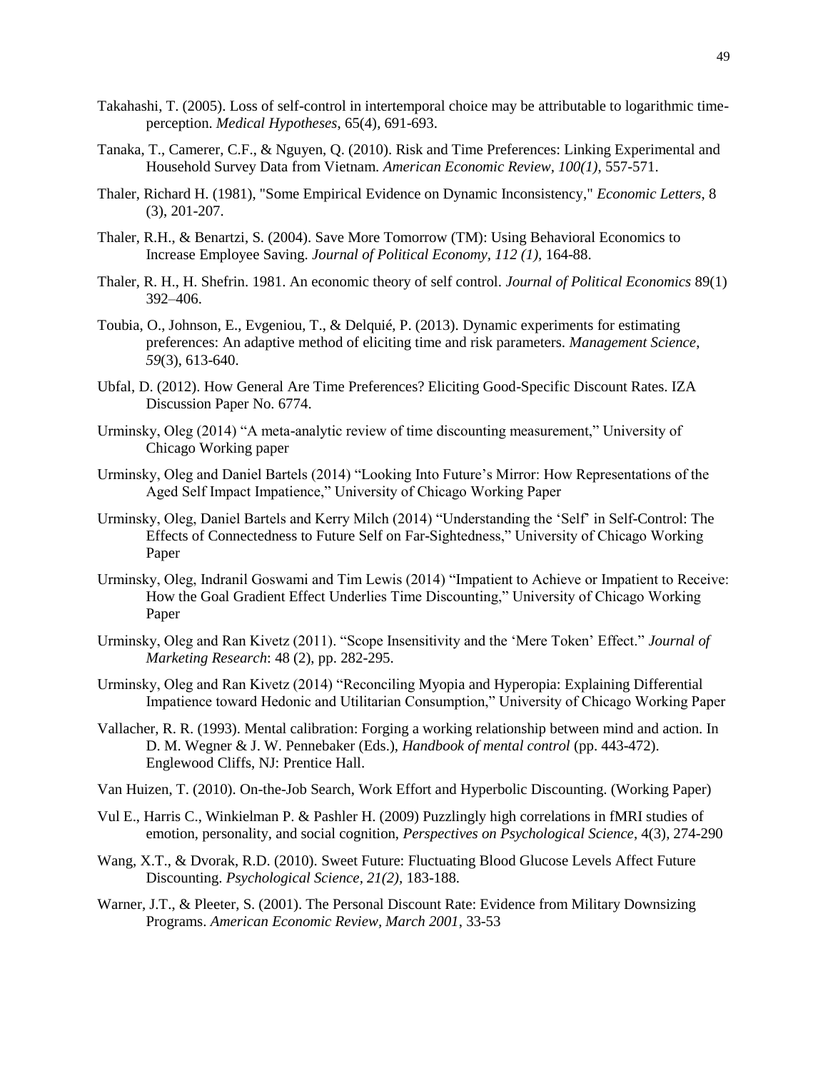Takahashi, T. (2005). Loss of self-control in intertemporal choice may be attributable to logarithmic time-perception. *Medical Hypotheses*, 65(4), 691-693.

Tanaka, T., Camerer, C.F., & Nguyen, Q. (2010). Risk and Time Preferences: Linking Experimental and Household Survey Data from Vietnam. *American Economic Review, 100(1)*, 557-571.

Thaler, Richard H. (1981), "Some Empirical Evidence on Dynamic Inconsistency," *Economic Letters*, 8 (3), 201-207.

Thaler, R.H., & Benartzi, S. (2004). Save More Tomorrow (TM): Using Behavioral Economics to Increase Employee Saving. *Journal of Political Economy, 112 (1),* 164-88.

Thaler, R. H., H. Shefrin. 1981. An economic theory of self control. *Journal of Political Economics* 89(1) 392–406.

Toubia, O., Johnson, E., Evgeniou, T., & Delquié, P. (2013). Dynamic experiments for estimating preferences: An adaptive method of eliciting time and risk parameters. *Management Science*, *59*(3), 613-640.

Ubfal, D. (2012). How General Are Time Preferences? Eliciting Good-Specific Discount Rates. IZA Discussion Paper No. 6774.

Urminsky, Oleg (2014) "A meta-analytic review of time discounting measurement," University of Chicago Working paper

Urminsky, Oleg and Daniel Bartels (2014) "Looking Into Future's Mirror: How Representations of the Aged Self Impact Impatience," University of Chicago Working Paper

Urminsky, Oleg, Daniel Bartels and Kerry Milch (2014) "Understanding the 'Self' in Self-Control: The Effects of Connectedness to Future Self on Far-Sightedness," University of Chicago Working Paper

Urminsky, Oleg, Indranil Goswami and Tim Lewis (2014) "Impatient to Achieve or Impatient to Receive: How the Goal Gradient Effect Underlies Time Discounting," University of Chicago Working Paper

Urminsky, Oleg and Ran Kivetz (2011). "Scope Insensitivity and the 'Mere Token' Effect." *Journal of Marketing Research*: 48 (2), pp. 282-295.

Urminsky, Oleg and Ran Kivetz (2014) "Reconciling Myopia and Hyperopia: Explaining Differential Impatience toward Hedonic and Utilitarian Consumption," University of Chicago Working Paper

Vallacher, R. R. (1993). Mental calibration: Forging a working relationship between mind and action. In D. M. Wegner & J. W. Pennebaker (Eds.), *Handbook of mental control* (pp. 443-472). Englewood Cliffs, NJ: Prentice Hall.

Van Huizen, T. (2010). On-the-Job Search, Work Effort and Hyperbolic Discounting. (Working Paper)

Vul E., Harris C., Winkielman P. & Pashler H. (2009) Puzzlingly high correlations in fMRI studies of emotion, personality, and social cognition, *Perspectives on Psychological Science*, 4(3), 274-290

Wang, X.T., & Dvorak, R.D. (2010). Sweet Future: Fluctuating Blood Glucose Levels Affect Future Discounting. *Psychological Science, 21(2),* 183-188.

Warner, J.T., & Pleeter, S. (2001). The Personal Discount Rate: Evidence from Military Downsizing Programs. *American Economic Review, March 2001*, 33-53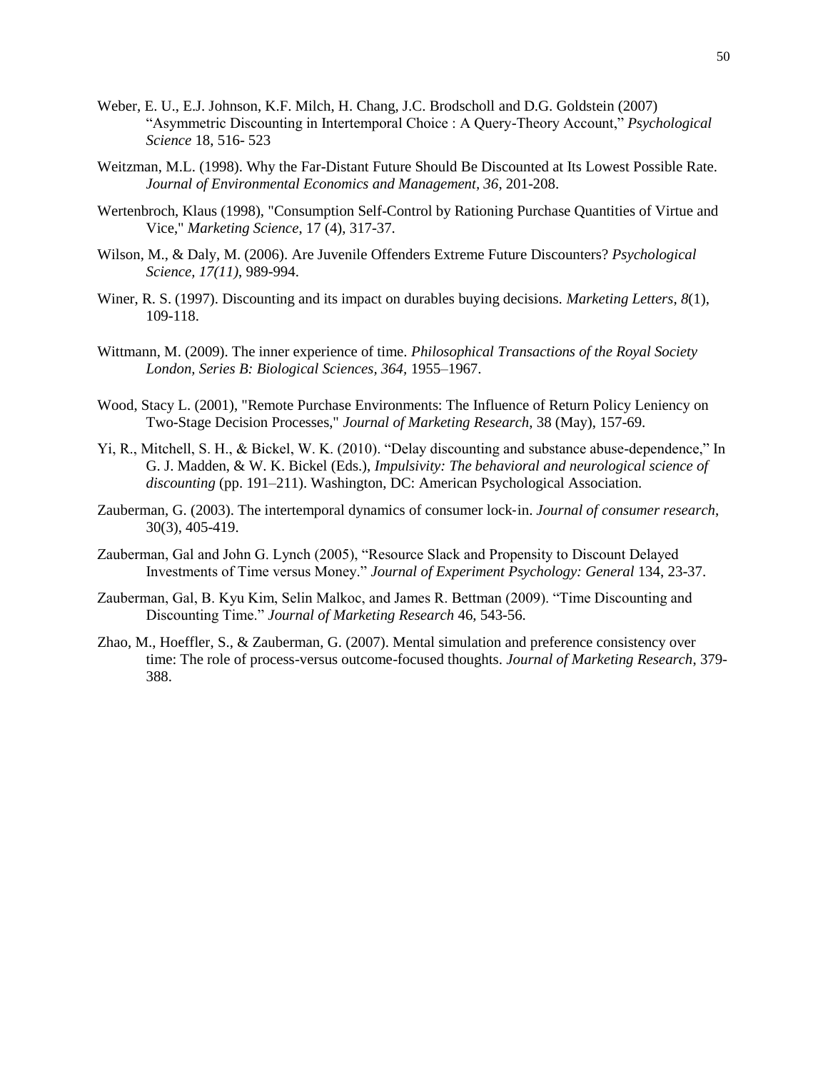Weber, E. U., E.J. Johnson, K.F. Milch, H. Chang, J.C. Brodscholl and D.G. Goldstein (2007) "Asymmetric Discounting in Intertemporal Choice : A Query-Theory Account," *Psychological Science* 18, 516- 523

Weitzman, M.L. (1998). Why the Far-Distant Future Should Be Discounted at Its Lowest Possible Rate. *Journal of Environmental Economics and Management, 36*, 201-208.

Wertenbroch, Klaus (1998), "Consumption Self-Control by Rationing Purchase Quantities of Virtue and Vice," *Marketing Science*, 17 (4), 317-37.

Wilson, M., & Daly, M. (2006). Are Juvenile Offenders Extreme Future Discounters? *Psychological Science, 17(11)*, 989-994.

Winer, R. S. (1997). Discounting and its impact on durables buying decisions. *Marketing Letters*, *8*(1), 109-118.

Wittmann, M. (2009). The inner experience of time. *Philosophical Transactions of the Royal Society London, Series B: Biological Sciences, 364,* 1955–1967.

Wood, Stacy L. (2001), "Remote Purchase Environments: The Influence of Return Policy Leniency on Two-Stage Decision Processes," *Journal of Marketing Research*, 38 (May), 157-69.

Yi, R., Mitchell, S. H., & Bickel, W. K. (2010). "Delay discounting and substance abuse-dependence," In G. J. Madden, & W. K. Bickel (Eds.), *Impulsivity: The behavioral and neurological science of discounting* (pp. 191–211). Washington, DC: American Psychological Association.

Zauberman, G. (2003). The intertemporal dynamics of consumer lock‐in. *Journal of consumer research*, 30(3), 405-419.

Zauberman, Gal and John G. Lynch (2005), "Resource Slack and Propensity to Discount Delayed Investments of Time versus Money." *Journal of Experiment Psychology: General* 134, 23-37.

Zauberman, Gal, B. Kyu Kim, Selin Malkoc, and James R. Bettman (2009). "Time Discounting and Discounting Time." *Journal of Marketing Research* 46, 543-56.

Zhao, M., Hoeffler, S., & Zauberman, G. (2007). Mental simulation and preference consistency over time: The role of process-versus outcome-focused thoughts. *Journal of Marketing Research*, 379-388.